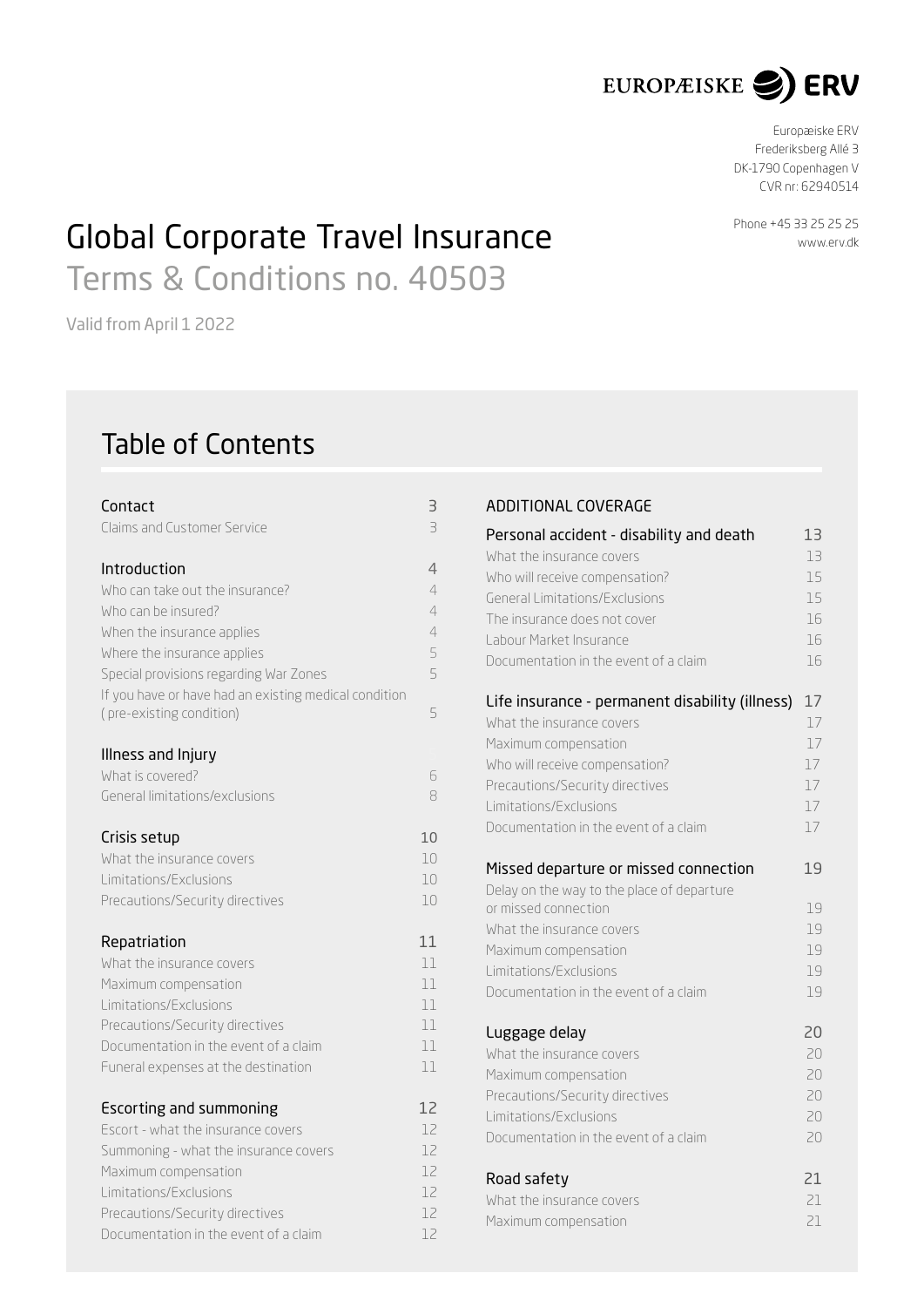EUROPÆISKE ERV

Europæiske ERV
Frederiksberg Allé 3
DK-1790 Copenhagen V
CVR nr: 62940514

Phone +45 33 25 25 25
www.erv.dk

# Global Corporate Travel Insurance

## Terms & Conditions no. 40503

Valid from April 1 2022

## Table of Contents

| | |
|---|---|
| **Contact** | **3** |
| Claims and Customer Service | 3 |
| **Introduction** | **4** |
| Who can take out the insurance? | 4 |
| Who can be insured? | 4 |
| When the insurance applies | 4 |
| Where the insurance applies | 5 |
| Special provisions regarding War Zones | 5 |
| If you have or have had an existing medical condition ( pre-existing condition) | 5 |
| **Illness and Injury** | |
| What is covered? | 6 |
| General limitations/exclusions | 8 |
| **Crisis setup** | **10** |
| What the insurance covers | 10 |
| Limitations/Exclusions | 10 |
| Precautions/Security directives | 10 |
| **Repatriation** | **11** |
| What the insurance covers | 11 |
| Maximum compensation | 11 |
| Limitations/Exclusions | 11 |
| Precautions/Security directives | 11 |
| Documentation in the event of a claim | 11 |
| Funeral expenses at the destination | 11 |
| **Escorting and summoning** | **12** |
| Escort - what the insurance covers | 12 |
| Summoning - what the insurance covers | 12 |
| Maximum compensation | 12 |
| Limitations/Exclusions | 12 |
| Precautions/Security directives | 12 |
| Documentation in the event of a claim | 12 |
| **ADDITIONAL COVERAGE** | |
| **Personal accident - disability and death** | **13** |
| What the insurance covers | 13 |
| Who will receive compensation? | 15 |
| General Limitations/Exclusions | 15 |
| The insurance does not cover | 16 |
| Labour Market Insurance | 16 |
| Documentation in the event of a claim | 16 |
| **Life insurance - permanent disability (illness)** | **17** |
| What the insurance covers | 17 |
| Maximum compensation | 17 |
| Who will receive compensation? | 17 |
| Precautions/Security directives | 17 |
| Limitations/Exclusions | 17 |
| Documentation in the event of a claim | 17 |
| **Missed departure or missed connection** | **19** |
| Delay on the way to the place of departure or missed connection | 19 |
| What the insurance covers | 19 |
| Maximum compensation | 19 |
| Limitations/Exclusions | 19 |
| Documentation in the event of a claim | 19 |
| **Luggage delay** | **20** |
| What the insurance covers | 20 |
| Maximum compensation | 20 |
| Precautions/Security directives | 20 |
| Limitations/Exclusions | 20 |
| Documentation in the event of a claim | 20 |
| **Road safety** | **21** |
| What the insurance covers | 21 |
| Maximum compensation | 21 |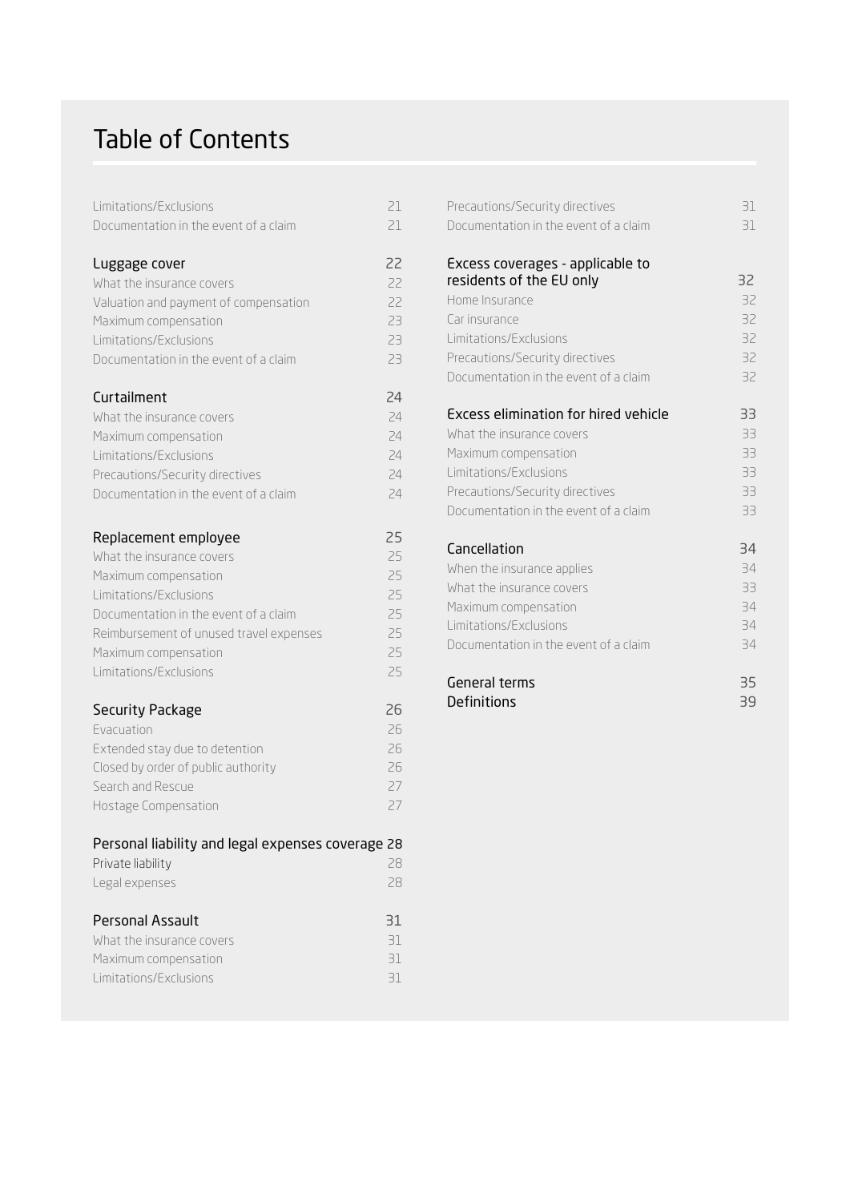# Table of Contents

| | |
|---|---|
| Limitations/Exclusions | 21 |
| Documentation in the event of a claim | 21 |
| **Luggage cover** | **22** |
| What the insurance covers | 22 |
| Valuation and payment of compensation | 22 |
| Maximum compensation | 23 |
| Limitations/Exclusions | 23 |
| Documentation in the event of a claim | 23 |
| **Curtailment** | **24** |
| What the insurance covers | 24 |
| Maximum compensation | 24 |
| Limitations/Exclusions | 24 |
| Precautions/Security directives | 24 |
| Documentation in the event of a claim | 24 |
| **Replacement employee** | **25** |
| What the insurance covers | 25 |
| Maximum compensation | 25 |
| Limitations/Exclusions | 25 |
| Documentation in the event of a claim | 25 |
| Reimbursement of unused travel expenses | 25 |
| Maximum compensation | 25 |
| Limitations/Exclusions | 25 |
| **Security Package** | **26** |
| Evacuation | 26 |
| Extended stay due to detention | 26 |
| Closed by order of public authority | 26 |
| Search and Rescue | 27 |
| Hostage Compensation | 27 |
| **Personal liability and legal expenses coverage** | **28** |
| Private liability | 28 |
| Legal expenses | 28 |
| **Personal Assault** | **31** |
| What the insurance covers | 31 |
| Maximum compensation | 31 |
| Limitations/Exclusions | 31 |
| Precautions/Security directives | 31 |
| Documentation in the event of a claim | 31 |
| **Excess coverages - applicable to residents of the EU only** | **32** |
| Home Insurance | 32 |
| Car insurance | 32 |
| Limitations/Exclusions | 32 |
| Precautions/Security directives | 32 |
| Documentation in the event of a claim | 32 |
| **Excess elimination for hired vehicle** | **33** |
| What the insurance covers | 33 |
| Maximum compensation | 33 |
| Limitations/Exclusions | 33 |
| Precautions/Security directives | 33 |
| Documentation in the event of a claim | 33 |
| **Cancellation** | **34** |
| When the insurance applies | 34 |
| What the insurance covers | 33 |
| Maximum compensation | 34 |
| Limitations/Exclusions | 34 |
| Documentation in the event of a claim | 34 |
| **General terms** | **35** |
| **Definitions** | **39** |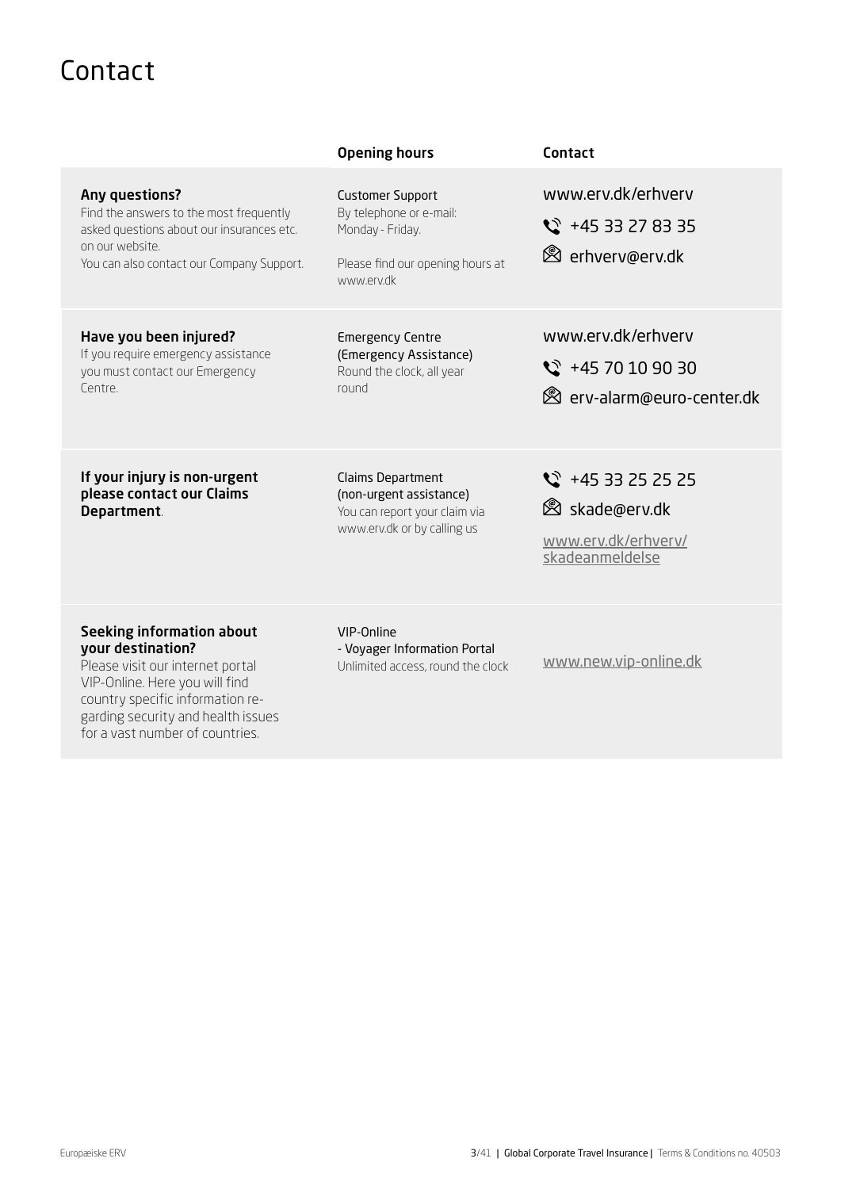# Contact

| | Opening hours | Contact |
|---|---|---|
| **Any questions?**<br>Find the answers to the most frequently asked questions about our insurances etc. on our website.<br>You can also contact our Company Support. | Customer Support<br>By telephone or e-mail:<br>Monday - Friday.<br><br>Please find our opening hours at www.erv.dk | www.erv.dk/erhverv<br>+45 33 27 83 35<br>erhverv@erv.dk |
| **Have you been injured?**<br>If you require emergency assistance you must contact our Emergency Centre. | Emergency Centre<br>(Emergency Assistance)<br>Round the clock, all year round | www.erv.dk/erhverv<br>+45 70 10 90 30<br>erv-alarm@euro-center.dk |
| **If your injury is non-urgent please contact our Claims Department**. | Claims Department<br>(non-urgent assistance)<br>You can report your claim via www.erv.dk or by calling us | +45 33 25 25 25<br>skade@erv.dk<br><br>www.erv.dk/erhverv/skadeanmeldelse |
| **Seeking information about your destination?**<br>Please visit our internet portal VIP-Online. Here you will find country specific information regarding security and health issues for a vast number of countries. | VIP-Online<br>- Voyager Information Portal<br>Unlimited access, round the clock | www.new.vip-online.dk |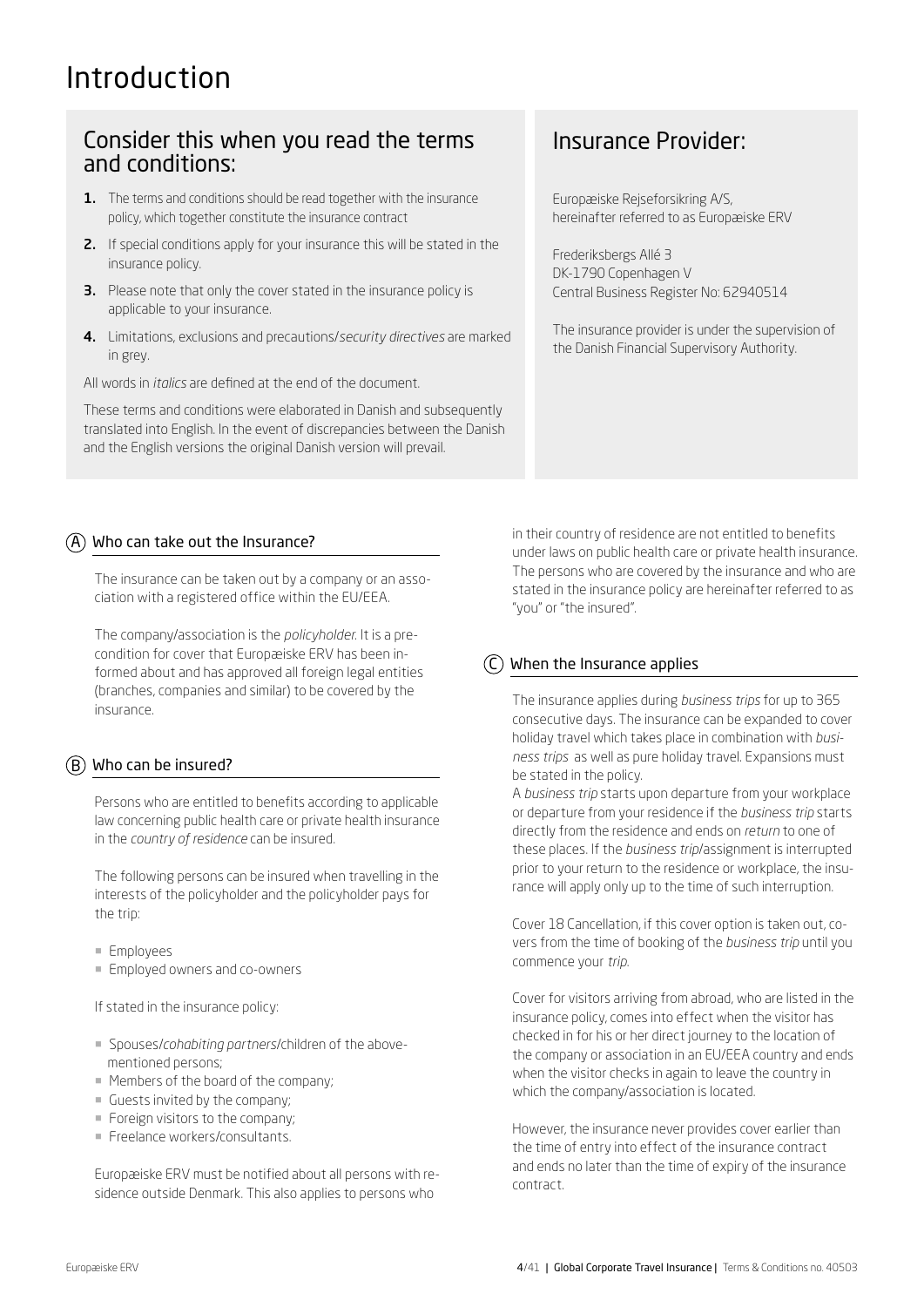# Introduction

## Consider this when you read the terms and conditions:

1. The terms and conditions should be read together with the insurance policy, which together constitute the insurance contract
2. If special conditions apply for your insurance this will be stated in the insurance policy.
3. Please note that only the cover stated in the insurance policy is applicable to your insurance.
4. Limitations, exclusions and precautions/*security directives* are marked in grey.

All words in *italics* are defined at the end of the document.

These terms and conditions were elaborated in Danish and subsequently translated into English. In the event of discrepancies between the Danish and the English versions the original Danish version will prevail.

## Insurance Provider:

Europæiske Rejseforsikring A/S, hereinafter referred to as Europæiske ERV

Frederiksbergs Allé 3
DK-1790 Copenhagen V
Central Business Register No: 62940514

The insurance provider is under the supervision of the Danish Financial Supervisory Authority.

### (A) Who can take out the Insurance?

The insurance can be taken out by a company or an association with a registered office within the EU/EEA.

The company/association is the *policyholder*. It is a precondition for cover that Europæiske ERV has been informed about and has approved all foreign legal entities (branches, companies and similar) to be covered by the insurance.

### (B) Who can be insured?

Persons who are entitled to benefits according to applicable law concerning public health care or private health insurance in the *country of residence* can be insured.

The following persons can be insured when travelling in the interests of the policyholder and the policyholder pays for the trip:

- Employees
- Employed owners and co-owners

If stated in the insurance policy:

- Spouses/*cohabiting partners*/children of the above-mentioned persons;
- Members of the board of the company;
- Guests invited by the company;
- Foreign visitors to the company;
- Freelance workers/consultants.

Europæiske ERV must be notified about all persons with residence outside Denmark. This also applies to persons who in their country of residence are not entitled to benefits under laws on public health care or private health insurance. The persons who are covered by the insurance and who are stated in the insurance policy are hereinafter referred to as "you" or "the insured".

### (C) When the Insurance applies

The insurance applies during *business trips* for up to 365 consecutive days. The insurance can be expanded to cover holiday travel which takes place in combination with *business trips* as well as pure holiday travel. Expansions must be stated in the policy.

A *business trip* starts upon departure from your workplace or departure from your residence if the *business trip* starts directly from the residence and ends on *return* to one of these places. If the *business trip*/assignment is interrupted prior to your return to the residence or workplace, the insurance will apply only up to the time of such interruption.

Cover 18 Cancellation, if this cover option is taken out, covers from the time of booking of the *business trip* until you commence your *trip*.

Cover for visitors arriving from abroad, who are listed in the insurance policy, comes into effect when the visitor has checked in for his or her direct journey to the location of the company or association in an EU/EEA country and ends when the visitor checks in again to leave the country in which the company/association is located.

However, the insurance never provides cover earlier than the time of entry into effect of the insurance contract and ends no later than the time of expiry of the insurance contract.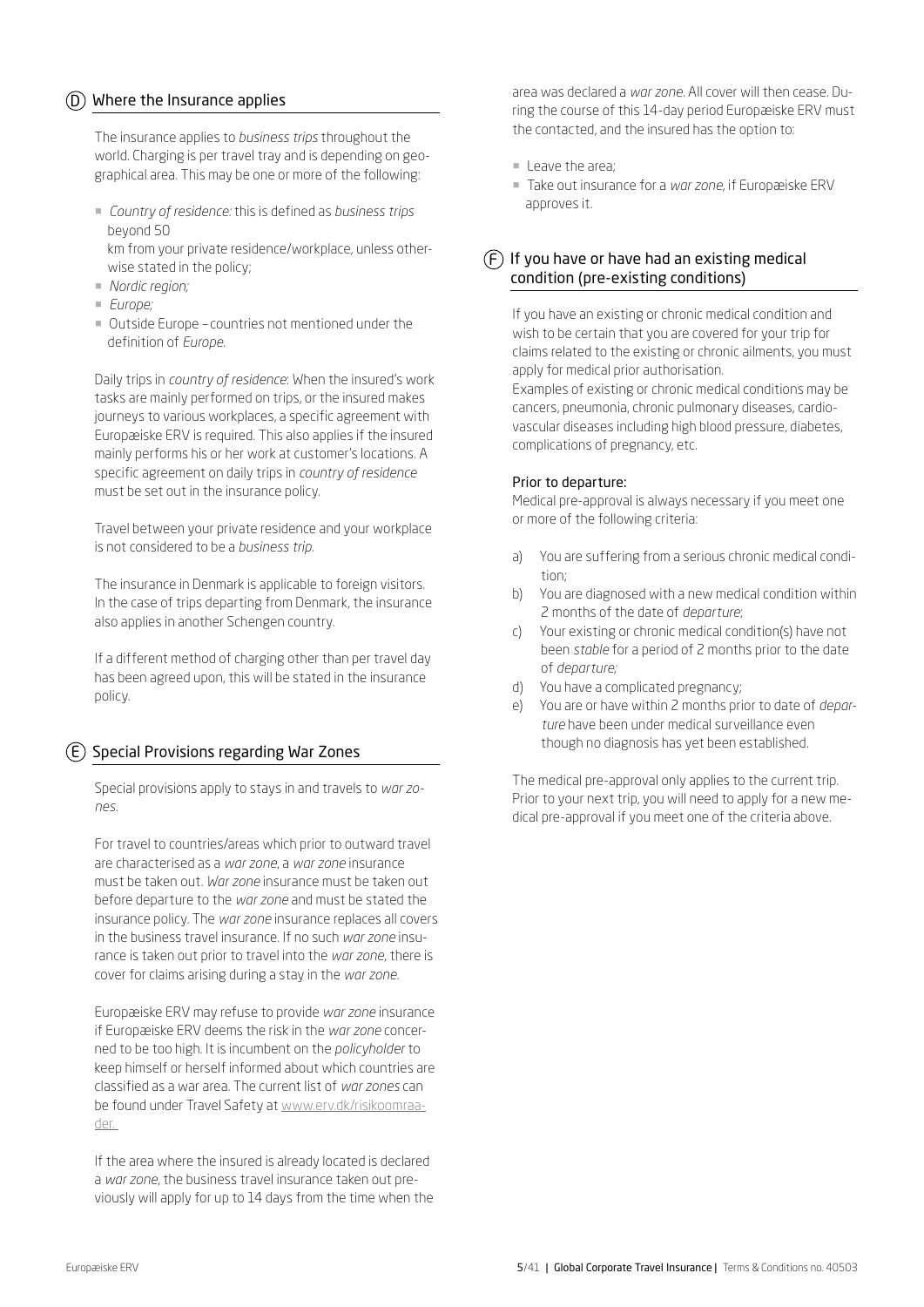## (D) Where the Insurance applies

The insurance applies to *business trips* throughout the world. Charging is per travel tray and is depending on geographical area. This may be one or more of the following:

- *Country of residence:* this is defined as *business trips* beyond 50 km from your private residence/workplace, unless otherwise stated in the policy;
- *Nordic region;*
- *Europe;*
- Outside Europe – countries not mentioned under the definition of *Europe.*

Daily trips in *country of residence*: When the insured's work tasks are mainly performed on trips, or the insured makes journeys to various workplaces, a specific agreement with Europæiske ERV is required. This also applies if the insured mainly performs his or her work at customer's locations. A specific agreement on daily trips in *country of residence* must be set out in the insurance policy.

Travel between your private residence and your workplace is not considered to be a *business trip.*

The insurance in Denmark is applicable to foreign visitors. In the case of trips departing from Denmark, the insurance also applies in another Schengen country.

If a different method of charging other than per travel day has been agreed upon, this will be stated in the insurance policy.

## (E) Special Provisions regarding War Zones

Special provisions apply to stays in and travels to *war zones.*

For travel to countries/areas which prior to outward travel are characterised as a *war zone*, a *war zone* insurance must be taken out. *War zone* insurance must be taken out before departure to the *war zone* and must be stated the insurance policy. The *war zone* insurance replaces all covers in the business travel insurance. If no such *war zone* insurance is taken out prior to travel into the *war zone*, there is cover for claims arising during a stay in the *war zone*.

Europæiske ERV may refuse to provide *war zone* insurance if Europæiske ERV deems the risk in the *war zone* concerned to be too high. It is incumbent on the *policyholder* to keep himself or herself informed about which countries are classified as a war area. The current list of *war zones* can be found under Travel Safety at www.erv.dk/risikoomraader.

If the area where the insured is already located is declared a *war zone*, the business travel insurance taken out previously will apply for up to 14 days from the time when the area was declared a *war zone*. All cover will then cease. During the course of this 14-day period Europæiske ERV must the contacted, and the insured has the option to:

- Leave the area;
- Take out insurance for a *war zone*, if Europæiske ERV approves it.

## (F) If you have or have had an existing medical condition (pre-existing conditions)

If you have an existing or chronic medical condition and wish to be certain that you are covered for your trip for claims related to the existing or chronic ailments, you must apply for medical prior authorisation.
Examples of existing or chronic medical conditions may be cancers, pneumonia, chronic pulmonary diseases, cardiovascular diseases including high blood pressure, diabetes, complications of pregnancy, etc.

**Prior to departure:**
Medical pre-approval is always necessary if you meet one or more of the following criteria:

a) You are suffering from a serious chronic medical condition;
b) You are diagnosed with a new medical condition within 2 months of the date of *departure*;
c) Your existing or chronic medical condition(s) have not been *stable* for a period of 2 months prior to the date of *departure;*
d) You have a complicated pregnancy;
e) You are or have within 2 months prior to date of *departure* have been under medical surveillance even though no diagnosis has yet been established.

The medical pre-approval only applies to the current trip. Prior to your next trip, you will need to apply for a new medical pre-approval if you meet one of the criteria above.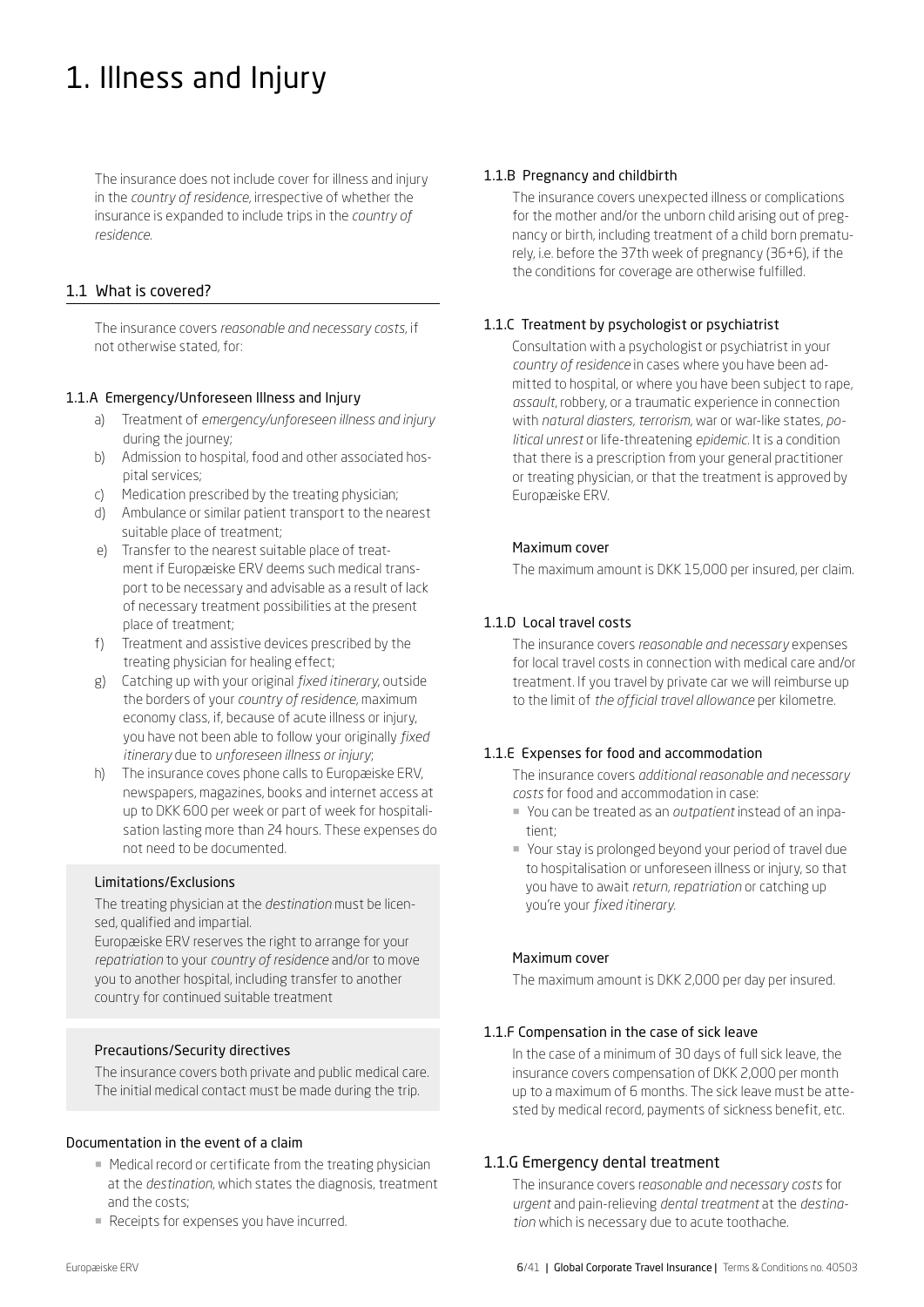# 1. Illness and Injury

The insurance does not include cover for illness and injury in the *country of residence*, irrespective of whether the insurance is expanded to include trips in the *country of residence*.

## 1.1 What is covered?

The insurance covers *reasonable and necessary costs*, if not otherwise stated, for:

### 1.1.A Emergency/Unforeseen Illness and Injury

a) Treatment of *emergency/unforeseen illness and injury* during the journey;
b) Admission to hospital, food and other associated hospital services;
c) Medication prescribed by the treating physician;
d) Ambulance or similar patient transport to the nearest suitable place of treatment;
e) Transfer to the nearest suitable place of treatment if Europæiske ERV deems such medical transport to be necessary and advisable as a result of lack of necessary treatment possibilities at the present place of treatment;
f) Treatment and assistive devices prescribed by the treating physician for healing effect;
g) Catching up with your original *fixed itinerary*, outside the borders of your *country of residence*, maximum economy class, if, because of acute illness or injury, you have not been able to follow your originally *fixed itinerary* due to *unforeseen illness or injury*;
h) The insurance coves phone calls to Europæiske ERV, newspapers, magazines, books and internet access at up to DKK 600 per week or part of week for hospitalisation lasting more than 24 hours. These expenses do not need to be documented.

#### Limitations/Exclusions

The treating physician at the *destination* must be licensed, qualified and impartial.
Europæiske ERV reserves the right to arrange for your *repatriation* to your *country of residence* and/or to move you to another hospital, including transfer to another country for continued suitable treatment

#### Precautions/Security directives

The insurance covers both private and public medical care. The initial medical contact must be made during the trip.

#### Documentation in the event of a claim

- Medical record or certificate from the treating physician at the *destination*, which states the diagnosis, treatment and the costs;
- Receipts for expenses you have incurred.

### 1.1.B Pregnancy and childbirth

The insurance covers unexpected illness or complications for the mother and/or the unborn child arising out of pregnancy or birth, including treatment of a child born prematurely, i.e. before the 37th week of pregnancy (36+6), if the the conditions for coverage are otherwise fulfilled.

### 1.1.C Treatment by psychologist or psychiatrist

Consultation with a psychologist or psychiatrist in your *country of residence* in cases where you have been admitted to hospital, or where you have been subject to rape, *assault*, robbery, or a traumatic experience in connection with *natural diasters, terrorism*, war or war-like states, *political unrest* or life-threatening *epidemic*. It is a condition that there is a prescription from your general practitioner or treating physician, or that the treatment is approved by Europæiske ERV.

#### Maximum cover

The maximum amount is DKK 15,000 per insured, per claim.

### 1.1.D Local travel costs

The insurance covers *reasonable and necessary* expenses for local travel costs in connection with medical care and/or treatment. If you travel by private car we will reimburse up to the limit of *the official travel allowance* per kilometre.

### 1.1.E Expenses for food and accommodation

The insurance covers *additional reasonable and necessary costs* for food and accommodation in case:

- You can be treated as an *outpatient* instead of an inpatient;
- Your stay is prolonged beyond your period of travel due to hospitalisation or unforeseen illness or injury, so that you have to await *return, repatriation* or catching up you're your *fixed itinerary*.

#### Maximum cover

The maximum amount is DKK 2,000 per day per insured.

### 1.1.F Compensation in the case of sick leave

In the case of a minimum of 30 days of full sick leave, the insurance covers compensation of DKK 2,000 per month up to a maximum of 6 months. The sick leave must be attested by medical record, payments of sickness benefit, etc.

### 1.1.G Emergency dental treatment

The insurance covers r*easonable and necessary costs* for *urgent* and pain-relieving *dental treatment* at the *destination* which is necessary due to acute toothache.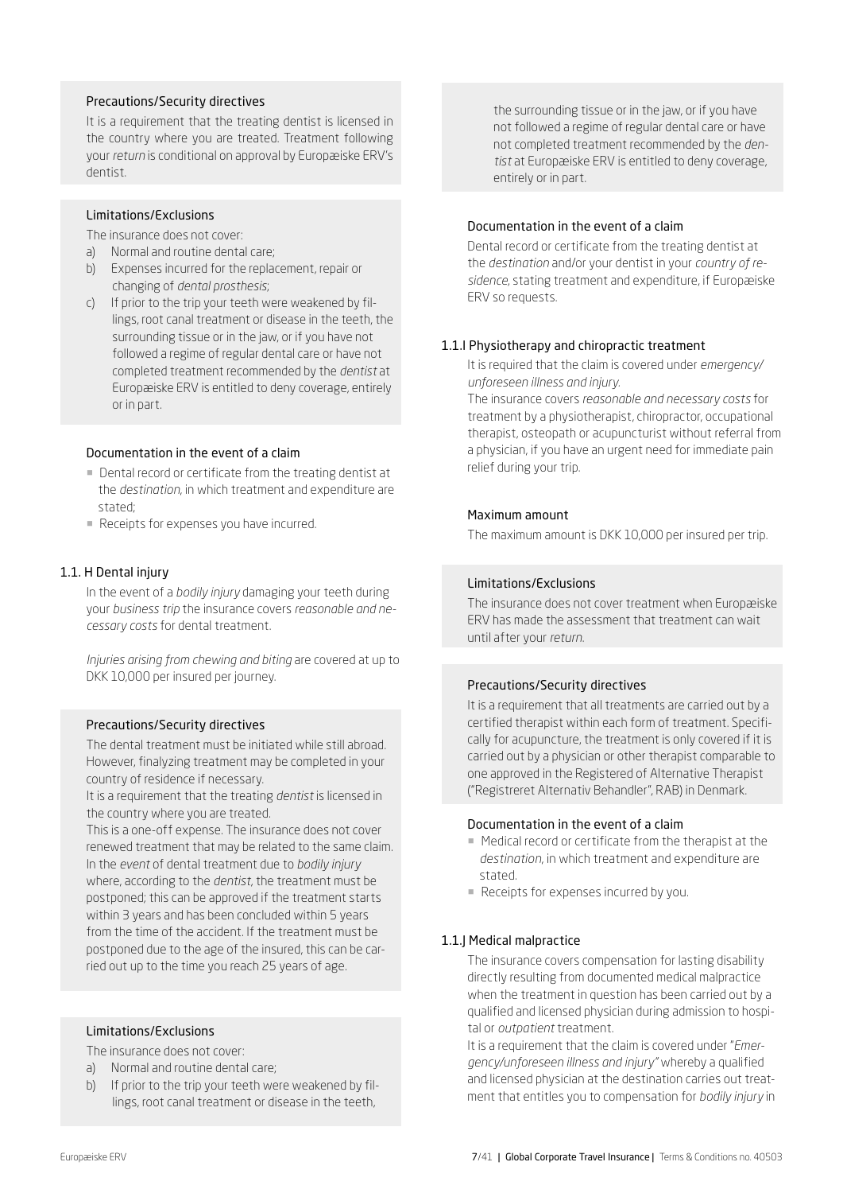#### Precautions/Security directives

It is a requirement that the treating dentist is licensed in the country where you are treated. Treatment following your *return* is conditional on approval by Europæiske ERV's dentist.

#### Limitations/Exclusions

The insurance does not cover:

a) Normal and routine dental care;
b) Expenses incurred for the replacement, repair or changing of *dental prosthesis*;
c) If prior to the trip your teeth were weakened by fillings, root canal treatment or disease in the teeth, the surrounding tissue or in the jaw, or if you have not followed a regime of regular dental care or have not completed treatment recommended by the *dentist* at Europæiske ERV is entitled to deny coverage, entirely or in part.

#### Documentation in the event of a claim

- Dental record or certificate from the treating dentist at the *destination*, in which treatment and expenditure are stated;
- Receipts for expenses you have incurred.

### 1.1. H Dental injury

In the event of a *bodily injury* damaging your teeth during your *business trip* the insurance covers *reasonable and necessary costs* for dental treatment.

*Injuries arising from chewing and biting* are covered at up to DKK 10,000 per insured per journey.

#### Precautions/Security directives

The dental treatment must be initiated while still abroad. However, finalyzing treatment may be completed in your country of residence if necessary.

It is a requirement that the treating *dentist* is licensed in the country where you are treated.

This is a one-off expense. The insurance does not cover renewed treatment that may be related to the same claim. In the *event* of dental treatment due to *bodily injury* where, according to the *dentist*, the treatment must be postponed; this can be approved if the treatment starts within 3 years and has been concluded within 5 years from the time of the accident. If the treatment must be postponed due to the age of the insured, this can be carried out up to the time you reach 25 years of age.

#### Limitations/Exclusions

The insurance does not cover:

a) Normal and routine dental care;
b) If prior to the trip your teeth were weakened by fillings, root canal treatment or disease in the teeth, the surrounding tissue or in the jaw, or if you have not followed a regime of regular dental care or have not completed treatment recommended by the *dentist* at Europæiske ERV is entitled to deny coverage, entirely or in part.

#### Documentation in the event of a claim

Dental record or certificate from the treating dentist at the *destination* and/or your dentist in your *country of residence*, stating treatment and expenditure, if Europæiske ERV so requests.

### 1.1.I Physiotherapy and chiropractic treatment

It is required that the claim is covered under *emergency/unforeseen illness and injury*.

The insurance covers *reasonable and necessary costs* for treatment by a physiotherapist, chiropractor, occupational therapist, osteopath or acupuncturist without referral from a physician, if you have an urgent need for immediate pain relief during your trip.

#### Maximum amount

The maximum amount is DKK 10,000 per insured per trip.

#### Limitations/Exclusions

The insurance does not cover treatment when Europæiske ERV has made the assessment that treatment can wait until after your *return*.

#### Precautions/Security directives

It is a requirement that all treatments are carried out by a certified therapist within each form of treatment. Specifically for acupuncture, the treatment is only covered if it is carried out by a physician or other therapist comparable to one approved in the Registered of Alternative Therapist ("Registreret Alternativ Behandler", RAB) in Denmark.

#### Documentation in the event of a claim

- Medical record or certificate from the therapist at the *destination*, in which treatment and expenditure are stated.
- Receipts for expenses incurred by you.

### 1.1.J Medical malpractice

The insurance covers compensation for lasting disability directly resulting from documented medical malpractice when the treatment in question has been carried out by a qualified and licensed physician during admission to hospital or *outpatient* treatment.

It is a requirement that the claim is covered under "*Emergency/unforeseen illness and injury*" whereby a qualified and licensed physician at the destination carries out treatment that entitles you to compensation for *bodily injury* in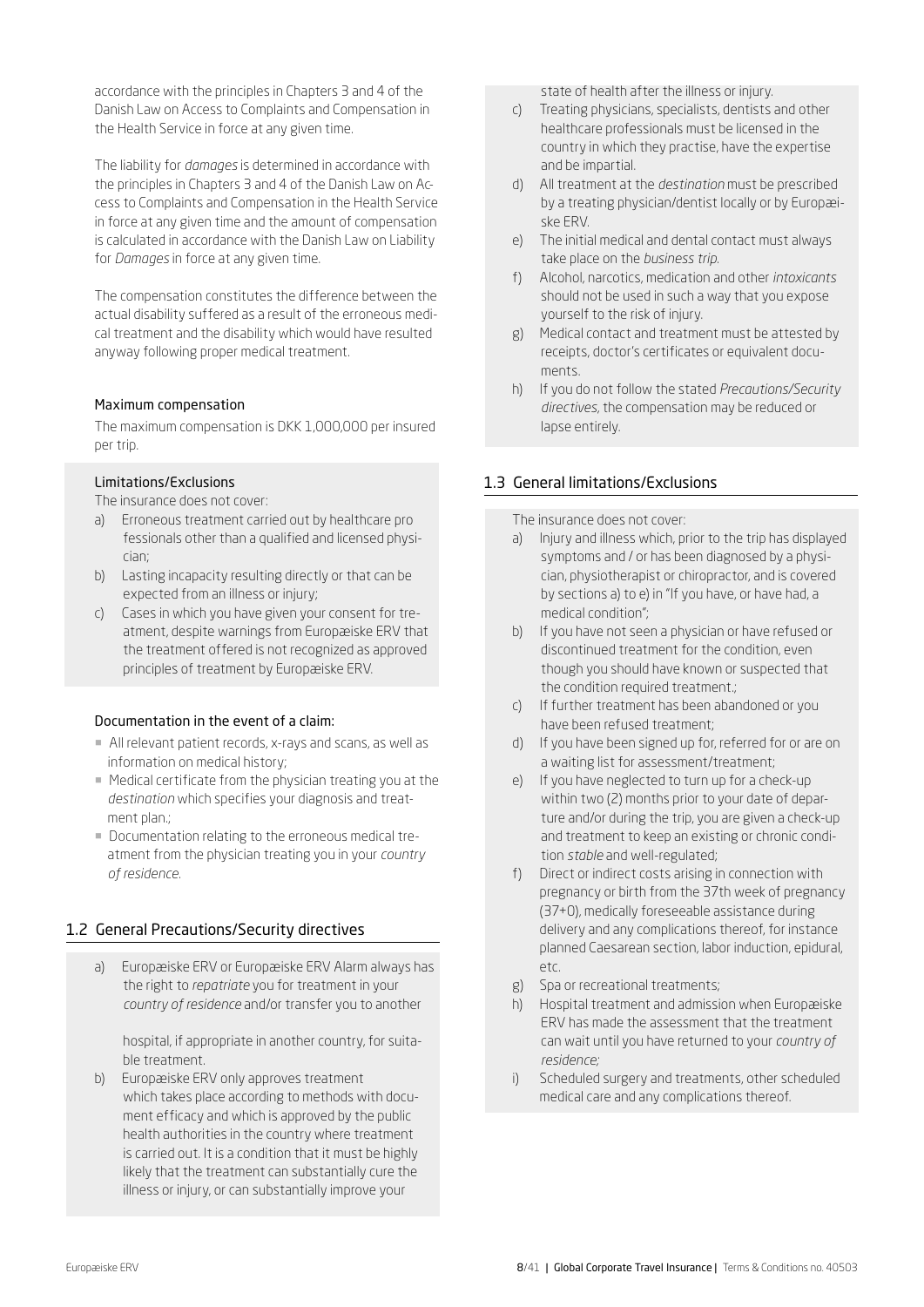accordance with the principles in Chapters 3 and 4 of the Danish Law on Access to Complaints and Compensation in the Health Service in force at any given time.

The liability for *damages* is determined in accordance with the principles in Chapters 3 and 4 of the Danish Law on Access to Complaints and Compensation in the Health Service in force at any given time and the amount of compensation is calculated in accordance with the Danish Law on Liability for *Damages* in force at any given time.

The compensation constitutes the difference between the actual disability suffered as a result of the erroneous medical treatment and the disability which would have resulted anyway following proper medical treatment.

#### Maximum compensation

The maximum compensation is DKK 1,000,000 per insured per trip.

#### Limitations/Exclusions

The insurance does not cover:

a) Erroneous treatment carried out by healthcare professionals other than a qualified and licensed physician;
b) Lasting incapacity resulting directly or that can be expected from an illness or injury;
c) Cases in which you have given your consent for treatment, despite warnings from Europæiske ERV that the treatment offered is not recognized as approved principles of treatment by Europæiske ERV.

#### Documentation in the event of a claim:

- All relevant patient records, x-rays and scans, as well as information on medical history;
- Medical certificate from the physician treating you at the *destination* which specifies your diagnosis and treatment plan.;
- Documentation relating to the erroneous medical treatment from the physician treating you in your *country of residence*.

## 1.2 General Precautions/Security directives

a) Europæiske ERV or Europæiske ERV Alarm always has the right to *repatriate* you for treatment in your *country of residence* and/or transfer you to another hospital, if appropriate in another country, for suitable treatment.
b) Europæiske ERV only approves treatment which takes place according to methods with document efficacy and which is approved by the public health authorities in the country where treatment is carried out. It is a condition that it must be highly likely that the treatment can substantially cure the illness or injury, or can substantially improve your state of health after the illness or injury.
c) Treating physicians, specialists, dentists and other healthcare professionals must be licensed in the country in which they practise, have the expertise and be impartial.
d) All treatment at the *destination* must be prescribed by a treating physician/dentist locally or by Europæiske ERV.
e) The initial medical and dental contact must always take place on the *business trip*.
f) Alcohol, narcotics, medication and other *intoxicants* should not be used in such a way that you expose yourself to the risk of injury.
g) Medical contact and treatment must be attested by receipts, doctor's certificates or equivalent documents.
h) If you do not follow the stated *Precautions/Security directives*, the compensation may be reduced or lapse entirely.

## 1.3 General limitations/Exclusions

The insurance does not cover:

a) Injury and illness which, prior to the trip has displayed symptoms and / or has been diagnosed by a physician, physiotherapist or chiropractor, and is covered by sections a) to e) in "If you have, or have had, a medical condition";
b) If you have not seen a physician or have refused or discontinued treatment for the condition, even though you should have known or suspected that the condition required treatment.;
c) If further treatment has been abandoned or you have been refused treatment;
d) If you have been signed up for, referred for or are on a waiting list for assessment/treatment;
e) If you have neglected to turn up for a check-up within two (2) months prior to your date of departure and/or during the trip, you are given a check-up and treatment to keep an existing or chronic condition *stable* and well-regulated;
f) Direct or indirect costs arising in connection with pregnancy or birth from the 37th week of pregnancy (37+0), medically foreseeable assistance during delivery and any complications thereof, for instance planned Caesarean section, labor induction, epidural, etc.
g) Spa or recreational treatments;
h) Hospital treatment and admission when Europæiske ERV has made the assessment that the treatment can wait until you have returned to your *country of residence;*
i) Scheduled surgery and treatments, other scheduled medical care and any complications thereof.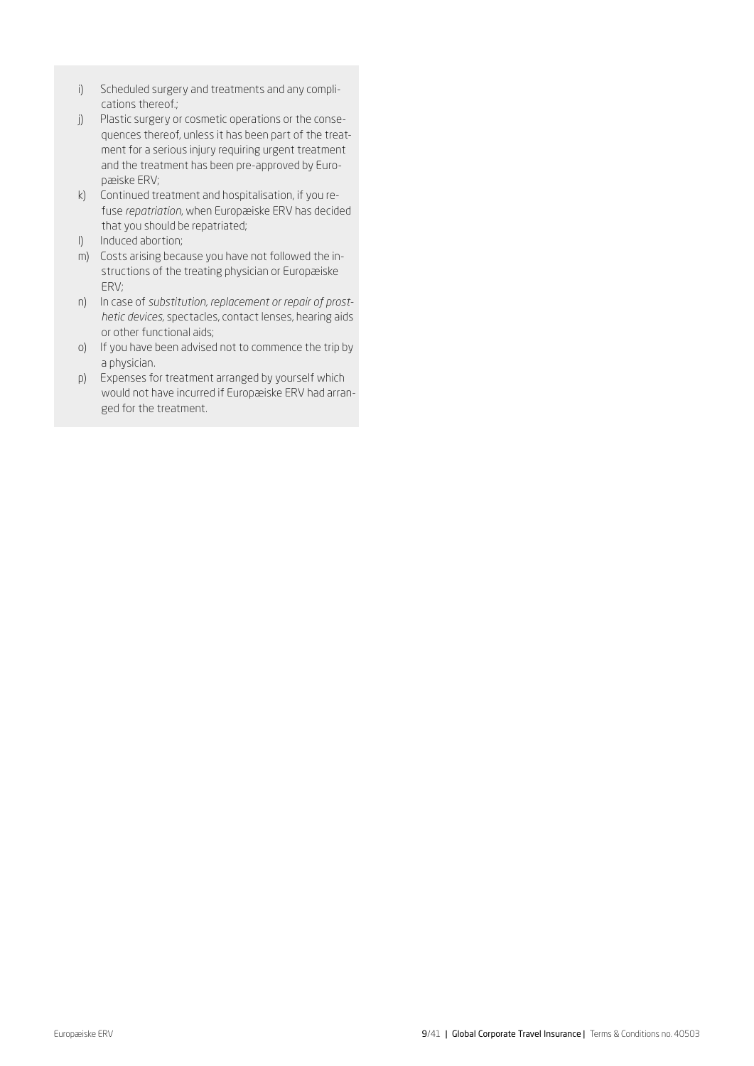i) Scheduled surgery and treatments and any complications thereof.;
j) Plastic surgery or cosmetic operations or the consequences thereof, unless it has been part of the treatment for a serious injury requiring urgent treatment and the treatment has been pre-approved by Europæiske ERV;
k) Continued treatment and hospitalisation, if you refuse *repatriation*, when Europæiske ERV has decided that you should be repatriated;
l) Induced abortion;
m) Costs arising because you have not followed the instructions of the treating physician or Europæiske ERV;
n) In case of *substitution, replacement or repair of prosthetic devices*, spectacles, contact lenses, hearing aids or other functional aids;
o) If you have been advised not to commence the trip by a physician.
p) Expenses for treatment arranged by yourself which would not have incurred if Europæiske ERV had arranged for the treatment.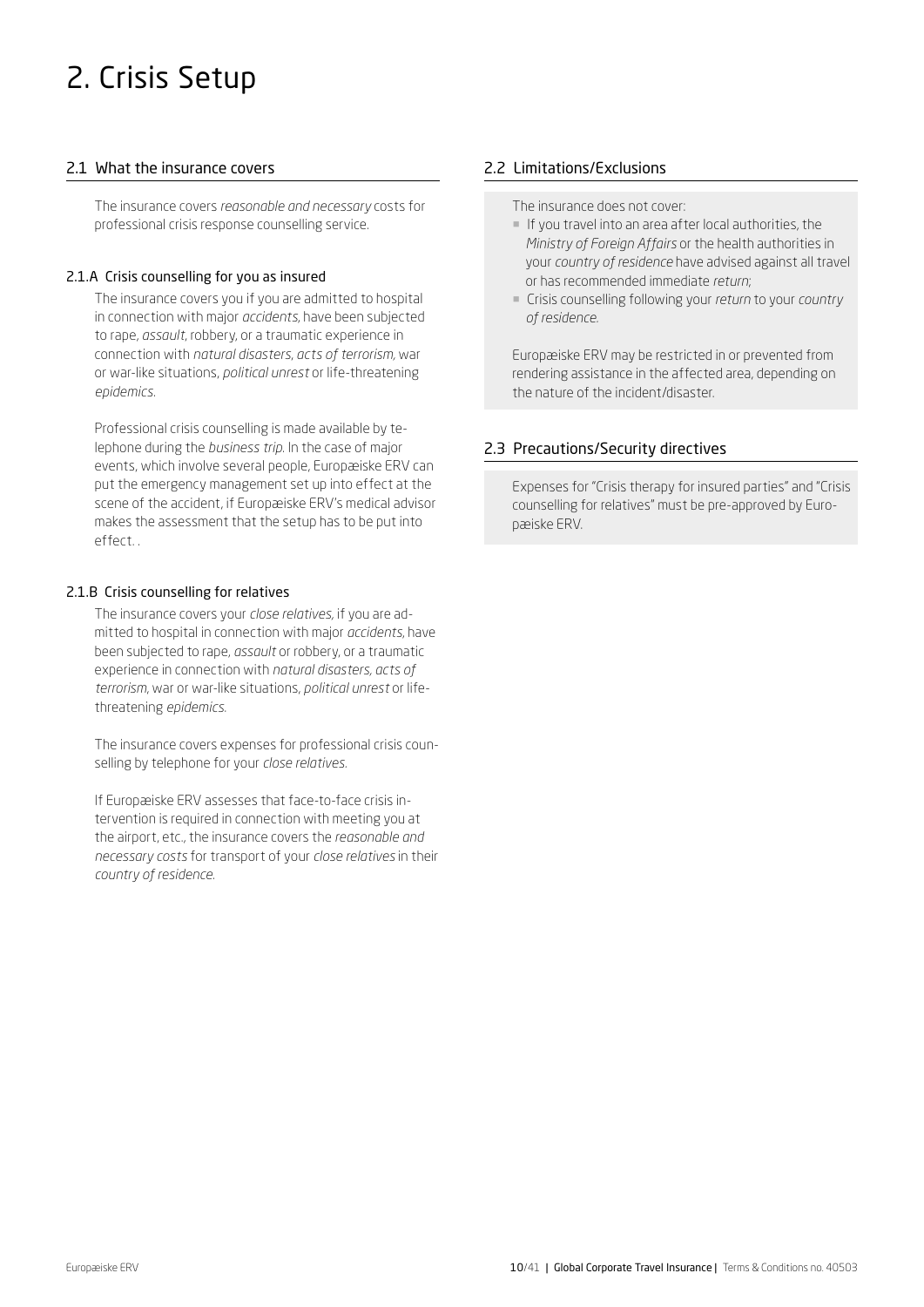# 2. Crisis Setup

## 2.1 What the insurance covers

The insurance covers *reasonable and necessary* costs for professional crisis response counselling service.

### 2.1.A Crisis counselling for you as insured

The insurance covers you if you are admitted to hospital in connection with major *accidents*, have been subjected to rape, *assault*, robbery, or a traumatic experience in connection with *natural disasters, acts of terrorism,* war or war-like situations, *political unrest* or life-threatening *epidemics*.

Professional crisis counselling is made available by telephone during the *business trip*. In the case of major events, which involve several people, Europæiske ERV can put the emergency management set up into effect at the scene of the accident, if Europæiske ERV's medical advisor makes the assessment that the setup has to be put into effect. .

### 2.1.B Crisis counselling for relatives

The insurance covers your *close relatives*, if you are admitted to hospital in connection with major *accidents*, have been subjected to rape, *assault* or robbery, or a traumatic experience in connection with *natural disasters, acts of terrorism*, war or war-like situations, *political unrest* or life-threatening *epidemics*.

The insurance covers expenses for professional crisis counselling by telephone for your *close relatives*.

If Europæiske ERV assesses that face-to-face crisis intervention is required in connection with meeting you at the airport, etc., the insurance covers the *reasonable and necessary costs* for transport of your *close relatives* in their *country of residence*.

## 2.2 Limitations/Exclusions

The insurance does not cover:

- If you travel into an area after local authorities, the *Ministry of Foreign Affairs* or the health authorities in your *country of residence* have advised against all travel or has recommended immediate *return*;
- Crisis counselling following your *return* to your *country of residence*.

Europæiske ERV may be restricted in or prevented from rendering assistance in the affected area, depending on the nature of the incident/disaster.

## 2.3 Precautions/Security directives

Expenses for "Crisis therapy for insured parties" and "Crisis counselling for relatives" must be pre-approved by Europæiske ERV.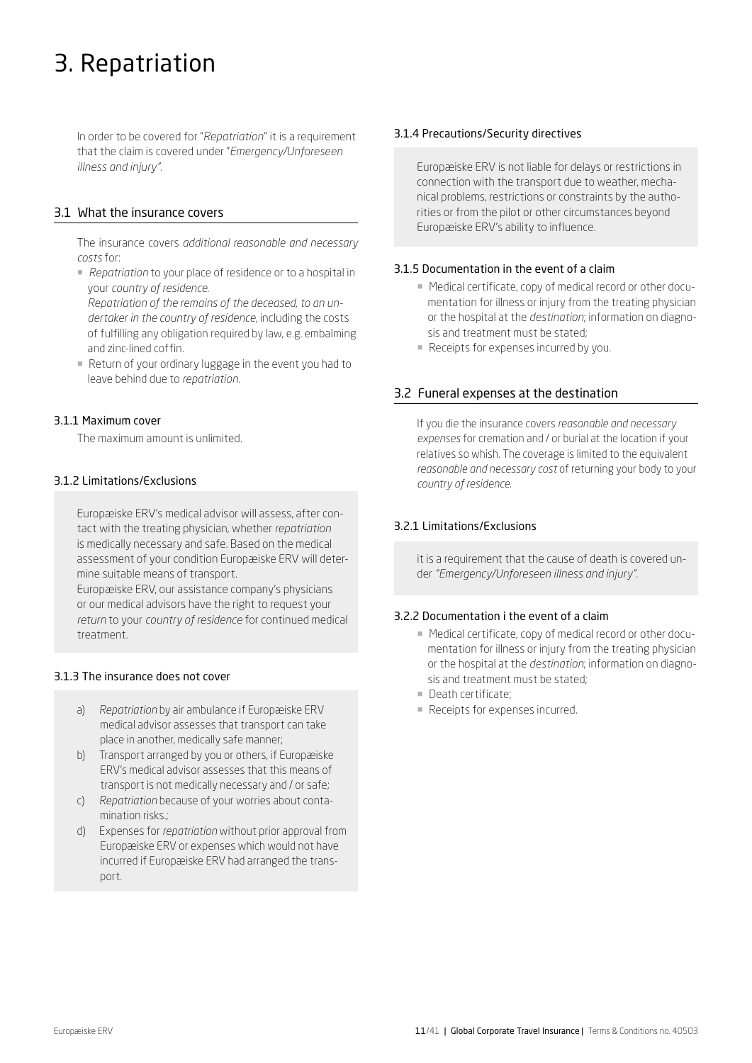# 3. Repatriation

In order to be covered for "*Repatriation*" it is a requirement that the claim is covered under "*Emergency/Unforeseen illness and injury*".

## 3.1 What the insurance covers

The insurance covers *additional reasonable and necessary costs* for:

- *Repatriation* to your place of residence or to a hospital in your *country of residence*.
  *Repatriation of the remains of the deceased, to an undertaker in the country of residence*, including the costs of fulfilling any obligation required by law, e.g. embalming and zinc-lined coffin.
- Return of your ordinary luggage in the event you had to leave behind due to *repatriation*.

### 3.1.1 Maximum cover

The maximum amount is unlimited.

### 3.1.2 Limitations/Exclusions

Europæiske ERV's medical advisor will assess, after contact with the treating physician, whether *repatriation* is medically necessary and safe. Based on the medical assessment of your condition Europæiske ERV will determine suitable means of transport.
Europæiske ERV, our assistance company's physicians or our medical advisors have the right to request your *return* to your *country of residence* for continued medical treatment.

### 3.1.3 The insurance does not cover

a) *Repatriation* by air ambulance if Europæiske ERV medical advisor assesses that transport can take place in another, medically safe manner;
b) Transport arranged by you or others, if Europæiske ERV's medical advisor assesses that this means of transport is not medically necessary and / or safe;
c) *Repatriation* because of your worries about contamination risks.;
d) Expenses for *repatriation* without prior approval from Europæiske ERV or expenses which would not have incurred if Europæiske ERV had arranged the transport.

### 3.1.4 Precautions/Security directives

Europæiske ERV is not liable for delays or restrictions in connection with the transport due to weather, mechanical problems, restrictions or constraints by the authorities or from the pilot or other circumstances beyond Europæiske ERV's ability to influence.

### 3.1.5 Documentation in the event of a claim

- Medical certificate, copy of medical record or other documentation for illness or injury from the treating physician or the hospital at the *destination*; information on diagnosis and treatment must be stated;
- Receipts for expenses incurred by you.

## 3.2 Funeral expenses at the destination

If you die the insurance covers *reasonable and necessary expenses* for cremation and / or burial at the location if your relatives so whish. The coverage is limited to the equivalent *reasonable and necessary cost* of returning your body to your *country of residence*.

### 3.2.1 Limitations/Exclusions

it is a requirement that the cause of death is covered under *"Emergency/Unforeseen illness and injury"*.

### 3.2.2 Documentation i the event of a claim

- Medical certificate, copy of medical record or other documentation for illness or injury from the treating physician or the hospital at the *destination*; information on diagnosis and treatment must be stated;
- Death certificate;
- Receipts for expenses incurred.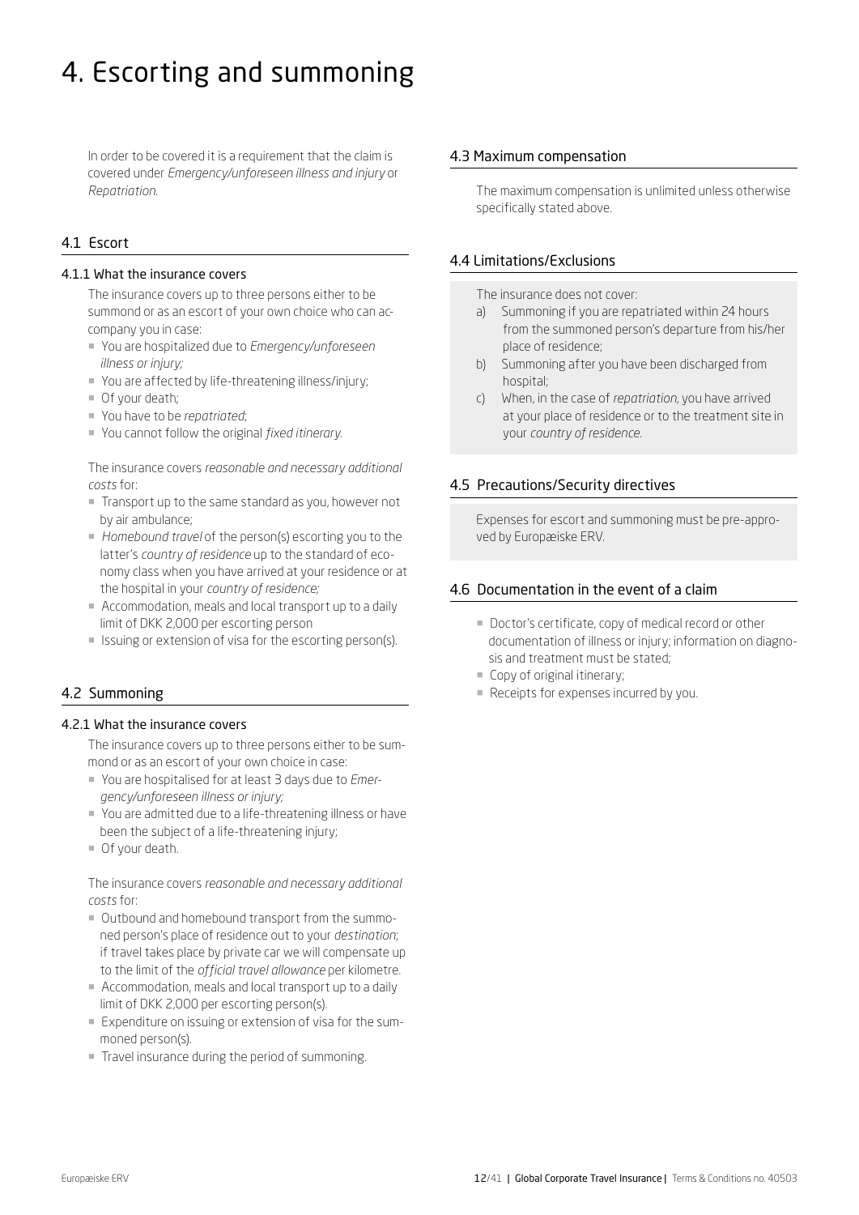# 4. Escorting and summoning

In order to be covered it is a requirement that the claim is covered under *Emergency/unforeseen illness and injury* or *Repatriation.*

## 4.1 Escort

### 4.1.1 What the insurance covers

The insurance covers up to three persons either to be summond or as an escort of your own choice who can accompany you in case:

- You are hospitalized due to *Emergency/unforeseen illness or injury;*
- You are affected by life-threatening illness/injury;
- Of your death;
- You have to be *repatriated*;
- You cannot follow the original *fixed itinerary.*

The insurance covers *reasonable and necessary additional costs* for:

- Transport up to the same standard as you, however not by air ambulance;
- *Homebound travel* of the person(s) escorting you to the latter's *country of residence* up to the standard of economy class when you have arrived at your residence or at the hospital in your *country of residence;*
- Accommodation, meals and local transport up to a daily limit of DKK 2,000 per escorting person
- Issuing or extension of visa for the escorting person(s).

## 4.2 Summoning

### 4.2.1 What the insurance covers

The insurance covers up to three persons either to be summond or as an escort of your own choice in case:

- You are hospitalised for at least 3 days due to *Emergency/unforeseen illness or injury;*
- You are admitted due to a life-threatening illness or have been the subject of a life-threatening injury;
- Of your death.

The insurance covers *reasonable and necessary additional costs* for:

- Outbound and homebound transport from the summoned person's place of residence out to your *destination*; if travel takes place by private car we will compensate up to the limit of the *official travel allowance* per kilometre.
- Accommodation, meals and local transport up to a daily limit of DKK 2,000 per escorting person(s).
- Expenditure on issuing or extension of visa for the summoned person(s).
- Travel insurance during the period of summoning.

## 4.3 Maximum compensation

The maximum compensation is unlimited unless otherwise specifically stated above.

## 4.4 Limitations/Exclusions

The insurance does not cover:

a) Summoning if you are repatriated within 24 hours from the summoned person's departure from his/her place of residence;

b) Summoning after you have been discharged from hospital;

c) When, in the case of *repatriation*, you have arrived at your place of residence or to the treatment site in your *country of residence*.

## 4.5 Precautions/Security directives

Expenses for escort and summoning must be pre-approved by Europæiske ERV.

## 4.6 Documentation in the event of a claim

- Doctor's certificate, copy of medical record or other documentation of illness or injury; information on diagnosis and treatment must be stated;
- Copy of original itinerary;
- Receipts for expenses incurred by you.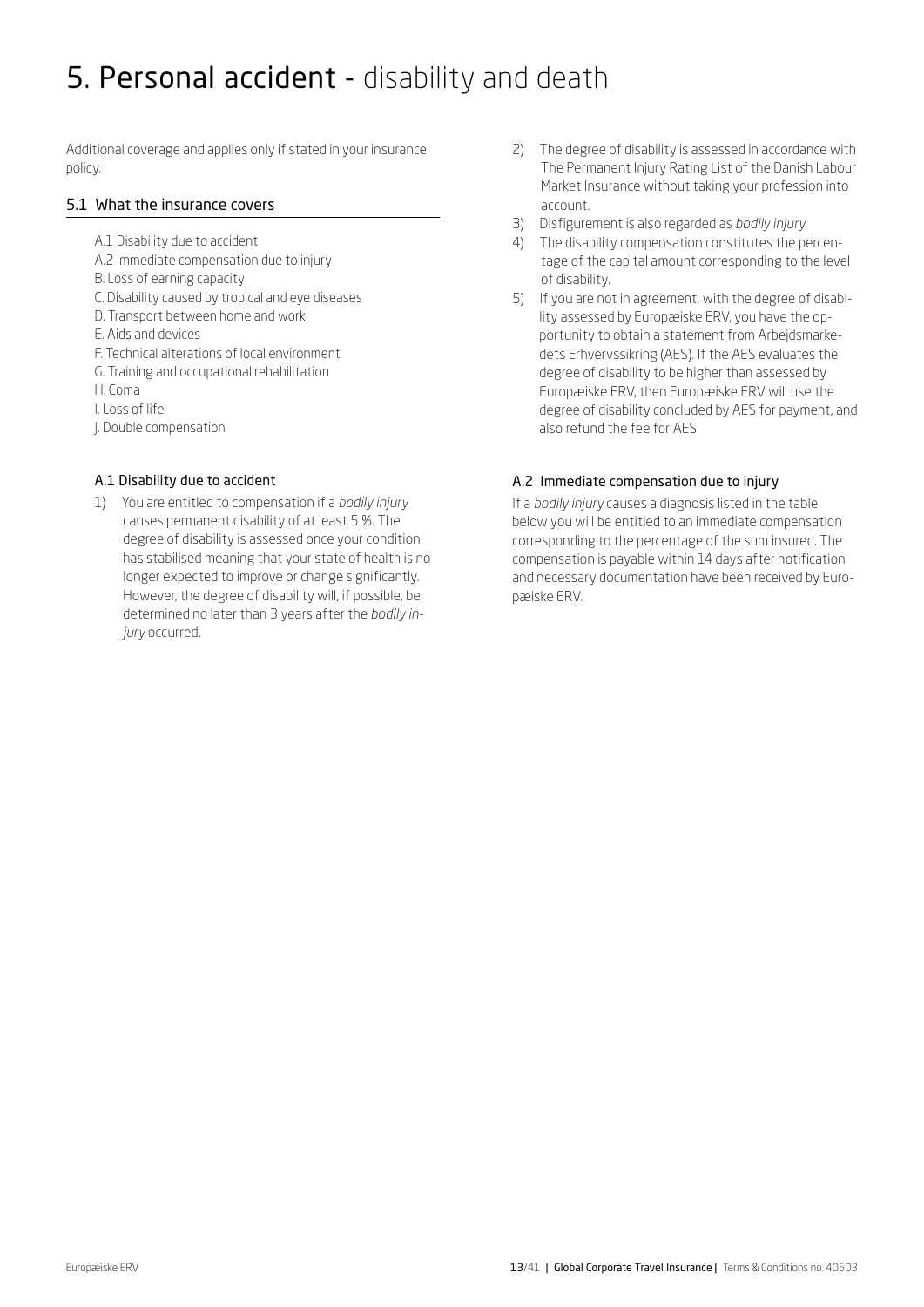# 5. Personal accident - disability and death

Additional coverage and applies only if stated in your insurance policy.

## 5.1 What the insurance covers

- A.1 Disability due to accident
- A.2 Immediate compensation due to injury
- B. Loss of earning capacity
- C. Disability caused by tropical and eye diseases
- D. Transport between home and work
- E. Aids and devices
- F. Technical alterations of local environment
- G. Training and occupational rehabilitation
- H. Coma
- I. Loss of life
- J. Double compensation

### A.1 Disability due to accident

1) You are entitled to compensation if a *bodily injury* causes permanent disability of at least 5 %. The degree of disability is assessed once your condition has stabilised meaning that your state of health is no longer expected to improve or change significantly. However, the degree of disability will, if possible, be determined no later than 3 years after the *bodily injury* occurred.
2) The degree of disability is assessed in accordance with The Permanent Injury Rating List of the Danish Labour Market Insurance without taking your profession into account.
3) Disfigurement is also regarded as *bodily injury*.
4) The disability compensation constitutes the percentage of the capital amount corresponding to the level of disability.
5) If you are not in agreement, with the degree of disability assessed by Europæiske ERV, you have the opportunity to obtain a statement from Arbejdsmarkedets Erhvervssikring (AES). If the AES evaluates the degree of disability to be higher than assessed by Europæiske ERV, then Europæiske ERV will use the degree of disability concluded by AES for payment, and also refund the fee for AES

### A.2 Immediate compensation due to injury

If a *bodily injury* causes a diagnosis listed in the table below you will be entitled to an immediate compensation corresponding to the percentage of the sum insured. The compensation is payable within 14 days after notification and necessary documentation have been received by Europæiske ERV.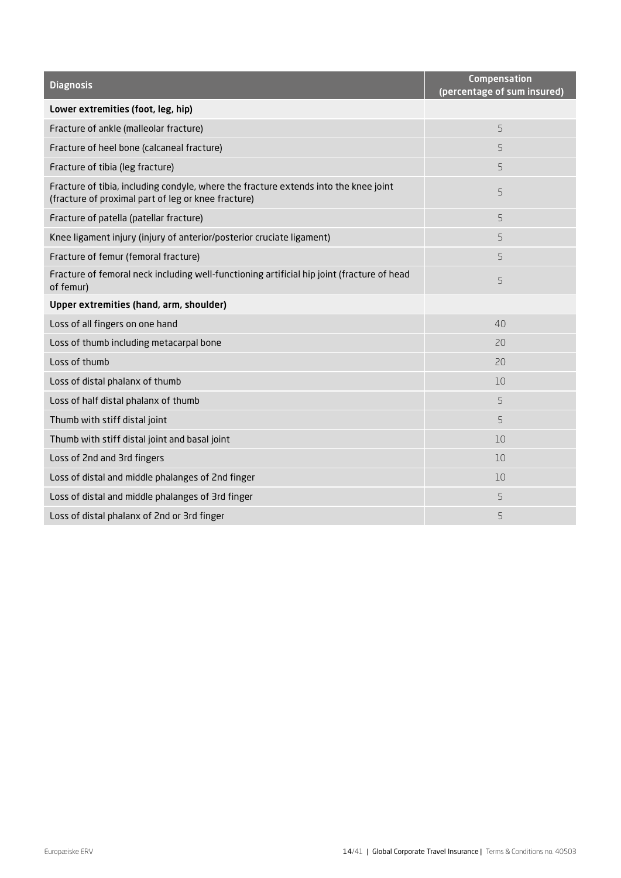| Diagnosis | Compensation (percentage of sum insured) |
|---|---|
| **Lower extremities (foot, leg, hip)** | |
| Fracture of ankle (malleolar fracture) | 5 |
| Fracture of heel bone (calcaneal fracture) | 5 |
| Fracture of tibia (leg fracture) | 5 |
| Fracture of tibia, including condyle, where the fracture extends into the knee joint (fracture of proximal part of leg or knee fracture) | 5 |
| Fracture of patella (patellar fracture) | 5 |
| Knee ligament injury (injury of anterior/posterior cruciate ligament) | 5 |
| Fracture of femur (femoral fracture) | 5 |
| Fracture of femoral neck including well-functioning artificial hip joint (fracture of head of femur) | 5 |
| **Upper extremities (hand, arm, shoulder)** | |
| Loss of all fingers on one hand | 40 |
| Loss of thumb including metacarpal bone | 20 |
| Loss of thumb | 20 |
| Loss of distal phalanx of thumb | 10 |
| Loss of half distal phalanx of thumb | 5 |
| Thumb with stiff distal joint | 5 |
| Thumb with stiff distal joint and basal joint | 10 |
| Loss of 2nd and 3rd fingers | 10 |
| Loss of distal and middle phalanges of 2nd finger | 10 |
| Loss of distal and middle phalanges of 3rd finger | 5 |
| Loss of distal phalanx of 2nd or 3rd finger | 5 |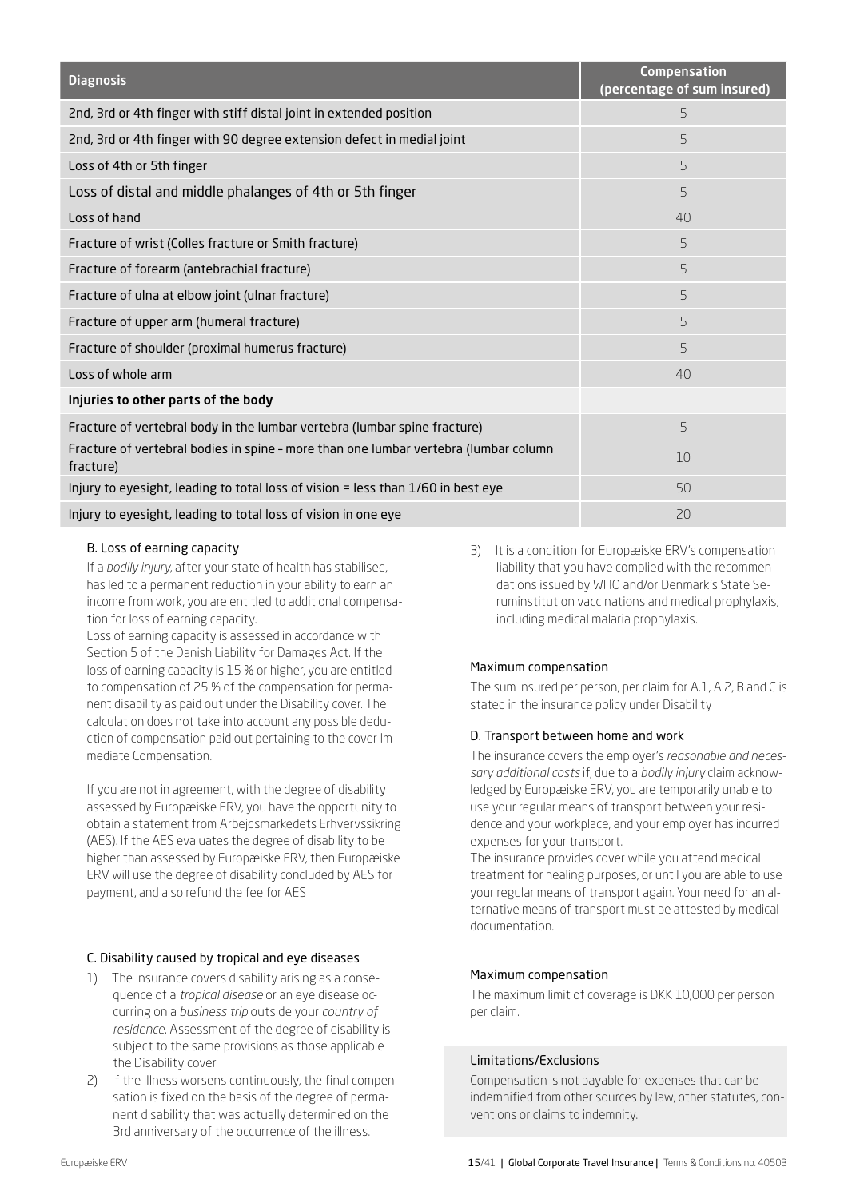| Diagnosis | Compensation (percentage of sum insured) |
|---|---|
| 2nd, 3rd or 4th finger with stiff distal joint in extended position | 5 |
| 2nd, 3rd or 4th finger with 90 degree extension defect in medial joint | 5 |
| Loss of 4th or 5th finger | 5 |
| Loss of distal and middle phalanges of 4th or 5th finger | 5 |
| Loss of hand | 40 |
| Fracture of wrist (Colles fracture or Smith fracture) | 5 |
| Fracture of forearm (antebrachial fracture) | 5 |
| Fracture of ulna at elbow joint (ulnar fracture) | 5 |
| Fracture of upper arm (humeral fracture) | 5 |
| Fracture of shoulder (proximal humerus fracture) | 5 |
| Loss of whole arm | 40 |
| **Injuries to other parts of the body** | |
| Fracture of vertebral body in the lumbar vertebra (lumbar spine fracture) | 5 |
| Fracture of vertebral bodies in spine – more than one lumbar vertebra (lumbar column fracture) | 10 |
| Injury to eyesight, leading to total loss of vision = less than 1/60 in best eye | 50 |
| Injury to eyesight, leading to total loss of vision in one eye | 20 |

### B. Loss of earning capacity

If a *bodily injury*, after your state of health has stabilised, has led to a permanent reduction in your ability to earn an income from work, you are entitled to additional compensation for loss of earning capacity.

Loss of earning capacity is assessed in accordance with Section 5 of the Danish Liability for Damages Act. If the loss of earning capacity is 15 % or higher, you are entitled to compensation of 25 % of the compensation for permanent disability as paid out under the Disability cover. The calculation does not take into account any possible deduction of compensation paid out pertaining to the cover Immediate Compensation.

If you are not in agreement, with the degree of disability assessed by Europæiske ERV, you have the opportunity to obtain a statement from Arbejdsmarkedets Erhvervssikring (AES). If the AES evaluates the degree of disability to be higher than assessed by Europæiske ERV, then Europæiske ERV will use the degree of disability concluded by AES for payment, and also refund the fee for AES

### C. Disability caused by tropical and eye diseases

1) The insurance covers disability arising as a consequence of a *tropical disease* or an eye disease occurring on a *business trip* outside your *country of residence*. Assessment of the degree of disability is subject to the same provisions as those applicable the Disability cover.
2) If the illness worsens continuously, the final compensation is fixed on the basis of the degree of permanent disability that was actually determined on the 3rd anniversary of the occurrence of the illness.
3) It is a condition for Europæiske ERV's compensation liability that you have complied with the recommendations issued by WHO and/or Denmark's State Seruminstitut on vaccinations and medical prophylaxis, including medical malaria prophylaxis.

#### Maximum compensation

The sum insured per person, per claim for A.1, A.2, B and C is stated in the insurance policy under Disability

### D. Transport between home and work

The insurance covers the employer's *reasonable and necessary additional costs* if, due to a *bodily injury* claim acknowledged by Europæiske ERV, you are temporarily unable to use your regular means of transport between your residence and your workplace, and your employer has incurred expenses for your transport.

The insurance provides cover while you attend medical treatment for healing purposes, or until you are able to use your regular means of transport again. Your need for an alternative means of transport must be attested by medical documentation.

#### Maximum compensation

The maximum limit of coverage is DKK 10,000 per person per claim.

#### Limitations/Exclusions

Compensation is not payable for expenses that can be indemnified from other sources by law, other statutes, conventions or claims to indemnity.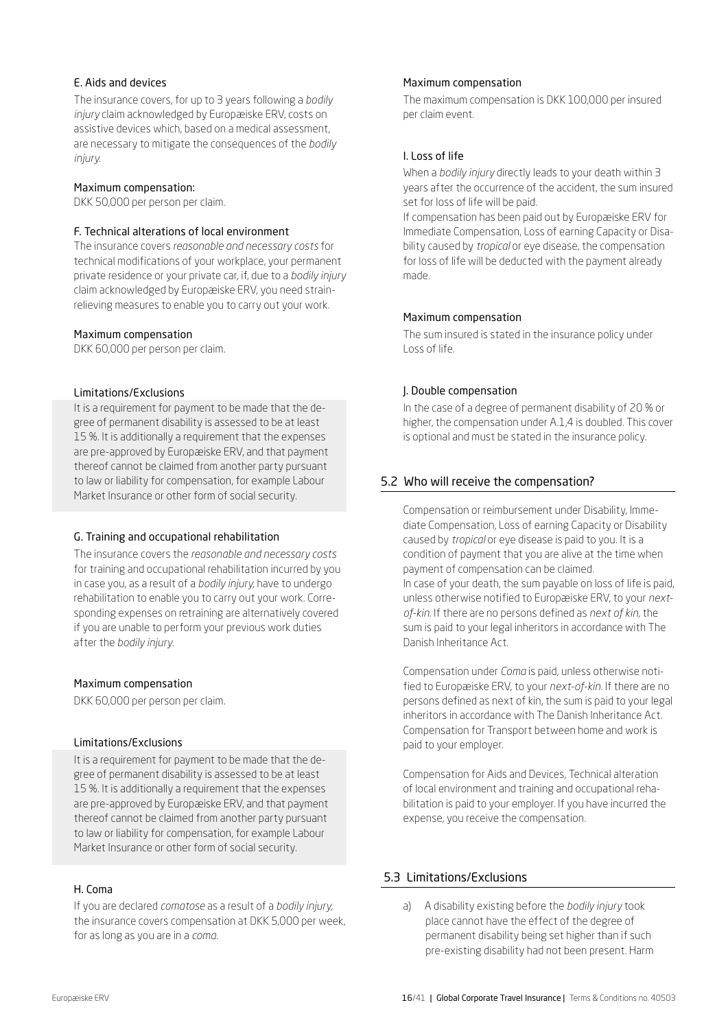#### E. Aids and devices

The insurance covers, for up to 3 years following a *bodily injury* claim acknowledged by Europæiske ERV, costs on assistive devices which, based on a medical assessment, are necessary to mitigate the consequences of the *bodily injury.*

Maximum compensation:

DKK 50,000 per person per claim.

#### F. Technical alterations of local environment

The insurance covers *reasonable and necessary costs* for technical modifications of your workplace, your permanent private residence or your private car, if, due to a *bodily injury* claim acknowledged by Europæiske ERV, you need strain-relieving measures to enable you to carry out your work.

Maximum compensation

DKK 60,000 per person per claim.

Limitations/Exclusions

It is a requirement for payment to be made that the degree of permanent disability is assessed to be at least 15 %. It is additionally a requirement that the expenses are pre-approved by Europæiske ERV, and that payment thereof cannot be claimed from another party pursuant to law or liability for compensation, for example Labour Market Insurance or other form of social security.

#### G. Training and occupational rehabilitation

The insurance covers the *reasonable and necessary costs* for training and occupational rehabilitation incurred by you in case you, as a result of a *bodily injury,* have to undergo rehabilitation to enable you to carry out your work. Corresponding expenses on retraining are alternatively covered if you are unable to perform your previous work duties after the *bodily injury.*

Maximum compensation

DKK 60,000 per person per claim.

Limitations/Exclusions

It is a requirement for payment to be made that the degree of permanent disability is assessed to be at least 15 %. It is additionally a requirement that the expenses are pre-approved by Europæiske ERV, and that payment thereof cannot be claimed from another party pursuant to law or liability for compensation, for example Labour Market Insurance or other form of social security.

#### H. Coma

If you are declared *comatose* as a result of a *bodily injury,* the insurance covers compensation at DKK 5,000 per week, for as long as you are in a *coma.*

Maximum compensation

The maximum compensation is DKK 100,000 per insured per claim event.

#### I. Loss of life

When a *bodily injury* directly leads to your death within 3 years after the occurrence of the accident, the sum insured set for loss of life will be paid.

If compensation has been paid out by Europæiske ERV for Immediate Compensation, Loss of earning Capacity or Disability caused by *tropical* or eye disease, the compensation for loss of life will be deducted with the payment already made.

Maximum compensation

The sum insured is stated in the insurance policy under Loss of life.

#### J. Double compensation

In the case of a degree of permanent disability of 20 % or higher, the compensation under A.1,4 is doubled. This cover is optional and must be stated in the insurance policy.

## 5.2 Who will receive the compensation?

Compensation or reimbursement under Disability, Immediate Compensation, Loss of earning Capacity or Disability caused by *tropical* or eye disease is paid to you. It is a condition of payment that you are alive at the time when payment of compensation can be claimed.

In case of your death, the sum payable on loss of life is paid, unless otherwise notified to Europæiske ERV, to your *next-of-kin.* If there are no persons defined as *next of kin,* the sum is paid to your legal inheritors in accordance with The Danish Inheritance Act.

Compensation under *Coma* is paid, unless otherwise notified to Europæiske ERV, to your *next-of-kin.* If there are no persons defined as next of kin, the sum is paid to your legal inheritors in accordance with The Danish Inheritance Act. Compensation for Transport between home and work is paid to your employer.

Compensation for Aids and Devices, Technical alteration of local environment and training and occupational rehabilitation is paid to your employer. If you have incurred the expense, you receive the compensation.

## 5.3 Limitations/Exclusions

a) A disability existing before the *bodily injury* took place cannot have the effect of the degree of permanent disability being set higher than if such pre-existing disability had not been present. Harm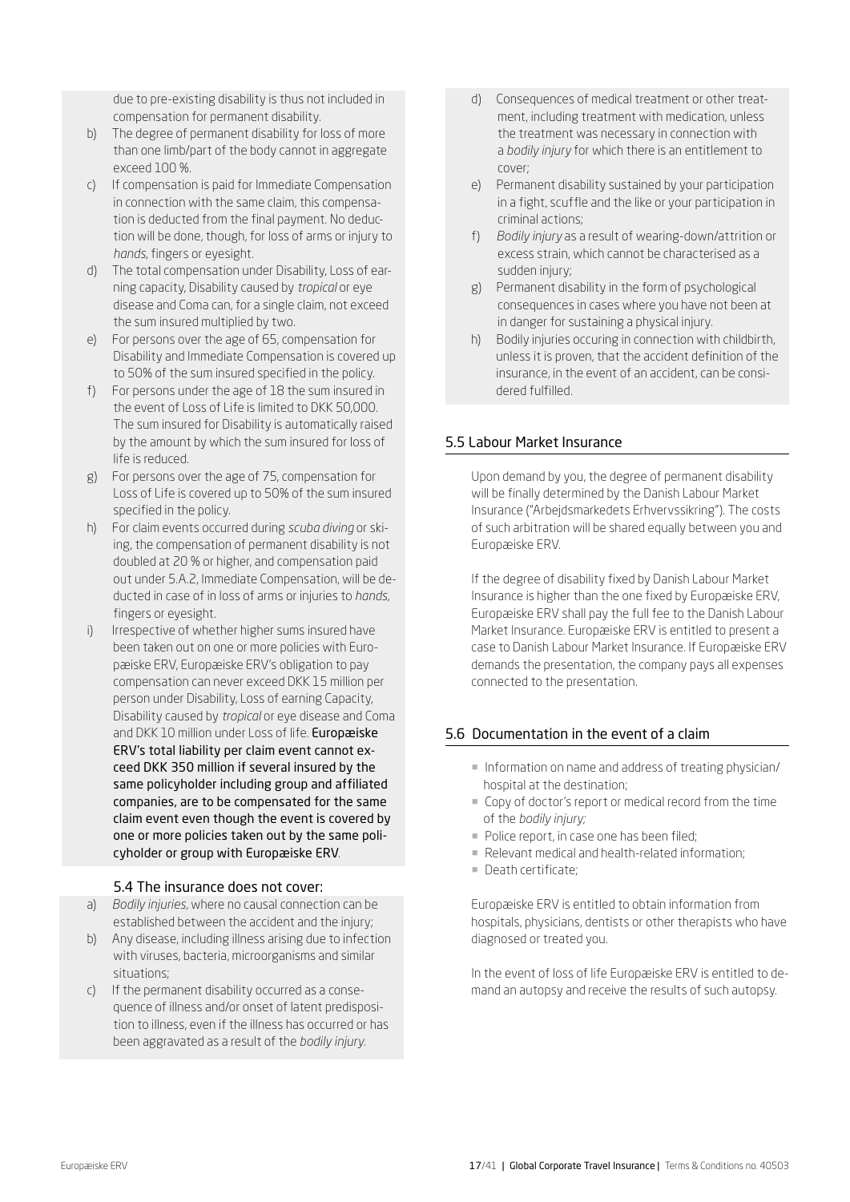due to pre-existing disability is thus not included in compensation for permanent disability.

b) The degree of permanent disability for loss of more than one limb/part of the body cannot in aggregate exceed 100 %.

c) If compensation is paid for Immediate Compensation in connection with the same claim, this compensation is deducted from the final payment. No deduction will be done, though, for loss of arms or injury to *hands*, fingers or eyesight.

d) The total compensation under Disability, Loss of earning capacity, Disability caused by *tropical* or eye disease and Coma can, for a single claim, not exceed the sum insured multiplied by two.

e) For persons over the age of 65, compensation for Disability and Immediate Compensation is covered up to 50% of the sum insured specified in the policy.

f) For persons under the age of 18 the sum insured in the event of Loss of Life is limited to DKK 50,000. The sum insured for Disability is automatically raised by the amount by which the sum insured for loss of life is reduced.

g) For persons over the age of 75, compensation for Loss of Life is covered up to 50% of the sum insured specified in the policy.

h) For claim events occurred during *scuba diving* or skiing, the compensation of permanent disability is not doubled at 20 % or higher, and compensation paid out under 5.A.2, Immediate Compensation, will be deducted in case of in loss of arms or injuries to *hands*, fingers or eyesight.

i) Irrespective of whether higher sums insured have been taken out on one or more policies with Europæiske ERV, Europæiske ERV's obligation to pay compensation can never exceed DKK 15 million per person under Disability, Loss of earning Capacity, Disability caused by *tropical* or eye disease and Coma and DKK 10 million under Loss of life. **Europæiske ERV's total liability per claim event cannot exceed DKK 350 million if several insured by the same policyholder including group and affiliated companies, are to be compensated for the same claim event even though the event is covered by one or more policies taken out by the same policyholder or group with Europæiske ERV**.

### 5.4 The insurance does not cover:

a) *Bodily injuries*, where no causal connection can be established between the accident and the injury;

b) Any disease, including illness arising due to infection with viruses, bacteria, microorganisms and similar situations;

c) If the permanent disability occurred as a consequence of illness and/or onset of latent predisposition to illness, even if the illness has occurred or has been aggravated as a result of the *bodily injury*.

d) Consequences of medical treatment or other treatment, including treatment with medication, unless the treatment was necessary in connection with a *bodily injury* for which there is an entitlement to cover;

e) Permanent disability sustained by your participation in a fight, scuffle and the like or your participation in criminal actions;

f) *Bodily injury* as a result of wearing-down/attrition or excess strain, which cannot be characterised as a sudden injury;

g) Permanent disability in the form of psychological consequences in cases where you have not been at in danger for sustaining a physical injury.

h) Bodily injuries occuring in connection with childbirth, unless it is proven, that the accident definition of the insurance, in the event of an accident, can be considered fulfilled.

## 5.5 Labour Market Insurance

Upon demand by you, the degree of permanent disability will be finally determined by the Danish Labour Market Insurance ("Arbejdsmarkedets Erhvervssikring"). The costs of such arbitration will be shared equally between you and Europæiske ERV.

If the degree of disability fixed by Danish Labour Market Insurance is higher than the one fixed by Europæiske ERV, Europæiske ERV shall pay the full fee to the Danish Labour Market Insurance. Europæiske ERV is entitled to present a case to Danish Labour Market Insurance. If Europæiske ERV demands the presentation, the company pays all expenses connected to the presentation.

## 5.6 Documentation in the event of a claim

- Information on name and address of treating physician/ hospital at the destination;
- Copy of doctor's report or medical record from the time of the *bodily injury;*
- Police report, in case one has been filed;
- Relevant medical and health-related information;
- Death certificate;

Europæiske ERV is entitled to obtain information from hospitals, physicians, dentists or other therapists who have diagnosed or treated you.

In the event of loss of life Europæiske ERV is entitled to demand an autopsy and receive the results of such autopsy.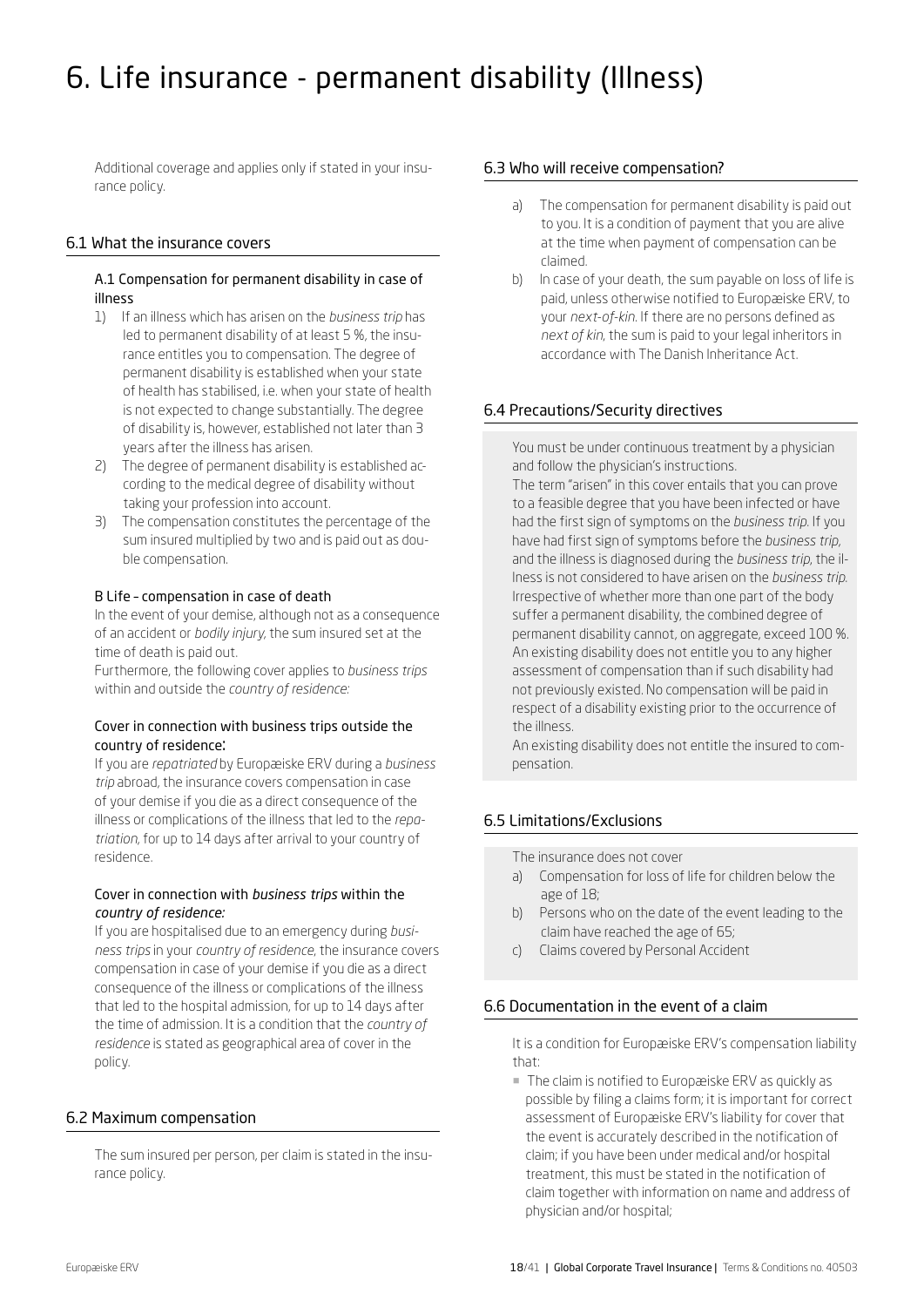# 6. Life insurance - permanent disability (Illness)

Additional coverage and applies only if stated in your insurance policy.

## 6.1 What the insurance covers

### A.1 Compensation for permanent disability in case of illness

1) If an illness which has arisen on the *business trip* has led to permanent disability of at least 5 %, the insurance entitles you to compensation. The degree of permanent disability is established when your state of health has stabilised, i.e. when your state of health is not expected to change substantially. The degree of disability is, however, established not later than 3 years after the illness has arisen.
2) The degree of permanent disability is established according to the medical degree of disability without taking your profession into account.
3) The compensation constitutes the percentage of the sum insured multiplied by two and is paid out as double compensation.

### B Life – compensation in case of death

In the event of your demise, although not as a consequence of an accident or *bodily injury,* the sum insured set at the time of death is paid out.

Furthermore, the following cover applies to *business trips* within and outside the *country of residence:*

#### Cover in connection with business trips outside the country of residence:

If you are *repatriated* by Europæiske ERV during a *business trip* abroad, the insurance covers compensation in case of your demise if you die as a direct consequence of the illness or complications of the illness that led to the *repatriation,* for up to 14 days after arrival to your country of residence.

#### Cover in connection with *business trips* within the *country of residence:*

If you are hospitalised due to an emergency during *business trips* in your *country of residence*, the insurance covers compensation in case of your demise if you die as a direct consequence of the illness or complications of the illness that led to the hospital admission, for up to 14 days after the time of admission. It is a condition that the *country of residence* is stated as geographical area of cover in the policy.

## 6.2 Maximum compensation

The sum insured per person, per claim is stated in the insurance policy.

## 6.3 Who will receive compensation?

a) The compensation for permanent disability is paid out to you. It is a condition of payment that you are alive at the time when payment of compensation can be claimed.
b) In case of your death, the sum payable on loss of life is paid, unless otherwise notified to Europæiske ERV, to your *next-of-kin*. If there are no persons defined as *next of kin*, the sum is paid to your legal inheritors in accordance with The Danish Inheritance Act.

## 6.4 Precautions/Security directives

You must be under continuous treatment by a physician and follow the physician's instructions.

The term "arisen" in this cover entails that you can prove to a feasible degree that you have been infected or have had the first sign of symptoms on the *business trip*. If you have had first sign of symptoms before the *business trip,* and the illness is diagnosed during the *business trip*, the illness is not considered to have arisen on the *business trip.*

Irrespective of whether more than one part of the body suffer a permanent disability, the combined degree of permanent disability cannot, on aggregate, exceed 100 %.

An existing disability does not entitle you to any higher assessment of compensation than if such disability had not previously existed. No compensation will be paid in respect of a disability existing prior to the occurrence of the illness.

An existing disability does not entitle the insured to compensation.

## 6.5 Limitations/Exclusions

The insurance does not cover

a) Compensation for loss of life for children below the age of 18;
b) Persons who on the date of the event leading to the claim have reached the age of 65;
c) Claims covered by Personal Accident

## 6.6 Documentation in the event of a claim

It is a condition for Europæiske ERV's compensation liability that:

- The claim is notified to Europæiske ERV as quickly as possible by filing a claims form; it is important for correct assessment of Europæiske ERV's liability for cover that the event is accurately described in the notification of claim; if you have been under medical and/or hospital treatment, this must be stated in the notification of claim together with information on name and address of physician and/or hospital;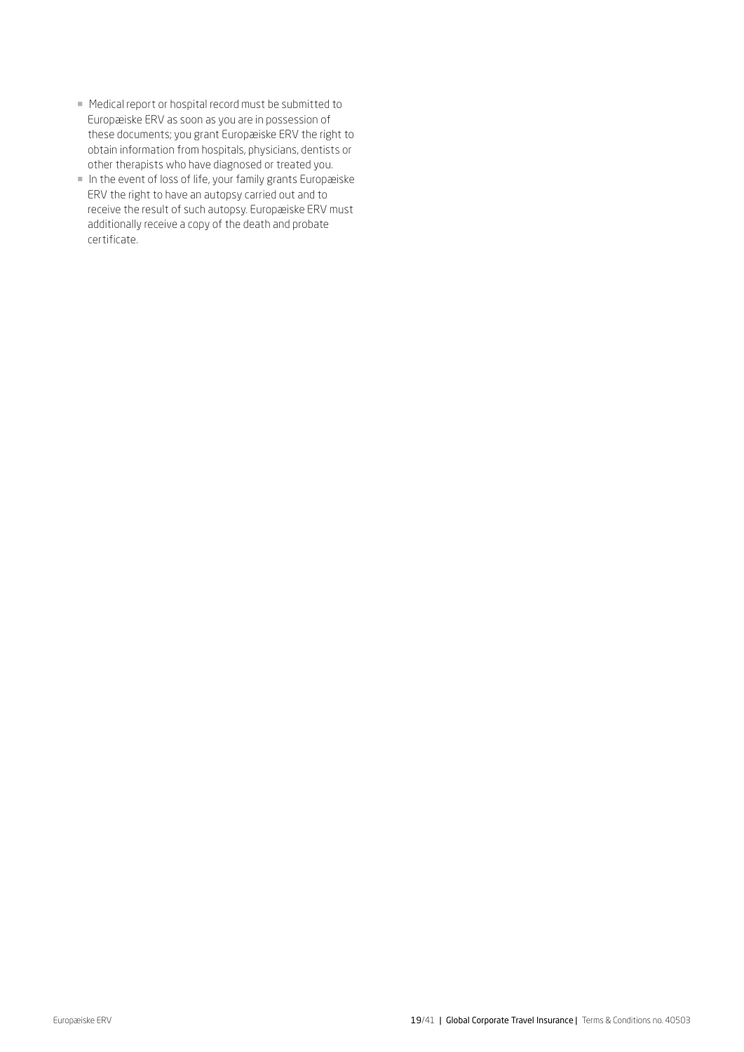- Medical report or hospital record must be submitted to Europæiske ERV as soon as you are in possession of these documents; you grant Europæiske ERV the right to obtain information from hospitals, physicians, dentists or other therapists who have diagnosed or treated you.
- In the event of loss of life, your family grants Europæiske ERV the right to have an autopsy carried out and to receive the result of such autopsy. Europæiske ERV must additionally receive a copy of the death and probate certificate.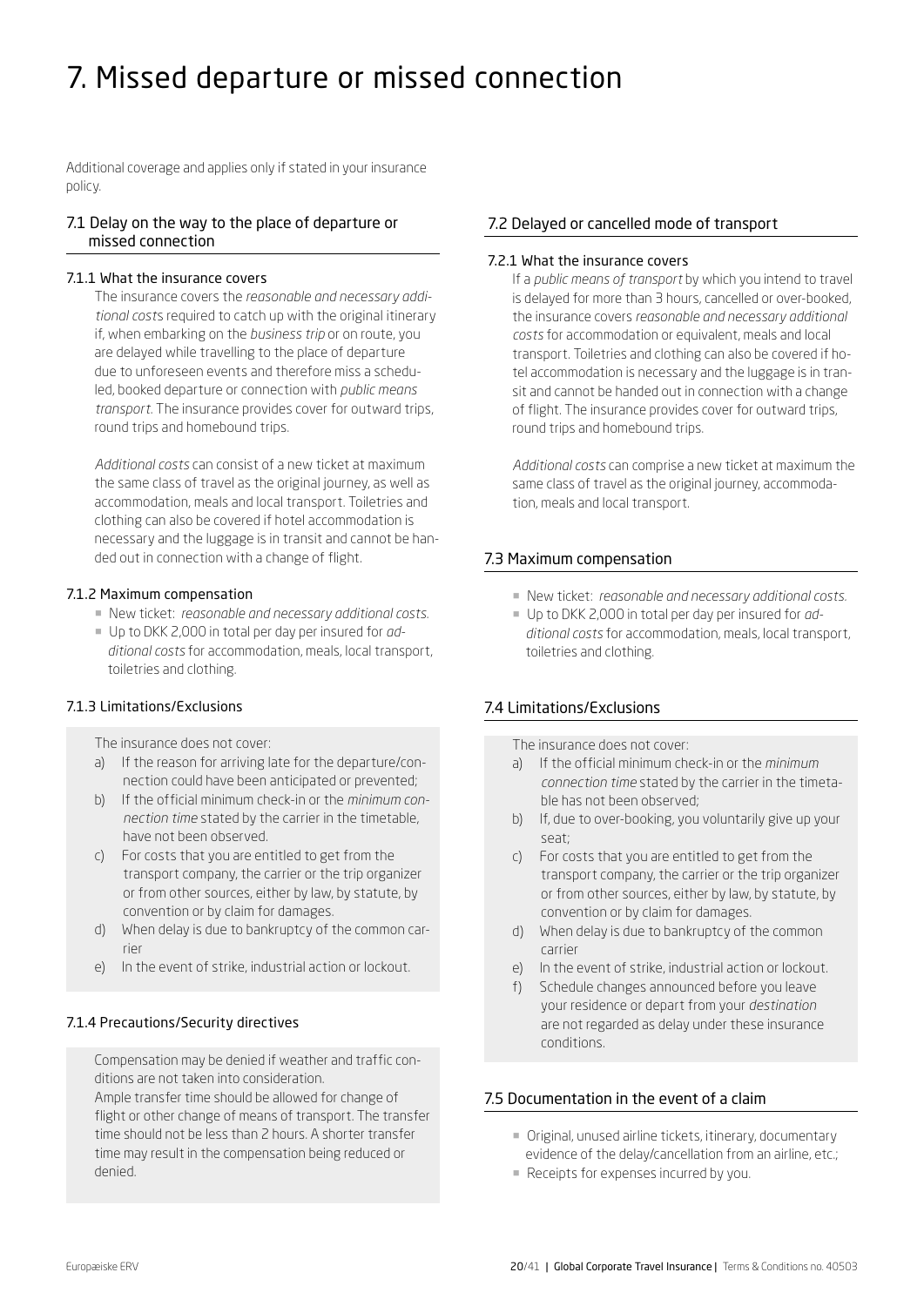# 7. Missed departure or missed connection

Additional coverage and applies only if stated in your insurance policy.

## 7.1 Delay on the way to the place of departure or missed connection

### 7.1.1 What the insurance covers

The insurance covers the *reasonable and necessary additional costs* required to catch up with the original itinerary if, when embarking on the *business trip* or on route, you are delayed while travelling to the place of departure due to unforeseen events and therefore miss a scheduled, booked departure or connection with *public means transport*. The insurance provides cover for outward trips, round trips and homebound trips.

*Additional costs* can consist of a new ticket at maximum the same class of travel as the original journey, as well as accommodation, meals and local transport. Toiletries and clothing can also be covered if hotel accommodation is necessary and the luggage is in transit and cannot be handed out in connection with a change of flight.

### 7.1.2 Maximum compensation

- New ticket: *reasonable and necessary additional costs.*
- Up to DKK 2,000 in total per day per insured for *additional costs* for accommodation, meals, local transport, toiletries and clothing.

### 7.1.3 Limitations/Exclusions

The insurance does not cover:

a) If the reason for arriving late for the departure/connection could have been anticipated or prevented;
b) If the official minimum check-in or the *minimum connection time* stated by the carrier in the timetable, have not been observed.
c) For costs that you are entitled to get from the transport company, the carrier or the trip organizer or from other sources, either by law, by statute, by convention or by claim for damages.
d) When delay is due to bankruptcy of the common carrier
e) In the event of strike, industrial action or lockout.

### 7.1.4 Precautions/Security directives

Compensation may be denied if weather and traffic conditions are not taken into consideration.
Ample transfer time should be allowed for change of flight or other change of means of transport. The transfer time should not be less than 2 hours. A shorter transfer time may result in the compensation being reduced or denied.

## 7.2 Delayed or cancelled mode of transport

### 7.2.1 What the insurance covers

If a *public means of transport* by which you intend to travel is delayed for more than 3 hours, cancelled or over-booked, the insurance covers *reasonable and necessary additional costs* for accommodation or equivalent, meals and local transport. Toiletries and clothing can also be covered if hotel accommodation is necessary and the luggage is in transit and cannot be handed out in connection with a change of flight. The insurance provides cover for outward trips, round trips and homebound trips.

*Additional costs* can comprise a new ticket at maximum the same class of travel as the original journey, accommodation, meals and local transport.

## 7.3 Maximum compensation

- New ticket: *reasonable and necessary additional costs.*
- Up to DKK 2,000 in total per day per insured for *additional costs* for accommodation, meals, local transport, toiletries and clothing.

## 7.4 Limitations/Exclusions

The insurance does not cover:

a) If the official minimum check-in or the *minimum connection time* stated by the carrier in the timetable has not been observed;
b) If, due to over-booking, you voluntarily give up your seat;
c) For costs that you are entitled to get from the transport company, the carrier or the trip organizer or from other sources, either by law, by statute, by convention or by claim for damages.
d) When delay is due to bankruptcy of the common carrier
e) In the event of strike, industrial action or lockout.
f) Schedule changes announced before you leave your residence or depart from your *destination* are not regarded as delay under these insurance conditions.

## 7.5 Documentation in the event of a claim

- Original, unused airline tickets, itinerary, documentary evidence of the delay/cancellation from an airline, etc.;
- Receipts for expenses incurred by you.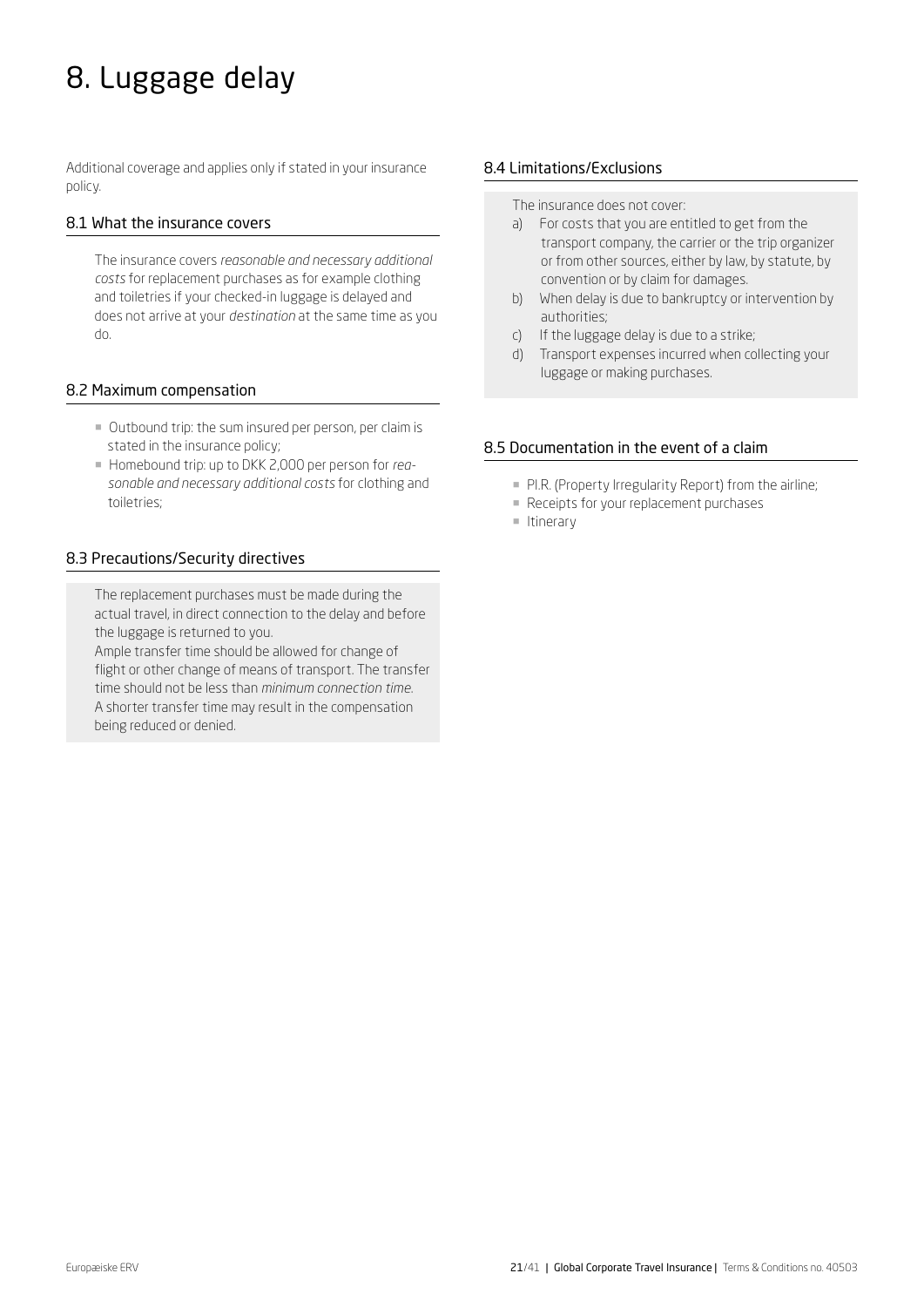# 8. Luggage delay

Additional coverage and applies only if stated in your insurance policy.

## 8.1 What the insurance covers

The insurance covers *reasonable and necessary additional costs* for replacement purchases as for example clothing and toiletries if your checked-in luggage is delayed and does not arrive at your *destination* at the same time as you do.

## 8.2 Maximum compensation

- Outbound trip: the sum insured per person, per claim is stated in the insurance policy;
- Homebound trip: up to DKK 2,000 per person for *reasonable and necessary additional costs* for clothing and toiletries;

## 8.3 Precautions/Security directives

The replacement purchases must be made during the actual travel, in direct connection to the delay and before the luggage is returned to you.
Ample transfer time should be allowed for change of flight or other change of means of transport. The transfer time should not be less than *minimum connection time*. A shorter transfer time may result in the compensation being reduced or denied.

## 8.4 Limitations/Exclusions

The insurance does not cover:

a) For costs that you are entitled to get from the transport company, the carrier or the trip organizer or from other sources, either by law, by statute, by convention or by claim for damages.
b) When delay is due to bankruptcy or intervention by authorities;
c) If the luggage delay is due to a strike;
d) Transport expenses incurred when collecting your luggage or making purchases.

## 8.5 Documentation in the event of a claim

- P.I.R. (Property Irregularity Report) from the airline;
- Receipts for your replacement purchases
- Itinerary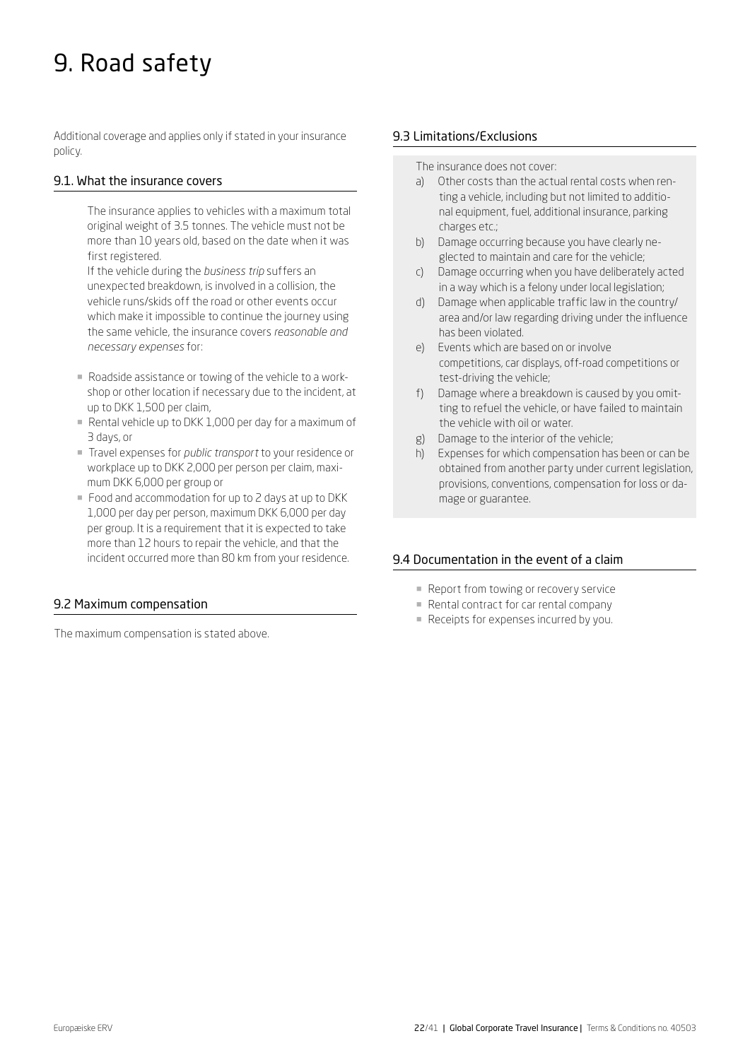# 9. Road safety

Additional coverage and applies only if stated in your insurance policy.

## 9.1. What the insurance covers

The insurance applies to vehicles with a maximum total original weight of 3.5 tonnes. The vehicle must not be more than 10 years old, based on the date when it was first registered.

If the vehicle during the *business trip* suffers an unexpected breakdown, is involved in a collision, the vehicle runs/skids off the road or other events occur which make it impossible to continue the journey using the same vehicle, the insurance covers *reasonable and necessary expenses* for:

- Roadside assistance or towing of the vehicle to a workshop or other location if necessary due to the incident, at up to DKK 1,500 per claim,
- Rental vehicle up to DKK 1,000 per day for a maximum of 3 days, or
- Travel expenses for *public transport* to your residence or workplace up to DKK 2,000 per person per claim, maximum DKK 6,000 per group or
- Food and accommodation for up to 2 days at up to DKK 1,000 per day per person, maximum DKK 6,000 per day per group. It is a requirement that it is expected to take more than 12 hours to repair the vehicle, and that the incident occurred more than 80 km from your residence.

## 9.2 Maximum compensation

The maximum compensation is stated above.

## 9.3 Limitations/Exclusions

The insurance does not cover:

a) Other costs than the actual rental costs when renting a vehicle, including but not limited to additional equipment, fuel, additional insurance, parking charges etc.;

b) Damage occurring because you have clearly neglected to maintain and care for the vehicle;

c) Damage occurring when you have deliberately acted in a way which is a felony under local legislation;

d) Damage when applicable traffic law in the country/area and/or law regarding driving under the influence has been violated.

e) Events which are based on or involve competitions, car displays, off-road competitions or test-driving the vehicle;

f) Damage where a breakdown is caused by you omitting to refuel the vehicle, or have failed to maintain the vehicle with oil or water.

g) Damage to the interior of the vehicle;

h) Expenses for which compensation has been or can be obtained from another party under current legislation, provisions, conventions, compensation for loss or damage or guarantee.

## 9.4 Documentation in the event of a claim

- Report from towing or recovery service
- Rental contract for car rental company
- Receipts for expenses incurred by you.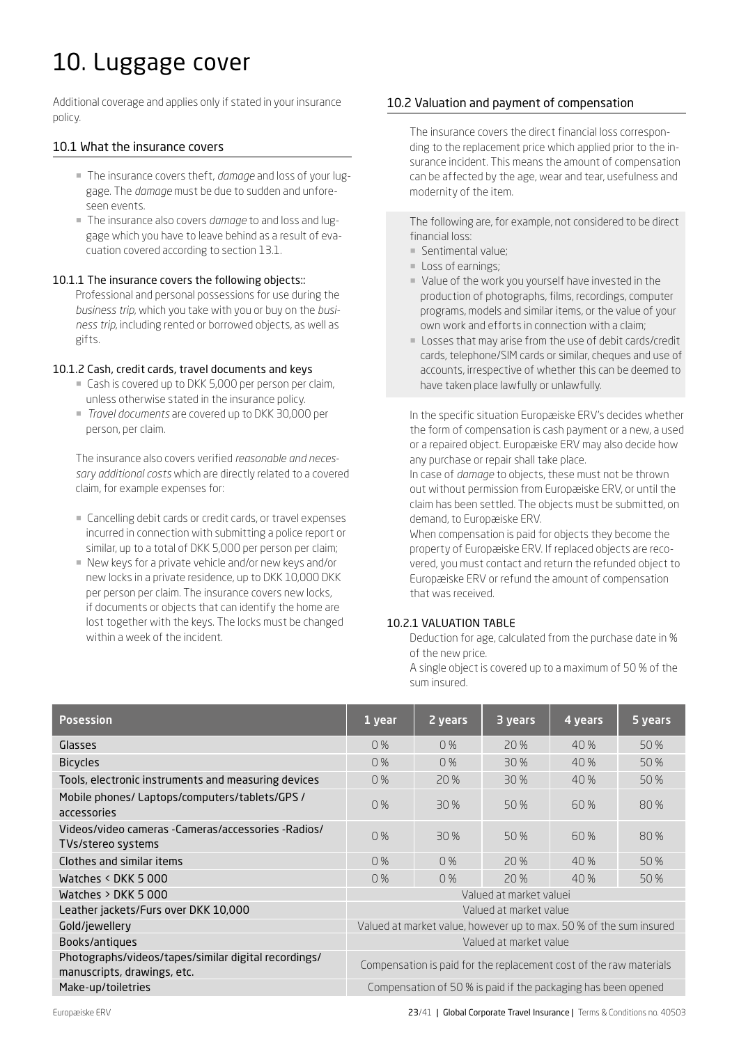# 10. Luggage cover

Additional coverage and applies only if stated in your insurance policy.

## 10.1 What the insurance covers

- The insurance covers theft, *damage* and loss of your luggage. The *damage* must be due to sudden and unforeseen events.
- The insurance also covers *damage* to and loss and luggage which you have to leave behind as a result of evacuation covered according to section 13.1.

### 10.1.1 The insurance covers the following objects::

Professional and personal possessions for use during the *business trip*, which you take with you or buy on the *business trip*, including rented or borrowed objects, as well as gifts.

### 10.1.2 Cash, credit cards, travel documents and keys

- Cash is covered up to DKK 5,000 per person per claim, unless otherwise stated in the insurance policy.
- *Travel documents* are covered up to DKK 30,000 per person, per claim.

The insurance also covers verified *reasonable and necessary additional costs* which are directly related to a covered claim, for example expenses for:

- Cancelling debit cards or credit cards, or travel expenses incurred in connection with submitting a police report or similar, up to a total of DKK 5,000 per person per claim;
- New keys for a private vehicle and/or new keys and/or new locks in a private residence, up to DKK 10,000 DKK per person per claim. The insurance covers new locks, if documents or objects that can identify the home are lost together with the keys. The locks must be changed within a week of the incident.

## 10.2 Valuation and payment of compensation

The insurance covers the direct financial loss corresponding to the replacement price which applied prior to the insurance incident. This means the amount of compensation can be affected by the age, wear and tear, usefulness and modernity of the item.

The following are, for example, not considered to be direct financial loss:

- Sentimental value;
- Loss of earnings;
- Value of the work you yourself have invested in the production of photographs, films, recordings, computer programs, models and similar items, or the value of your own work and efforts in connection with a claim;
- Losses that may arise from the use of debit cards/credit cards, telephone/SIM cards or similar, cheques and use of accounts, irrespective of whether this can be deemed to have taken place lawfully or unlawfully.

In the specific situation Europæiske ERV's decides whether the form of compensation is cash payment or a new, a used or a repaired object. Europæiske ERV may also decide how any purchase or repair shall take place.

In case of *damage* to objects, these must not be thrown out without permission from Europæiske ERV, or until the claim has been settled. The objects must be submitted, on demand, to Europæiske ERV.

When compensation is paid for objects they become the property of Europæiske ERV. If replaced objects are recovered, you must contact and return the refunded object to Europæiske ERV or refund the amount of compensation that was received.

### 10.2.1 VALUATION TABLE

Deduction for age, calculated from the purchase date in % of the new price.

A single object is covered up to a maximum of 50 % of the sum insured.

| Posession | 1 year | 2 years | 3 years | 4 years | 5 years |
|---|---|---|---|---|---|
| Glasses | 0 % | 0 % | 20 % | 40 % | 50 % |
| Bicycles | 0 % | 0 % | 30 % | 40 % | 50 % |
| Tools, electronic instruments and measuring devices | 0 % | 20 % | 30 % | 40 % | 50 % |
| Mobile phones/ Laptops/computers/tablets/GPS / accessories | 0 % | 30 % | 50 % | 60 % | 80 % |
| Videos/video cameras -Cameras/accessories -Radios/ TVs/stereo systems | 0 % | 30 % | 50 % | 60 % | 80 % |
| Clothes and similar items | 0 % | 0 % | 20 % | 40 % | 50 % |
| Watches < DKK 5 000 | 0 % | 0 % | 20 % | 40 % | 50 % |
| Watches > DKK 5 000 | Valued at market valuei | | | | |
| Leather jackets/Furs over DKK 10,000 | Valued at market value | | | | |
| Gold/jewellery | Valued at market value, however up to max. 50 % of the sum insured | | | | |
| Books/antiques | Valued at market value | | | | |
| Photographs/videos/tapes/similar digital recordings/ manuscripts, drawings, etc. | Compensation is paid for the replacement cost of the raw materials | | | | |
| Make-up/toiletries | Compensation of 50 % is paid if the packaging has been opened | | | | |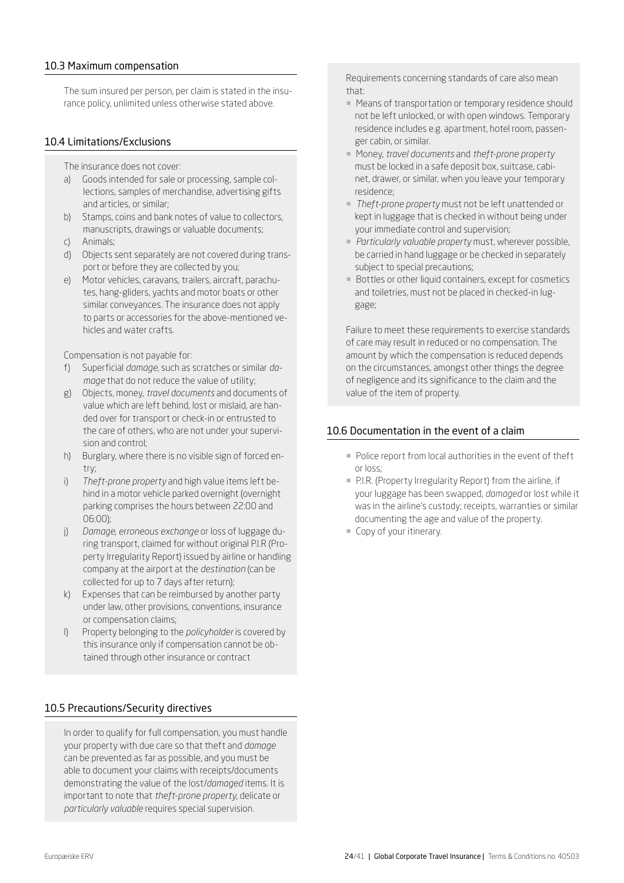### 10.3 Maximum compensation

The sum insured per person, per claim is stated in the insurance policy, unlimited unless otherwise stated above.

### 10.4 Limitations/Exclusions

The insurance does not cover:

a) Goods intended for sale or processing, sample collections, samples of merchandise, advertising gifts and articles, or similar;
b) Stamps, coins and bank notes of value to collectors, manuscripts, drawings or valuable documents;
c) Animals;
d) Objects sent separately are not covered during transport or before they are collected by you;
e) Motor vehicles, caravans, trailers, aircraft, parachutes, hang-gliders, yachts and motor boats or other similar conveyances. The insurance does not apply to parts or accessories for the above-mentioned vehicles and water crafts.

Compensation is not payable for:

f) Superficial *damage*, such as scratches or similar *damage* that do not reduce the value of utility;
g) Objects, money, *travel documents* and documents of value which are left behind, lost or mislaid, are handed over for transport or check-in or entrusted to the care of others, who are not under your supervision and control;
h) Burglary, where there is no visible sign of forced entry;
i) *Theft-prone property* and high value items left behind in a motor vehicle parked overnight (overnight parking comprises the hours between 22:00 and 06:00);
j) *Damage, erroneous exchange* or loss of luggage during transport, claimed for without original P.I.R (Property Irregularity Report) issued by airline or handling company at the airport at the *destination* (can be collected for up to 7 days after return);
k) Expenses that can be reimbursed by another party under law, other provisions, conventions, insurance or compensation claims;
l) Property belonging to the *policyholder* is covered by this insurance only if compensation cannot be obtained through other insurance or contract

### 10.5 Precautions/Security directives

In order to qualify for full compensation, you must handle your property with due care so that theft and *damage* can be prevented as far as possible, and you must be able to document your claims with receipts/documents demonstrating the value of the lost/*damaged* items. It is important to note that *theft-prone property*, delicate or *particularly valuable* requires special supervision.

Requirements concerning standards of care also mean that:

- Means of transportation or temporary residence should not be left unlocked, or with open windows. Temporary residence includes e.g. apartment, hotel room, passenger cabin, or similar.
- Money, *travel documents* and *theft-prone property* must be locked in a safe deposit box, suitcase, cabinet, drawer, or similar, when you leave your temporary residence;
- *Theft-prone property* must not be left unattended or kept in luggage that is checked in without being under your immediate control and supervision;
- *Particularly valuable property* must, wherever possible, be carried in hand luggage or be checked in separately subject to special precautions;
- Bottles or other liquid containers, except for cosmetics and toiletries, must not be placed in checked-in luggage;

Failure to meet these requirements to exercise standards of care may result in reduced or no compensation. The amount by which the compensation is reduced depends on the circumstances, amongst other things the degree of negligence and its significance to the claim and the value of the item of property.

### 10.6 Documentation in the event of a claim

- Police report from local authorities in the event of theft or loss;
- P.I.R. (Property Irregularity Report) from the airline, if your luggage has been swapped, *damaged* or lost while it was in the airline's custody; receipts, warranties or similar documenting the age and value of the property.
- Copy of your itinerary.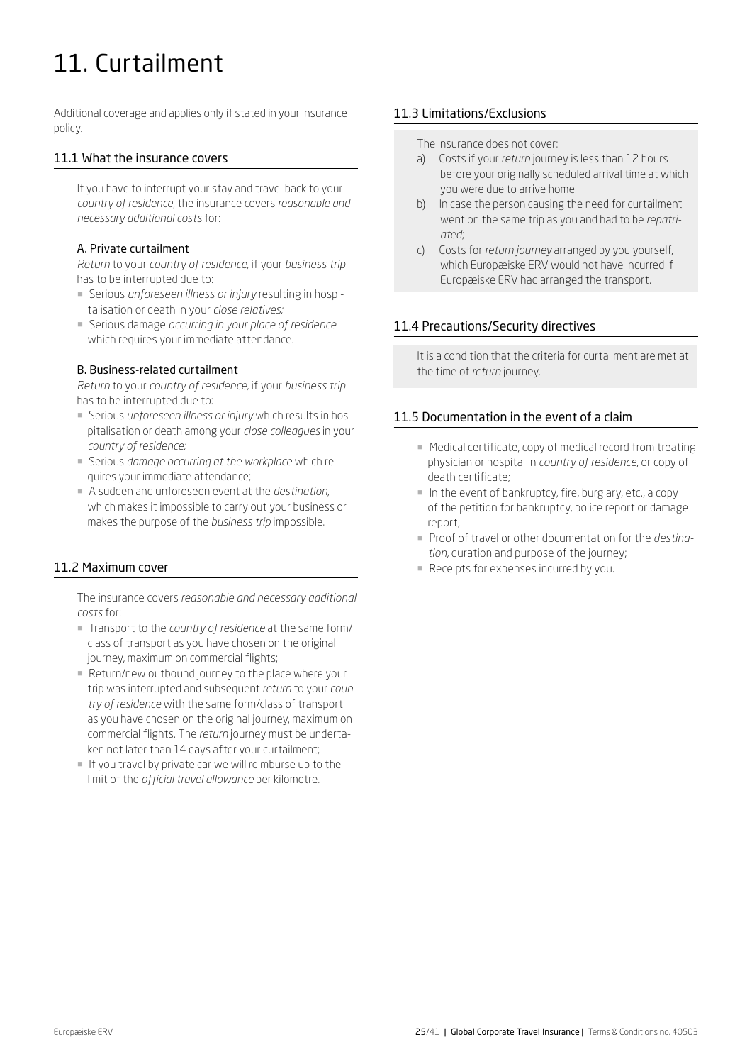# 11. Curtailment

Additional coverage and applies only if stated in your insurance policy.

## 11.1 What the insurance covers

If you have to interrupt your stay and travel back to your *country of residence*, the insurance covers *reasonable and necessary additional costs* for:

### A. Private curtailment

*Return* to your *country of residence*, if your *business trip* has to be interrupted due to:

- Serious *unforeseen illness or injury* resulting in hospitalisation or death in your *close relatives;*
- Serious damage *occurring in your place of residence* which requires your immediate attendance.

### B. Business-related curtailment

*Return* to your *country of residence*, if your *business trip* has to be interrupted due to:

- Serious *unforeseen illness or injury* which results in hospitalisation or death among your *close colleagues* in your *country of residence;*
- Serious *damage occurring at the workplace* which requires your immediate attendance;
- A sudden and unforeseen event at the *destination*, which makes it impossible to carry out your business or makes the purpose of the *business trip* impossible.

## 11.2 Maximum cover

The insurance covers *reasonable and necessary additional costs* for:

- Transport to the *country of residence* at the same form/class of transport as you have chosen on the original journey, maximum on commercial flights;
- Return/new outbound journey to the place where your trip was interrupted and subsequent *return* to your *country of residence* with the same form/class of transport as you have chosen on the original journey, maximum on commercial flights. The *return* journey must be undertaken not later than 14 days after your curtailment;
- If you travel by private car we will reimburse up to the limit of the *official travel allowance* per kilometre.

## 11.3 Limitations/Exclusions

The insurance does not cover:

a) Costs if your *return* journey is less than 12 hours before your originally scheduled arrival time at which you were due to arrive home.

b) In case the person causing the need for curtailment went on the same trip as you and had to be *repatriated*;

c) Costs for *return journey* arranged by you yourself, which Europæiske ERV would not have incurred if Europæiske ERV had arranged the transport.

## 11.4 Precautions/Security directives

It is a condition that the criteria for curtailment are met at the time of *return* journey.

## 11.5 Documentation in the event of a claim

- Medical certificate, copy of medical record from treating physician or hospital in *country of residence*, or copy of death certificate;
- In the event of bankruptcy, fire, burglary, etc., a copy of the petition for bankruptcy, police report or damage report;
- Proof of travel or other documentation for the *destination*, duration and purpose of the journey;
- Receipts for expenses incurred by you.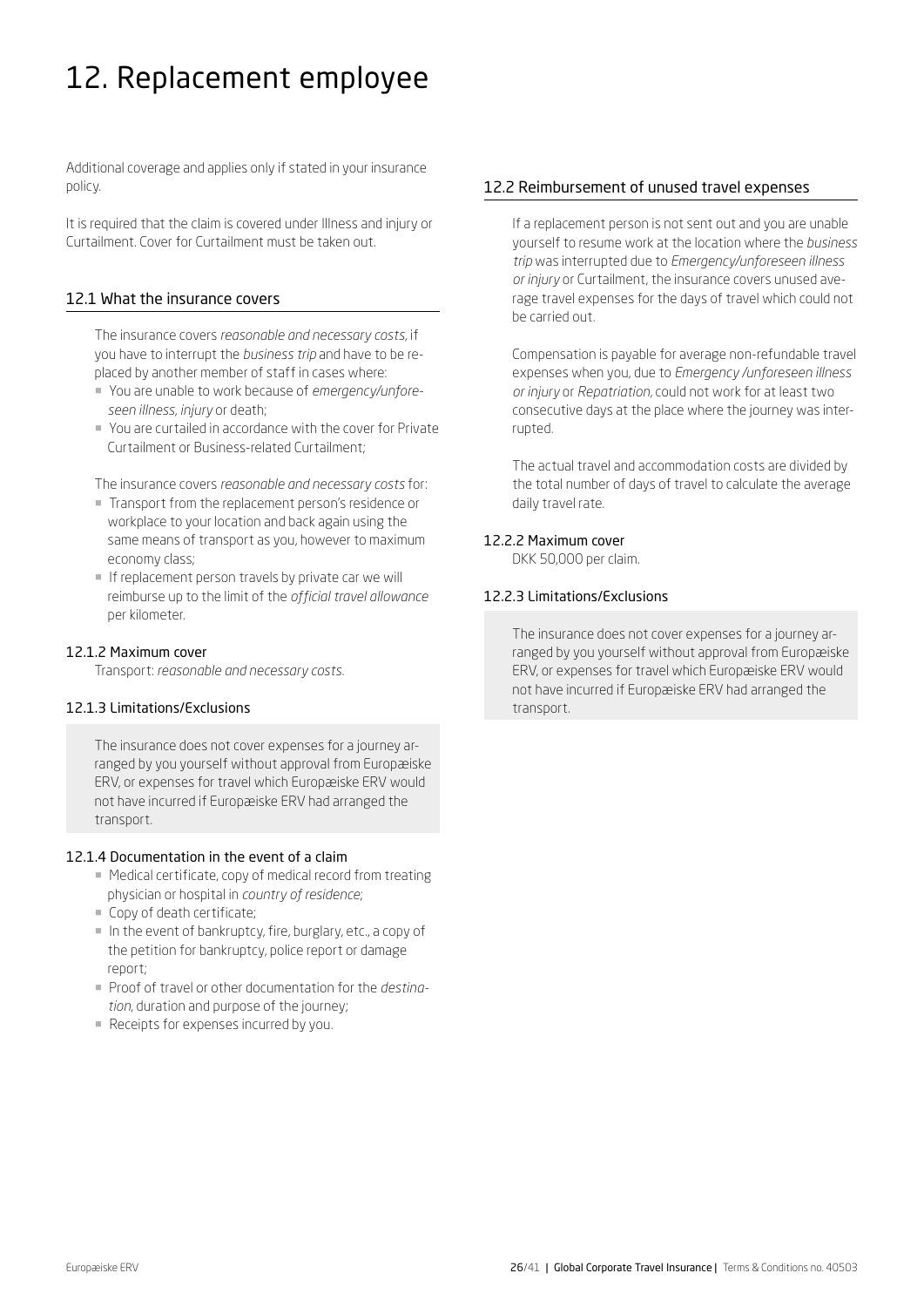# 12. Replacement employee

Additional coverage and applies only if stated in your insurance policy.

It is required that the claim is covered under Illness and injury or Curtailment. Cover for Curtailment must be taken out.

## 12.1 What the insurance covers

The insurance covers *reasonable and necessary costs*, if you have to interrupt the *business trip* and have to be replaced by another member of staff in cases where:

- You are unable to work because of *emergency/unforeseen illness*, *injury* or death;
- You are curtailed in accordance with the cover for Private Curtailment or Business-related Curtailment;

The insurance covers *reasonable and necessary costs* for:

- Transport from the replacement person's residence or workplace to your location and back again using the same means of transport as you, however to maximum economy class;
- If replacement person travels by private car we will reimburse up to the limit of the *official travel allowance* per kilometer.

### 12.1.2 Maximum cover

Transport: *reasonable and necessary costs*.

### 12.1.3 Limitations/Exclusions

The insurance does not cover expenses for a journey arranged by you yourself without approval from Europæiske ERV, or expenses for travel which Europæiske ERV would not have incurred if Europæiske ERV had arranged the transport.

### 12.1.4 Documentation in the event of a claim

- Medical certificate, copy of medical record from treating physician or hospital in *country of residence*;
- Copy of death certificate;
- In the event of bankruptcy, fire, burglary, etc., a copy of the petition for bankruptcy, police report or damage report;
- Proof of travel or other documentation for the *destination*, duration and purpose of the journey;
- Receipts for expenses incurred by you.

## 12.2 Reimbursement of unused travel expenses

If a replacement person is not sent out and you are unable yourself to resume work at the location where the *business trip* was interrupted due to *Emergency/unforeseen illness or injury* or Curtailment, the insurance covers unused average travel expenses for the days of travel which could not be carried out.

Compensation is payable for average non-refundable travel expenses when you, due to *Emergency /unforeseen illness or injury* or *Repatriation*, could not work for at least two consecutive days at the place where the journey was interrupted.

The actual travel and accommodation costs are divided by the total number of days of travel to calculate the average daily travel rate.

### 12.2.2 Maximum cover

DKK 50,000 per claim.

### 12.2.3 Limitations/Exclusions

The insurance does not cover expenses for a journey arranged by you yourself without approval from Europæiske ERV, or expenses for travel which Europæiske ERV would not have incurred if Europæiske ERV had arranged the transport.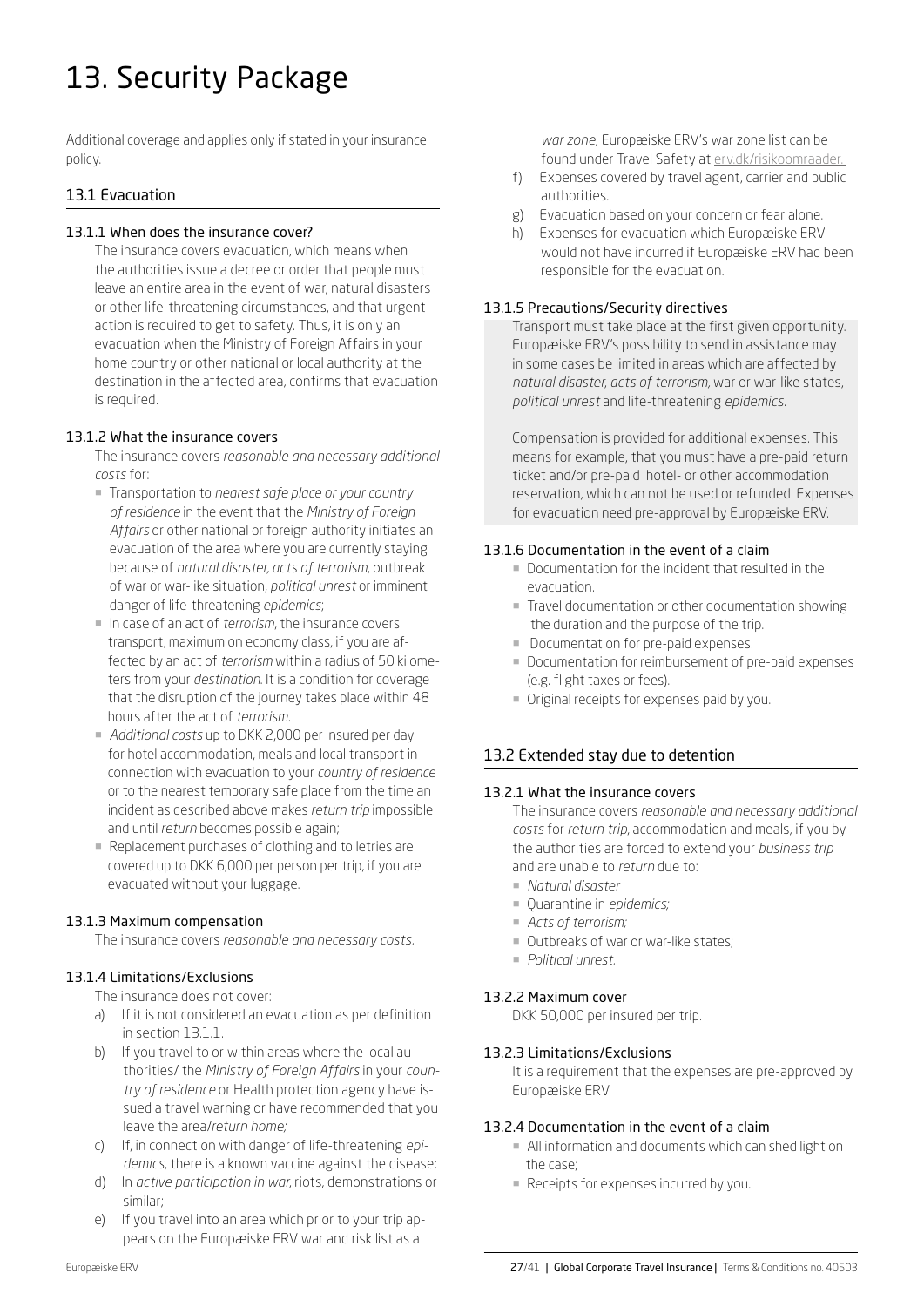# 13. Security Package

Additional coverage and applies only if stated in your insurance policy.

## 13.1 Evacuation

### 13.1.1 When does the insurance cover?

The insurance covers evacuation, which means when the authorities issue a decree or order that people must leave an entire area in the event of war, natural disasters or other life-threatening circumstances, and that urgent action is required to get to safety. Thus, it is only an evacuation when the Ministry of Foreign Affairs in your home country or other national or local authority at the destination in the affected area, confirms that evacuation is required.

### 13.1.2 What the insurance covers

The insurance covers *reasonable and necessary additional costs* for:

- Transportation to *nearest safe place or your country of residence* in the event that the *Ministry of Foreign Affairs* or other national or foreign authority initiates an evacuation of the area where you are currently staying because of *natural disaster, acts of terrorism*, outbreak of war or war-like situation, *political unrest* or imminent danger of life-threatening *epidemics*;
- In case of an act of *terrorism*, the insurance covers transport, maximum on economy class, if you are affected by an act of *terrorism* within a radius of 50 kilometers from your *destination*. It is a condition for coverage that the disruption of the journey takes place within 48 hours after the act of *terrorism*.
- *Additional costs* up to DKK 2,000 per insured per day for hotel accommodation, meals and local transport in connection with evacuation to your *country of residence* or to the nearest temporary safe place from the time an incident as described above makes *return trip* impossible and until *return* becomes possible again;
- Replacement purchases of clothing and toiletries are covered up to DKK 6,000 per person per trip, if you are evacuated without your luggage.

### 13.1.3 Maximum compensation

The insurance covers *reasonable and necessary costs*.

### 13.1.4 Limitations/Exclusions

The insurance does not cover:

a) If it is not considered an evacuation as per definition in section 13.1.1.

b) If you travel to or within areas where the local authorities/ the *Ministry of Foreign Affairs* in your *country of residence* or Health protection agency have issued a travel warning or have recommended that you leave the area/*return home;*

c) If, in connection with danger of life-threatening *epidemics*, there is a known vaccine against the disease;

d) In *active participation in war*, riots, demonstrations or similar;

e) If you travel into an area which prior to your trip appears on the Europæiske ERV war and risk list as a *war zone*; Europæiske ERV's war zone list can be found under Travel Safety at erv.dk/risikoomraader.

f) Expenses covered by travel agent, carrier and public authorities.

g) Evacuation based on your concern or fear alone.

h) Expenses for evacuation which Europæiske ERV would not have incurred if Europæiske ERV had been responsible for the evacuation.

### 13.1.5 Precautions/Security directives

Transport must take place at the first given opportunity. Europæiske ERV's possibility to send in assistance may in some cases be limited in areas which are affected by *natural disaster, acts of terrorism*, war or war-like states, *political unrest* and life-threatening *epidemics*.

Compensation is provided for additional expenses. This means for example, that you must have a pre-paid return ticket and/or pre-paid hotel- or other accommodation reservation, which can not be used or refunded. Expenses for evacuation need pre-approval by Europæiske ERV.

### 13.1.6 Documentation in the event of a claim

- Documentation for the incident that resulted in the evacuation.
- Travel documentation or other documentation showing the duration and the purpose of the trip.
- Documentation for pre-paid expenses.
- Documentation for reimbursement of pre-paid expenses (e.g. flight taxes or fees).
- Original receipts for expenses paid by you.

## 13.2 Extended stay due to detention

### 13.2.1 What the insurance covers

The insurance covers *reasonable and necessary additional costs* for *return trip*, accommodation and meals, if you by the authorities are forced to extend your *business trip* and are unable to *return* due to:

- *Natural disaster*
- Quarantine in *epidemics;*
- *Acts of terrorism;*
- Outbreaks of war or war-like states;
- *Political unrest.*

### 13.2.2 Maximum cover

DKK 50,000 per insured per trip.

### 13.2.3 Limitations/Exclusions

It is a requirement that the expenses are pre-approved by Europæiske ERV.

### 13.2.4 Documentation in the event of a claim

- All information and documents which can shed light on the case;
- Receipts for expenses incurred by you.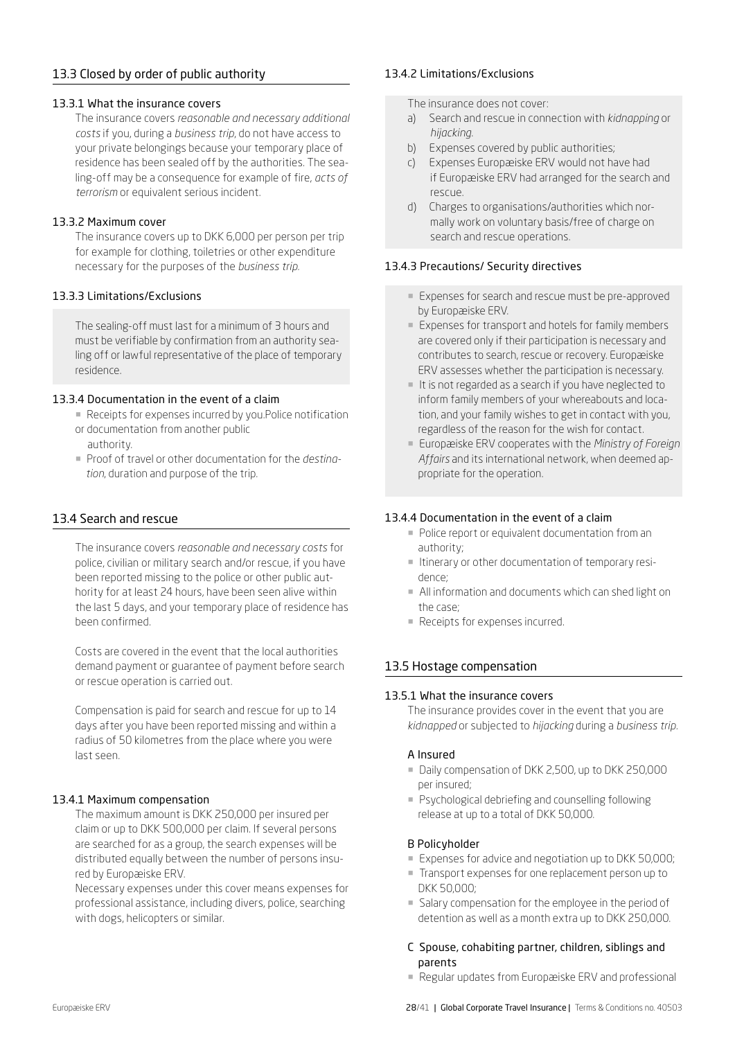## 13.3 Closed by order of public authority

### 13.3.1 What the insurance covers

The insurance covers *reasonable and necessary additional costs* if you, during a *business trip*, do not have access to your private belongings because your temporary place of residence has been sealed off by the authorities. The sealing-off may be a consequence for example of fire, *acts of terrorism* or equivalent serious incident.

### 13.3.2 Maximum cover

The insurance covers up to DKK 6,000 per person per trip for example for clothing, toiletries or other expenditure necessary for the purposes of the *business trip*.

### 13.3.3 Limitations/Exclusions

The sealing-off must last for a minimum of 3 hours and must be verifiable by confirmation from an authority sealing off or lawful representative of the place of temporary residence.

### 13.3.4 Documentation in the event of a claim

- Receipts for expenses incurred by you.Police notification or documentation from another public authority.
- Proof of travel or other documentation for the *destination*, duration and purpose of the trip.

## 13.4 Search and rescue

The insurance covers *reasonable and necessary costs* for police, civilian or military search and/or rescue, if you have been reported missing to the police or other public authority for at least 24 hours, have been seen alive within the last 5 days, and your temporary place of residence has been confirmed.

Costs are covered in the event that the local authorities demand payment or guarantee of payment before search or rescue operation is carried out.

Compensation is paid for search and rescue for up to 14 days after you have been reported missing and within a radius of 50 kilometres from the place where you were last seen.

### 13.4.1 Maximum compensation

The maximum amount is DKK 250,000 per insured per claim or up to DKK 500,000 per claim. If several persons are searched for as a group, the search expenses will be distributed equally between the number of persons insured by Europæiske ERV.

Necessary expenses under this cover means expenses for professional assistance, including divers, police, searching with dogs, helicopters or similar.

### 13.4.2 Limitations/Exclusions

The insurance does not cover:

a) Search and rescue in connection with *kidnapping* or *hijacking*.

b) Expenses covered by public authorities;

c) Expenses Europæiske ERV would not have had if Europæiske ERV had arranged for the search and rescue.

d) Charges to organisations/authorities which normally work on voluntary basis/free of charge on search and rescue operations.

### 13.4.3 Precautions/ Security directives

- Expenses for search and rescue must be pre-approved by Europæiske ERV.
- Expenses for transport and hotels for family members are covered only if their participation is necessary and contributes to search, rescue or recovery. Europæiske ERV assesses whether the participation is necessary.
- It is not regarded as a search if you have neglected to inform family members of your whereabouts and location, and your family wishes to get in contact with you, regardless of the reason for the wish for contact.
- Europæiske ERV cooperates with the *Ministry of Foreign Affairs* and its international network, when deemed appropriate for the operation.

### 13.4.4 Documentation in the event of a claim

- Police report or equivalent documentation from an authority;
- Itinerary or other documentation of temporary residence;
- All information and documents which can shed light on the case;
- Receipts for expenses incurred.

## 13.5 Hostage compensation

### 13.5.1 What the insurance covers

The insurance provides cover in the event that you are *kidnapped* or subjected to *hijacking* during a *business trip*.

#### A Insured

- Daily compensation of DKK 2,500, up to DKK 250,000 per insured;
- Psychological debriefing and counselling following release at up to a total of DKK 50,000.

#### B Policyholder

- Expenses for advice and negotiation up to DKK 50,000;
- Transport expenses for one replacement person up to DKK 50,000;
- Salary compensation for the employee in the period of detention as well as a month extra up to DKK 250,000.

#### C Spouse, cohabiting partner, children, siblings and parents

- Regular updates from Europæiske ERV and professional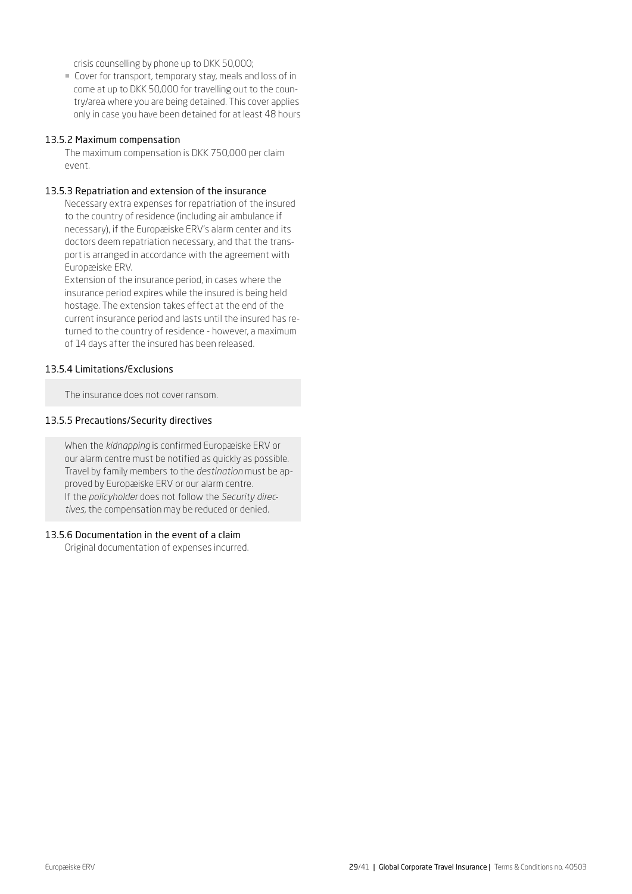crisis counselling by phone up to DKK 50,000;

- Cover for transport, temporary stay, meals and loss of income at up to DKK 50,000 for travelling out to the country/area where you are being detained. This cover applies only in case you have been detained for at least 48 hours

### 13.5.2 Maximum compensation

The maximum compensation is DKK 750,000 per claim event.

### 13.5.3 Repatriation and extension of the insurance

Necessary extra expenses for repatriation of the insured to the country of residence (including air ambulance if necessary), if the Europæiske ERV's alarm center and its doctors deem repatriation necessary, and that the transport is arranged in accordance with the agreement with Europæiske ERV.

Extension of the insurance period, in cases where the insurance period expires while the insured is being held hostage. The extension takes effect at the end of the current insurance period and lasts until the insured has returned to the country of residence - however, a maximum of 14 days after the insured has been released.

### 13.5.4 Limitations/Exclusions

The insurance does not cover ransom.

### 13.5.5 Precautions/Security directives

When the *kidnapping* is confirmed Europæiske ERV or our alarm centre must be notified as quickly as possible. Travel by family members to the *destination* must be approved by Europæiske ERV or our alarm centre.
If the *policyholder* does not follow the *Security directives*, the compensation may be reduced or denied.

### 13.5.6 Documentation in the event of a claim

Original documentation of expenses incurred.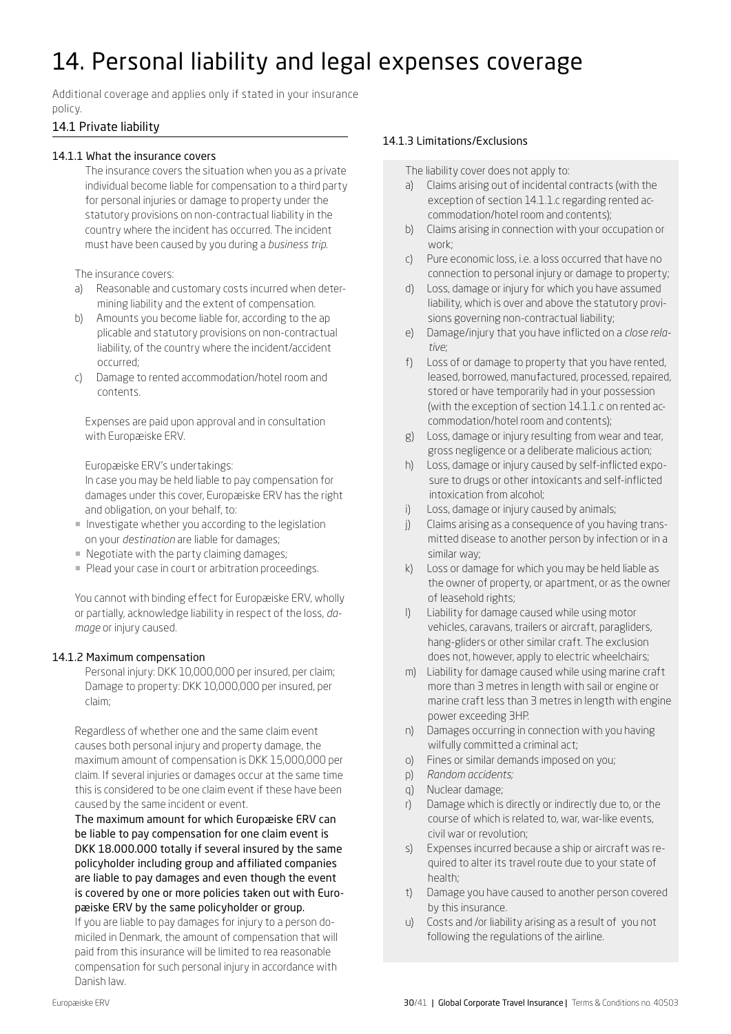# 14. Personal liability and legal expenses coverage

Additional coverage and applies only if stated in your insurance policy.

## 14.1 Private liability

### 14.1.1 What the insurance covers

The insurance covers the situation when you as a private individual become liable for compensation to a third party for personal injuries or damage to property under the statutory provisions on non-contractual liability in the country where the incident has occurred. The incident must have been caused by you during a *business trip*.

The insurance covers:

a) Reasonable and customary costs incurred when determining liability and the extent of compensation.

b) Amounts you become liable for, according to the ap plicable and statutory provisions on non-contractual liability, of the country where the incident/accident occurred;

c) Damage to rented accommodation/hotel room and contents.

Expenses are paid upon approval and in consultation with Europæiske ERV.

Europæiske ERV's undertakings:
In case you may be held liable to pay compensation for damages under this cover, Europæiske ERV has the right and obligation, on your behalf, to:

- Investigate whether you according to the legislation on your *destination* are liable for damages;
- Negotiate with the party claiming damages;
- Plead your case in court or arbitration proceedings.

You cannot with binding effect for Europæiske ERV, wholly or partially, acknowledge liability in respect of the loss, *damage* or injury caused.

### 14.1.2 Maximum compensation

Personal injury: DKK 10,000,000 per insured, per claim;
Damage to property: DKK 10,000,000 per insured, per claim;

Regardless of whether one and the same claim event causes both personal injury and property damage, the maximum amount of compensation is DKK 15,000,000 per claim. If several injuries or damages occur at the same time this is considered to be one claim event if these have been caused by the same incident or event.

**The maximum amount for which Europæiske ERV can be liable to pay compensation for one claim event is DKK 18.000.000 totally if several insured by the same policyholder including group and affiliated companies are liable to pay damages and even though the event is covered by one or more policies taken out with Europæiske ERV by the same policyholder or group.**

If you are liable to pay damages for injury to a person domiciled in Denmark, the amount of compensation that will paid from this insurance will be limited to rea reasonable compensation for such personal injury in accordance with Danish law.

### 14.1.3 Limitations/Exclusions

The liability cover does not apply to:

a) Claims arising out of incidental contracts (with the exception of section 14.1.1.c regarding rented accommodation/hotel room and contents);

b) Claims arising in connection with your occupation or work;

c) Pure economic loss, i.e. a loss occurred that have no connection to personal injury or damage to property;

d) Loss, damage or injury for which you have assumed liability, which is over and above the statutory provisions governing non-contractual liability;

e) Damage/injury that you have inflicted on a *close relative*;

f) Loss of or damage to property that you have rented, leased, borrowed, manufactured, processed, repaired, stored or have temporarily had in your possession (with the exception of section 14.1.1.c on rented accommodation/hotel room and contents);

g) Loss, damage or injury resulting from wear and tear, gross negligence or a deliberate malicious action;

h) Loss, damage or injury caused by self-inflicted exposure to drugs or other intoxicants and self-inflicted intoxication from alcohol;

i) Loss, damage or injury caused by animals;

j) Claims arising as a consequence of you having transmitted disease to another person by infection or in a similar way;

k) Loss or damage for which you may be held liable as the owner of property, or apartment, or as the owner of leasehold rights;

l) Liability for damage caused while using motor vehicles, caravans, trailers or aircraft, paragliders, hang-gliders or other similar craft. The exclusion does not, however, apply to electric wheelchairs;

m) Liability for damage caused while using marine craft more than 3 metres in length with sail or engine or marine craft less than 3 metres in length with engine power exceeding 3HP.

n) Damages occurring in connection with you having wilfully committed a criminal act;

o) Fines or similar demands imposed on you;

p) *Random accidents;*

q) Nuclear damage;

r) Damage which is directly or indirectly due to, or the course of which is related to, war, war-like events, civil war or revolution;

s) Expenses incurred because a ship or aircraft was required to alter its travel route due to your state of health;

t) Damage you have caused to another person covered by this insurance.

u) Costs and /or liability arising as a result of you not following the regulations of the airline.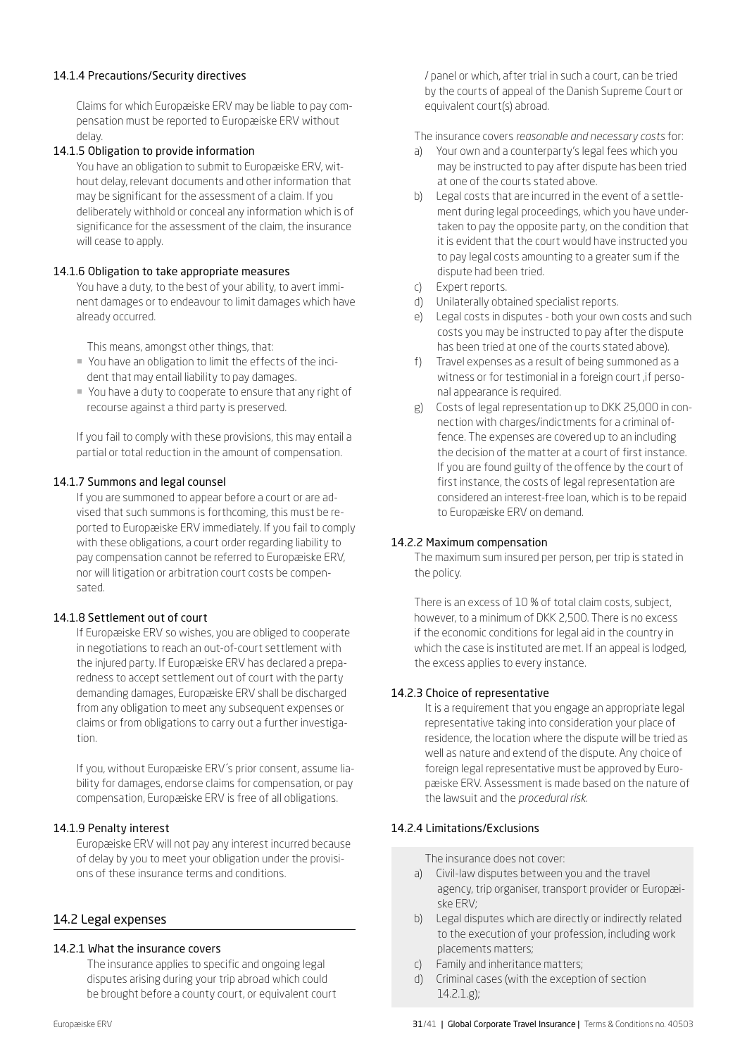#### 14.1.4 Precautions/Security directives

Claims for which Europæiske ERV may be liable to pay compensation must be reported to Europæiske ERV without delay.

#### 14.1.5 Obligation to provide information

You have an obligation to submit to Europæiske ERV, without delay, relevant documents and other information that may be significant for the assessment of a claim. If you deliberately withhold or conceal any information which is of significance for the assessment of the claim, the insurance will cease to apply.

#### 14.1.6 Obligation to take appropriate measures

You have a duty, to the best of your ability, to avert imminent damages or to endeavour to limit damages which have already occurred.

This means, amongst other things, that:

- You have an obligation to limit the effects of the incident that may entail liability to pay damages.
- You have a duty to cooperate to ensure that any right of recourse against a third party is preserved.

If you fail to comply with these provisions, this may entail a partial or total reduction in the amount of compensation.

#### 14.1.7 Summons and legal counsel

If you are summoned to appear before a court or are advised that such summons is forthcoming, this must be reported to Europæiske ERV immediately. If you fail to comply with these obligations, a court order regarding liability to pay compensation cannot be referred to Europæiske ERV, nor will litigation or arbitration court costs be compensated.

#### 14.1.8 Settlement out of court

If Europæiske ERV so wishes, you are obliged to cooperate in negotiations to reach an out-of-court settlement with the injured party. If Europæiske ERV has declared a preparedness to accept settlement out of court with the party demanding damages, Europæiske ERV shall be discharged from any obligation to meet any subsequent expenses or claims or from obligations to carry out a further investigation.

If you, without Europæiske ERV´s prior consent, assume liability for damages, endorse claims for compensation, or pay compensation, Europæiske ERV is free of all obligations.

#### 14.1.9 Penalty interest

Europæiske ERV will not pay any interest incurred because of delay by you to meet your obligation under the provisions of these insurance terms and conditions.

## 14.2 Legal expenses

#### 14.2.1 What the insurance covers

The insurance applies to specific and ongoing legal disputes arising during your trip abroad which could be brought before a county court, or equivalent court / panel or which, after trial in such a court, can be tried by the courts of appeal of the Danish Supreme Court or equivalent court(s) abroad.

The insurance covers *reasonable and necessary costs* for:

a) Your own and a counterparty's legal fees which you may be instructed to pay after dispute has been tried at one of the courts stated above.
b) Legal costs that are incurred in the event of a settlement during legal proceedings, which you have undertaken to pay the opposite party, on the condition that it is evident that the court would have instructed you to pay legal costs amounting to a greater sum if the dispute had been tried.
c) Expert reports.
d) Unilaterally obtained specialist reports.
e) Legal costs in disputes - both your own costs and such costs you may be instructed to pay after the dispute has been tried at one of the courts stated above).
f) Travel expenses as a result of being summoned as a witness or for testimonial in a foreign court ,if personal appearance is required.
g) Costs of legal representation up to DKK 25,000 in connection with charges/indictments for a criminal offence. The expenses are covered up to an including the decision of the matter at a court of first instance. If you are found guilty of the offence by the court of first instance, the costs of legal representation are considered an interest-free loan, which is to be repaid to Europæiske ERV on demand.

#### 14.2.2 Maximum compensation

The maximum sum insured per person, per trip is stated in the policy.

There is an excess of 10 % of total claim costs, subject, however, to a minimum of DKK 2,500. There is no excess if the economic conditions for legal aid in the country in which the case is instituted are met. If an appeal is lodged, the excess applies to every instance.

#### 14.2.3 Choice of representative

It is a requirement that you engage an appropriate legal representative taking into consideration your place of residence, the location where the dispute will be tried as well as nature and extend of the dispute. Any choice of foreign legal representative must be approved by Europæiske ERV. Assessment is made based on the nature of the lawsuit and the *procedural risk*.

#### 14.2.4 Limitations/Exclusions

The insurance does not cover:

a) Civil-law disputes between you and the travel agency, trip organiser, transport provider or Europæiske ERV;
b) Legal disputes which are directly or indirectly related to the execution of your profession, including work placements matters;
c) Family and inheritance matters;
d) Criminal cases (with the exception of section 14.2.1.g);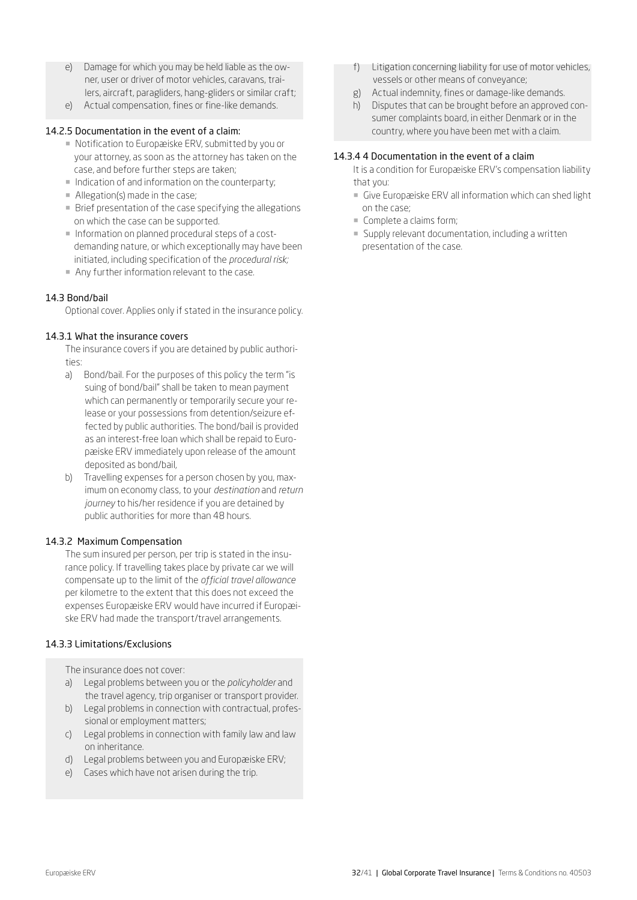e) Damage for which you may be held liable as the owner, user or driver of motor vehicles, caravans, trailers, aircraft, paragliders, hang-gliders or similar craft;
e) Actual compensation, fines or fine-like demands.

### 14.2.5 Documentation in the event of a claim:

- Notification to Europæiske ERV, submitted by you or your attorney, as soon as the attorney has taken on the case, and before further steps are taken;
- Indication of and information on the counterparty;
- Allegation(s) made in the case;
- Brief presentation of the case specifying the allegations on which the case can be supported.
- Information on planned procedural steps of a cost-demanding nature, or which exceptionally may have been initiated, including specification of the *procedural risk;*
- Any further information relevant to the case.

### 14.3 Bond/bail

Optional cover. Applies only if stated in the insurance policy.

### 14.3.1 What the insurance covers

The insurance covers if you are detained by public authorities:

a) Bond/bail. For the purposes of this policy the term "issuing of bond/bail" shall be taken to mean payment which can permanently or temporarily secure your release or your possessions from detention/seizure effected by public authorities. The bond/bail is provided as an interest-free loan which shall be repaid to Europæiske ERV immediately upon release of the amount deposited as bond/bail,
b) Travelling expenses for a person chosen by you, maximum on economy class, to your *destination* and *return journey* to his/her residence if you are detained by public authorities for more than 48 hours.

### 14.3.2 Maximum Compensation

The sum insured per person, per trip is stated in the insurance policy. If travelling takes place by private car we will compensate up to the limit of the *official travel allowance* per kilometre to the extent that this does not exceed the expenses Europæiske ERV would have incurred if Europæiske ERV had made the transport/travel arrangements.

### 14.3.3 Limitations/Exclusions

The insurance does not cover:

a) Legal problems between you or the *policyholder* and the travel agency, trip organiser or transport provider.
b) Legal problems in connection with contractual, professional or employment matters;
c) Legal problems in connection with family law and law on inheritance.
d) Legal problems between you and Europæiske ERV;
e) Cases which have not arisen during the trip.
f) Litigation concerning liability for use of motor vehicles, vessels or other means of conveyance;
g) Actual indemnity, fines or damage-like demands.
h) Disputes that can be brought before an approved consumer complaints board, in either Denmark or in the country, where you have been met with a claim.

### 14.3.4 4 Documentation in the event of a claim

It is a condition for Europæiske ERV's compensation liability that you:

- Give Europæiske ERV all information which can shed light on the case;
- Complete a claims form;
- Supply relevant documentation, including a written presentation of the case.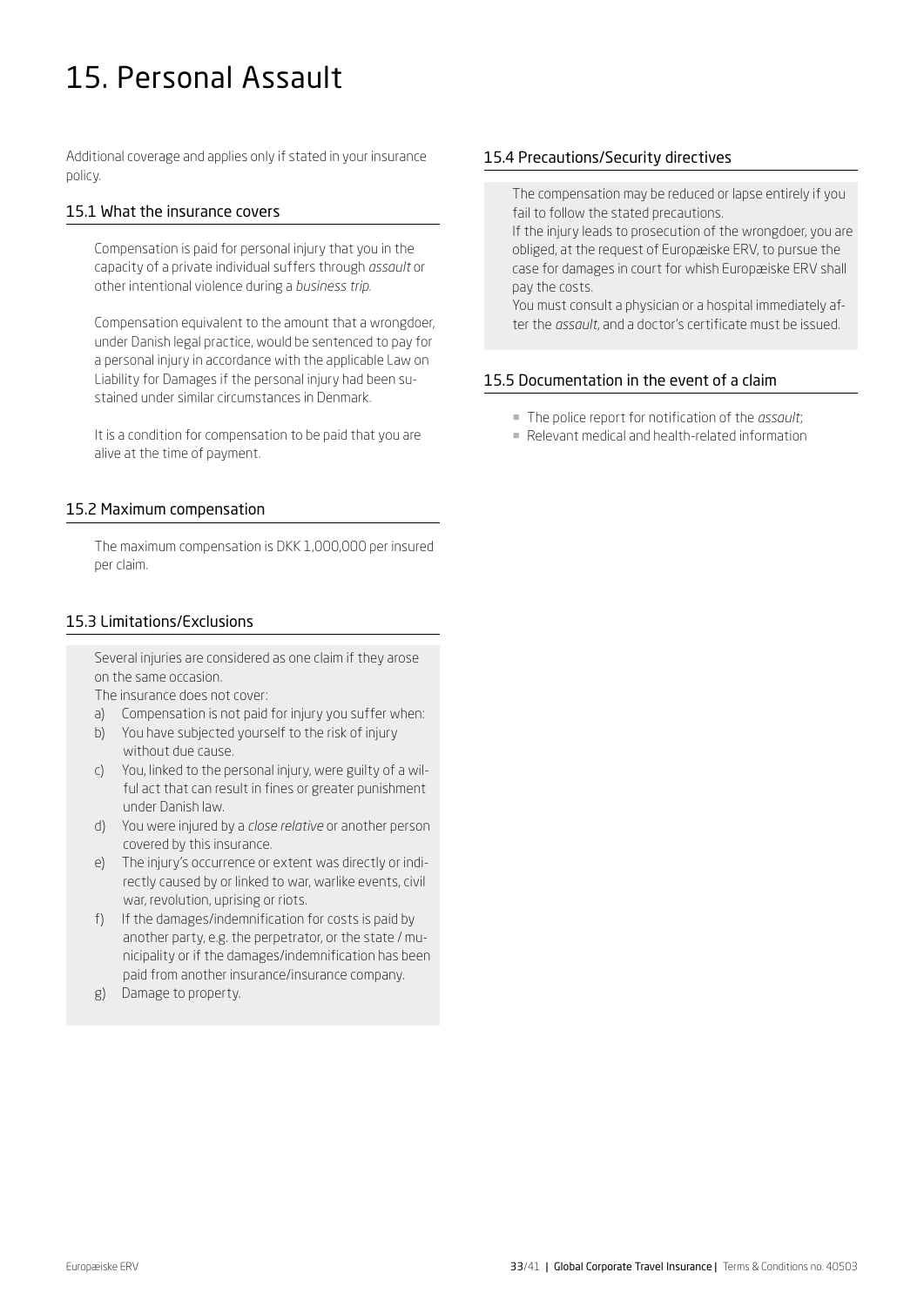# 15. Personal Assault

Additional coverage and applies only if stated in your insurance policy.

## 15.1 What the insurance covers

Compensation is paid for personal injury that you in the capacity of a private individual suffers through *assault* or other intentional violence during a *business trip*.

Compensation equivalent to the amount that a wrongdoer, under Danish legal practice, would be sentenced to pay for a personal injury in accordance with the applicable Law on Liability for Damages if the personal injury had been sustained under similar circumstances in Denmark.

It is a condition for compensation to be paid that you are alive at the time of payment.

## 15.2 Maximum compensation

The maximum compensation is DKK 1,000,000 per insured per claim.

## 15.3 Limitations/Exclusions

Several injuries are considered as one claim if they arose on the same occasion.

The insurance does not cover:

a) Compensation is not paid for injury you suffer when:

b) You have subjected yourself to the risk of injury without due cause.

c) You, linked to the personal injury, were guilty of a wilful act that can result in fines or greater punishment under Danish law.

d) You were injured by a *close relative* or another person covered by this insurance.

e) The injury's occurrence or extent was directly or indirectly caused by or linked to war, warlike events, civil war, revolution, uprising or riots.

f) If the damages/indemnification for costs is paid by another party, e.g. the perpetrator, or the state / municipality or if the damages/indemnification has been paid from another insurance/insurance company.

g) Damage to property.

## 15.4 Precautions/Security directives

The compensation may be reduced or lapse entirely if you fail to follow the stated precautions.

If the injury leads to prosecution of the wrongdoer, you are obliged, at the request of Europæiske ERV, to pursue the case for damages in court for whish Europæiske ERV shall pay the costs.

You must consult a physician or a hospital immediately after the *assault*, and a doctor's certificate must be issued.

## 15.5 Documentation in the event of a claim

- The police report for notification of the *assault*;
- Relevant medical and health-related information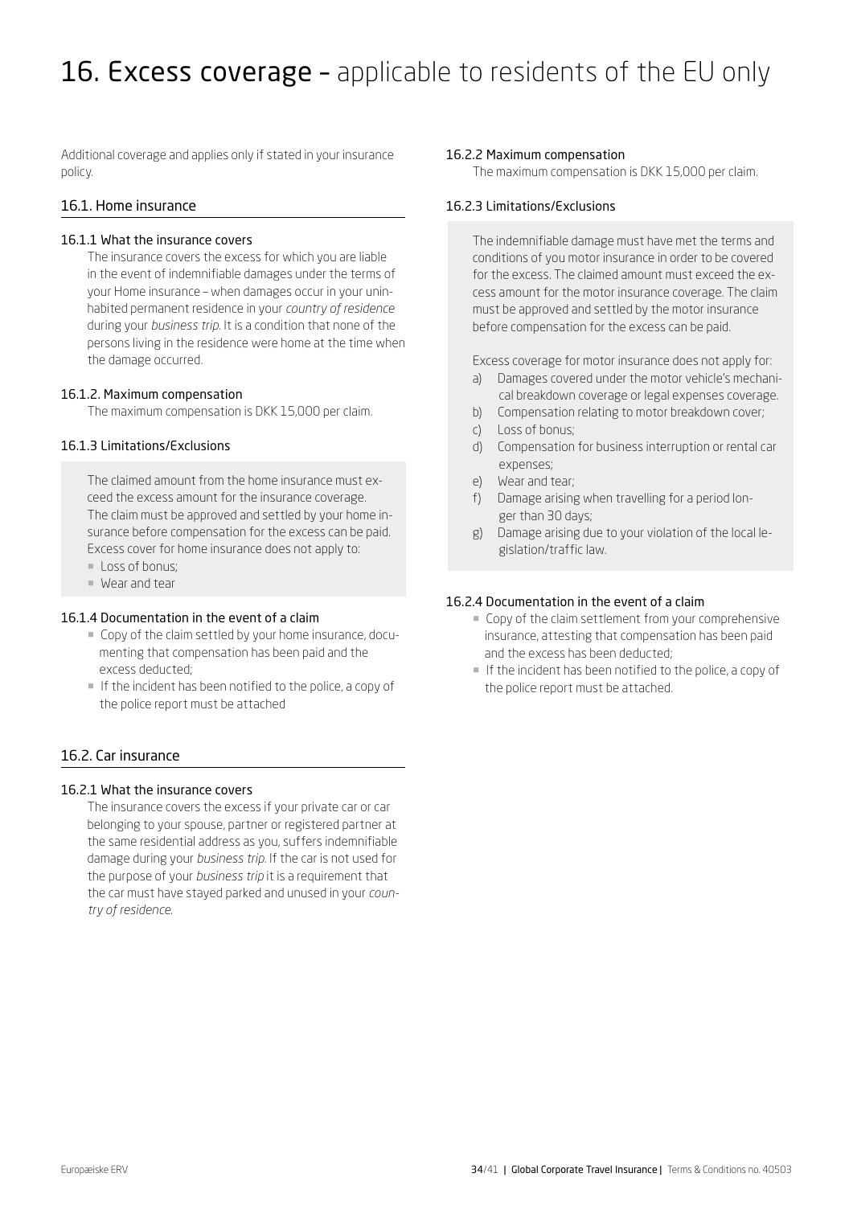# 16. Excess coverage – applicable to residents of the EU only

Additional coverage and applies only if stated in your insurance policy.

## 16.1. Home insurance

### 16.1.1 What the insurance covers

The insurance covers the excess for which you are liable in the event of indemnifiable damages under the terms of your Home insurance – when damages occur in your uninhabited permanent residence in your *country of residence* during your *business trip*. It is a condition that none of the persons living in the residence were home at the time when the damage occurred.

### 16.1.2. Maximum compensation

The maximum compensation is DKK 15,000 per claim.

### 16.1.3 Limitations/Exclusions

The claimed amount from the home insurance must exceed the excess amount for the insurance coverage. The claim must be approved and settled by your home insurance before compensation for the excess can be paid. Excess cover for home insurance does not apply to:

- Loss of bonus;
- Wear and tear

### 16.1.4 Documentation in the event of a claim

- Copy of the claim settled by your home insurance, documenting that compensation has been paid and the excess deducted;
- If the incident has been notified to the police, a copy of the police report must be attached

## 16.2. Car insurance

### 16.2.1 What the insurance covers

The insurance covers the excess if your private car or car belonging to your spouse, partner or registered partner at the same residential address as you, suffers indemnifiable damage during your *business trip*. If the car is not used for the purpose of your *business trip* it is a requirement that the car must have stayed parked and unused in your *country of residence*.

### 16.2.2 Maximum compensation

The maximum compensation is DKK 15,000 per claim.

### 16.2.3 Limitations/Exclusions

The indemnifiable damage must have met the terms and conditions of you motor insurance in order to be covered for the excess. The claimed amount must exceed the excess amount for the motor insurance coverage. The claim must be approved and settled by the motor insurance before compensation for the excess can be paid.

Excess coverage for motor insurance does not apply for:

a) Damages covered under the motor vehicle's mechanical breakdown coverage or legal expenses coverage.
b) Compensation relating to motor breakdown cover;
c) Loss of bonus;
d) Compensation for business interruption or rental car expenses;
e) Wear and tear;
f) Damage arising when travelling for a period longer than 30 days;
g) Damage arising due to your violation of the local legislation/traffic law.

### 16.2.4 Documentation in the event of a claim

- Copy of the claim settlement from your comprehensive insurance, attesting that compensation has been paid and the excess has been deducted;
- If the incident has been notified to the police, a copy of the police report must be attached.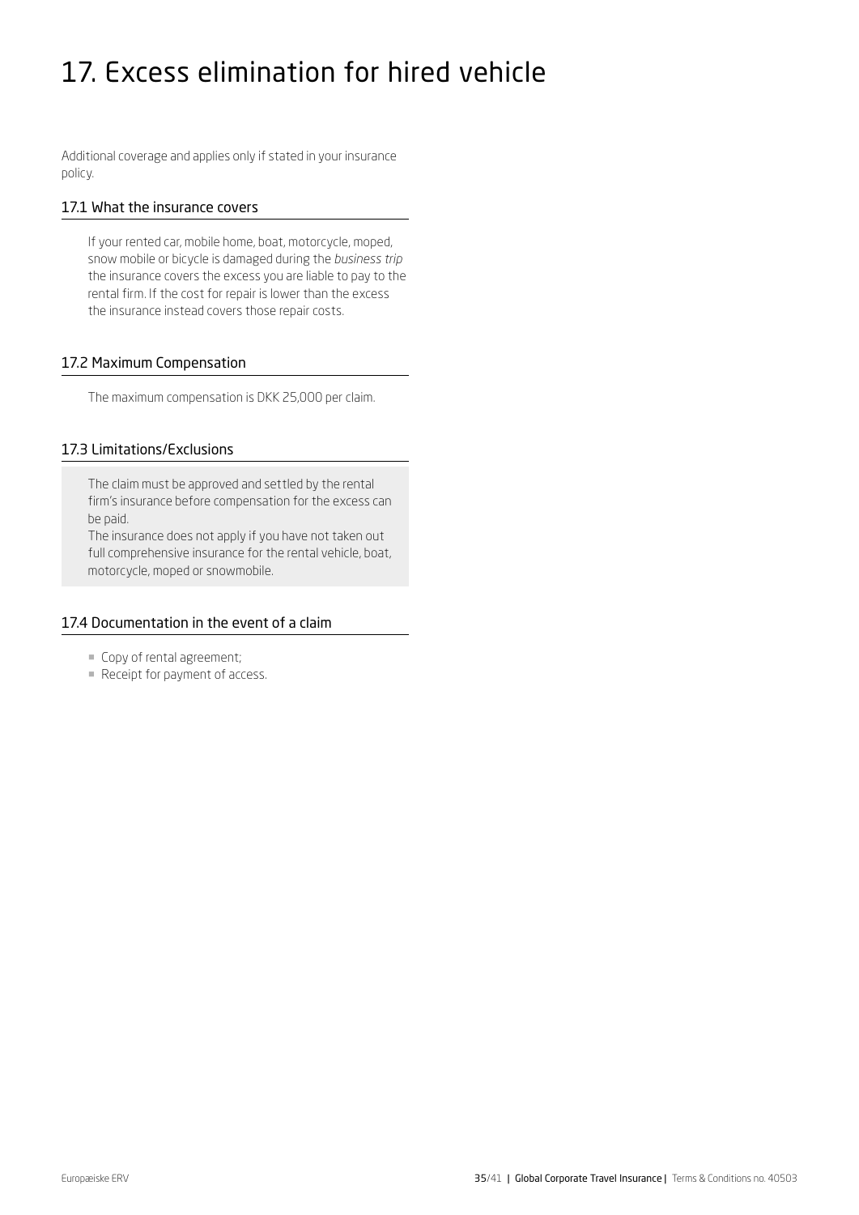# 17. Excess elimination for hired vehicle

Additional coverage and applies only if stated in your insurance policy.

## 17.1 What the insurance covers

If your rented car, mobile home, boat, motorcycle, moped, snow mobile or bicycle is damaged during the *business trip* the insurance covers the excess you are liable to pay to the rental firm. If the cost for repair is lower than the excess the insurance instead covers those repair costs.

## 17.2 Maximum Compensation

The maximum compensation is DKK 25,000 per claim.

## 17.3 Limitations/Exclusions

The claim must be approved and settled by the rental firm's insurance before compensation for the excess can be paid.

The insurance does not apply if you have not taken out full comprehensive insurance for the rental vehicle, boat, motorcycle, moped or snowmobile.

## 17.4 Documentation in the event of a claim

- Copy of rental agreement;
- Receipt for payment of access.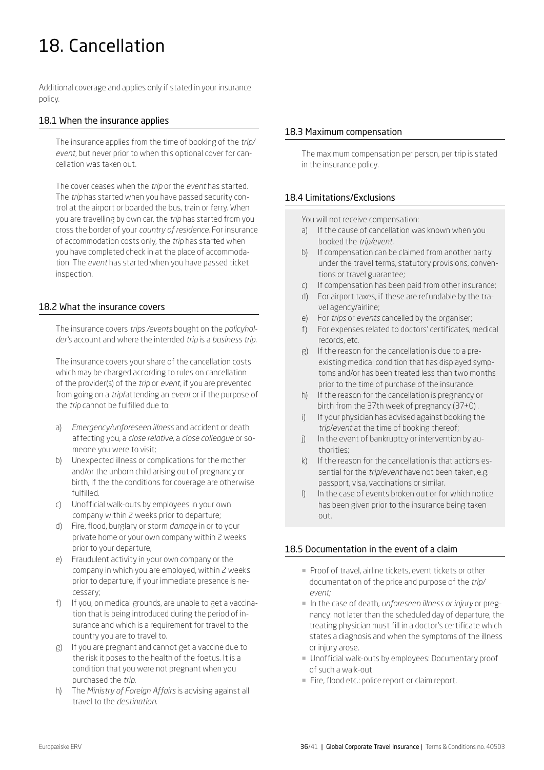# 18. Cancellation

Additional coverage and applies only if stated in your insurance policy.

## 18.1 When the insurance applies

The insurance applies from the time of booking of the *trip/event*, but never prior to when this optional cover for cancellation was taken out.

The cover ceases when the *trip* or the *event* has started. The *trip* has started when you have passed security control at the airport or boarded the bus, train or ferry. When you are travelling by own car, the *trip* has started from you cross the border of your *country of residence*. For insurance of accommodation costs only, the *trip* has started when you have completed check in at the place of accommodation. The *event* has started when you have passed ticket inspection.

## 18.2 What the insurance covers

The insurance covers *trips /events* bought on the *policyholder's* account and where the intended *trip* is a *business trip*.

The insurance covers your share of the cancellation costs which may be charged according to rules on cancellation of the provider(s) of the *trip* or *event*, if you are prevented from going on a *trip*/attending an *event* or if the purpose of the *trip* cannot be fulfilled due to:

a) *Emergency/unforeseen illness* and accident or death affecting you, a *close relative*, a *close colleague* or someone you were to visit;
b) Unexpected illness or complications for the mother and/or the unborn child arising out of pregnancy or birth, if the the conditions for coverage are otherwise fulfilled.
c) Unofficial walk-outs by employees in your own company within 2 weeks prior to departure;
d) Fire, flood, burglary or storm *damage* in or to your private home or your own company within 2 weeks prior to your departure;
e) Fraudulent activity in your own company or the company in which you are employed, within 2 weeks prior to departure, if your immediate presence is necessary;
f) If you, on medical grounds, are unable to get a vaccination that is being introduced during the period of insurance and which is a requirement for travel to the country you are to travel to.
g) If you are pregnant and cannot get a vaccine due to the risk it poses to the health of the foetus. It is a condition that you were not pregnant when you purchased the *trip*.
h) The *Ministry of Foreign Affairs* is advising against all travel to the *destination*.

## 18.3 Maximum compensation

The maximum compensation per person, per trip is stated in the insurance policy.

## 18.4 Limitations/Exclusions

You will not receive compensation:

a) If the cause of cancellation was known when you booked the *trip/event*.
b) If compensation can be claimed from another party under the travel terms, statutory provisions, conventions or travel guarantee;
c) If compensation has been paid from other insurance;
d) For airport taxes, if these are refundable by the travel agency/airline;
e) For *trips* or *events* cancelled by the organiser;
f) For expenses related to doctors' certificates, medical records, etc.
g) If the reason for the cancellation is due to a pre-existing medical condition that has displayed symptoms and/or has been treated less than two months prior to the time of purchase of the insurance.
h) If the reason for the cancellation is pregnancy or birth from the 37th week of pregnancy (37+0) .
i) If your physician has advised against booking the *trip/event* at the time of booking thereof;
j) In the event of bankruptcy or intervention by authorities;
k) If the reason for the cancellation is that actions essential for the *trip/event* have not been taken, e.g. passport, visa, vaccinations or similar.
l) In the case of events broken out or for which notice has been given prior to the insurance being taken out.

## 18.5 Documentation in the event of a claim

- Proof of travel, airline tickets, event tickets or other documentation of the price and purpose of the *trip/event;*
- In the case of death, *unforeseen illness or injury* or pregnancy: not later than the scheduled day of departure, the treating physician must fill in a doctor's certificate which states a diagnosis and when the symptoms of the illness or injury arose.
- Unofficial walk-outs by employees: Documentary proof of such a walk-out.
- Fire, flood etc.: police report or claim report.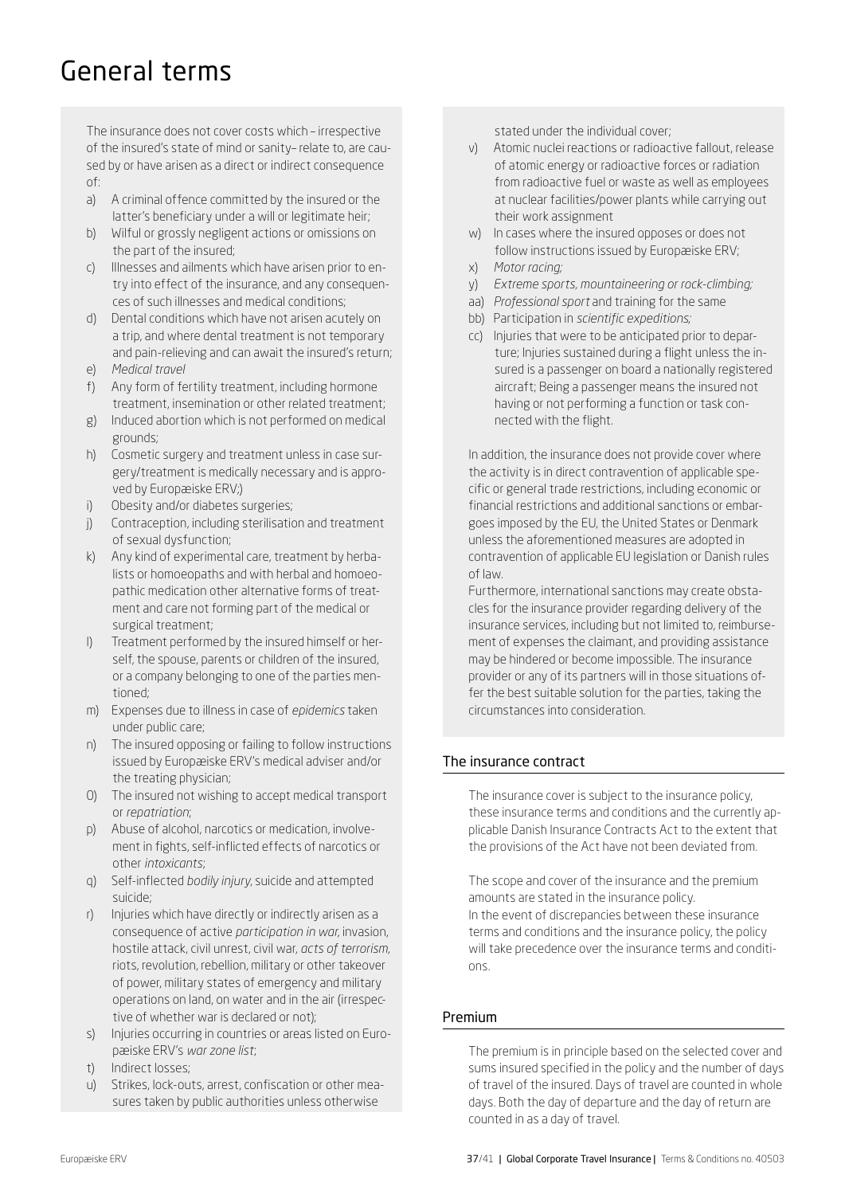# General terms

The insurance does not cover costs which – irrespective of the insured's state of mind or sanity– relate to, are caused by or have arisen as a direct or indirect consequence of:

a) A criminal offence committed by the insured or the latter's beneficiary under a will or legitimate heir;
b) Wilful or grossly negligent actions or omissions on the part of the insured;
c) Illnesses and ailments which have arisen prior to entry into effect of the insurance, and any consequences of such illnesses and medical conditions;
d) Dental conditions which have not arisen acutely on a trip, and where dental treatment is not temporary and pain-relieving and can await the insured's return;
e) *Medical travel*
f) Any form of fertility treatment, including hormone treatment, insemination or other related treatment;
g) Induced abortion which is not performed on medical grounds;
h) Cosmetic surgery and treatment unless in case surgery/treatment is medically necessary and is approved by Europæiske ERV;)
i) Obesity and/or diabetes surgeries;
j) Contraception, including sterilisation and treatment of sexual dysfunction;
k) Any kind of experimental care, treatment by herbalists or homoeopaths and with herbal and homoeopathic medication other alternative forms of treatment and care not forming part of the medical or surgical treatment;
l) Treatment performed by the insured himself or herself, the spouse, parents or children of the insured, or a company belonging to one of the parties mentioned;
m) Expenses due to illness in case of *epidemics* taken under public care;
n) The insured opposing or failing to follow instructions issued by Europæiske ERV's medical adviser and/or the treating physician;
O) The insured not wishing to accept medical transport or *repatriation*;
p) Abuse of alcohol, narcotics or medication, involvement in fights, self-inflicted effects of narcotics or other *intoxicants;*
q) Self-inflected *bodily injury*, suicide and attempted suicide;
r) Injuries which have directly or indirectly arisen as a consequence of active *participation in war*, invasion, hostile attack, civil unrest, civil war, *acts of terrorism*, riots, revolution, rebellion, military or other takeover of power, military states of emergency and military operations on land, on water and in the air (irrespective of whether war is declared or not);
s) Injuries occurring in countries or areas listed on Europæiske ERV's *war zone list*;
t) Indirect losses;
u) Strikes, lock-outs, arrest, confiscation or other measures taken by public authorities unless otherwise stated under the individual cover;
v) Atomic nuclei reactions or radioactive fallout, release of atomic energy or radioactive forces or radiation from radioactive fuel or waste as well as employees at nuclear facilities/power plants while carrying out their work assignment
w) In cases where the insured opposes or does not follow instructions issued by Europæiske ERV;
x) *Motor racing;*
y) *Extreme sports, mountaineering or rock-climbing;*
aa) *Professional sport* and training for the same
bb) Participation in *scientific expeditions;*
cc) Injuries that were to be anticipated prior to departure; Injuries sustained during a flight unless the insured is a passenger on board a nationally registered aircraft; Being a passenger means the insured not having or not performing a function or task connected with the flight.

In addition, the insurance does not provide cover where the activity is in direct contravention of applicable specific or general trade restrictions, including economic or financial restrictions and additional sanctions or embargoes imposed by the EU, the United States or Denmark unless the aforementioned measures are adopted in contravention of applicable EU legislation or Danish rules of law.

Furthermore, international sanctions may create obstacles for the insurance provider regarding delivery of the insurance services, including but not limited to, reimbursement of expenses the claimant, and providing assistance may be hindered or become impossible. The insurance provider or any of its partners will in those situations offer the best suitable solution for the parties, taking the circumstances into consideration.

## The insurance contract

The insurance cover is subject to the insurance policy, these insurance terms and conditions and the currently applicable Danish Insurance Contracts Act to the extent that the provisions of the Act have not been deviated from.

The scope and cover of the insurance and the premium amounts are stated in the insurance policy.
In the event of discrepancies between these insurance terms and conditions and the insurance policy, the policy will take precedence over the insurance terms and conditions.

## Premium

The premium is in principle based on the selected cover and sums insured specified in the policy and the number of days of travel of the insured. Days of travel are counted in whole days. Both the day of departure and the day of return are counted in as a day of travel.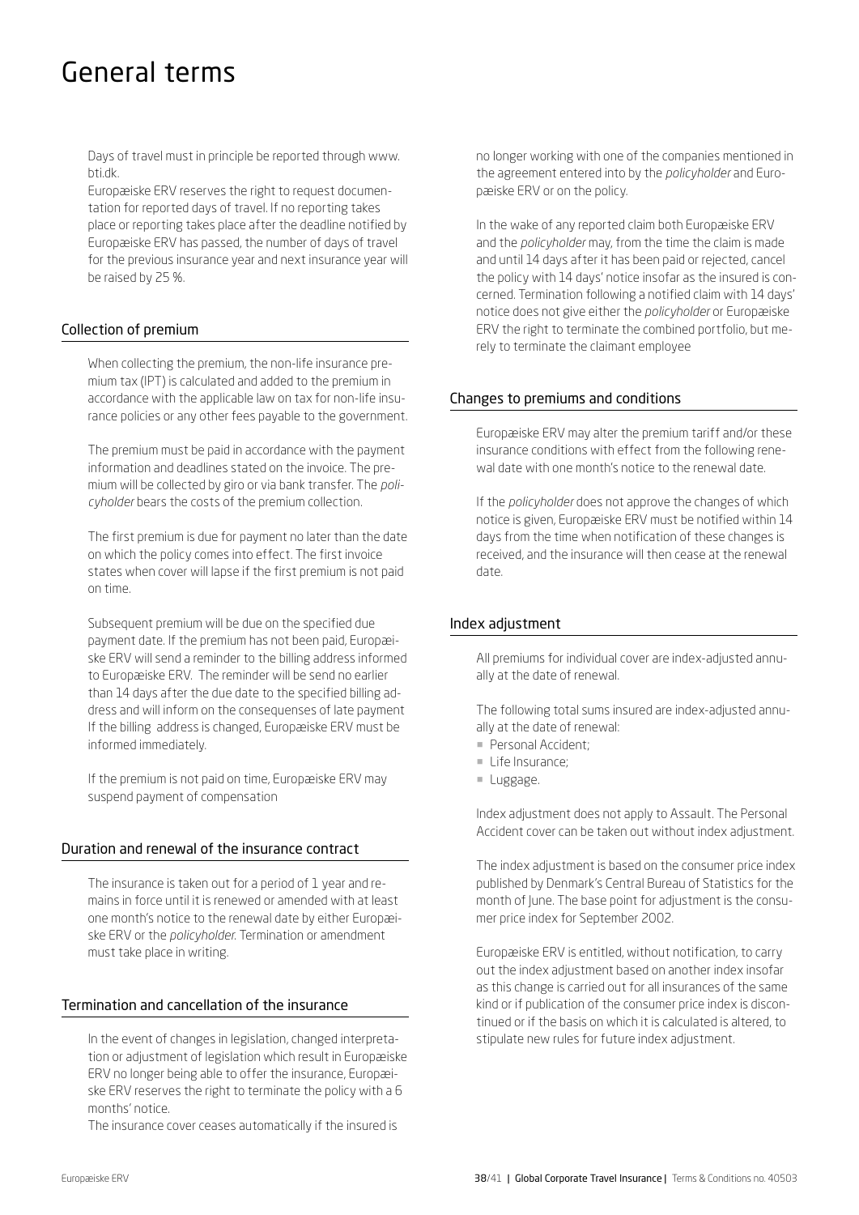# General terms

Days of travel must in principle be reported through www.bti.dk.

Europæiske ERV reserves the right to request documentation for reported days of travel. If no reporting takes place or reporting takes place after the deadline notified by Europæiske ERV has passed, the number of days of travel for the previous insurance year and next insurance year will be raised by 25 %.

## Collection of premium

When collecting the premium, the non-life insurance premium tax (IPT) is calculated and added to the premium in accordance with the applicable law on tax for non-life insurance policies or any other fees payable to the government.

The premium must be paid in accordance with the payment information and deadlines stated on the invoice. The premium will be collected by giro or via bank transfer. The *policyholder* bears the costs of the premium collection.

The first premium is due for payment no later than the date on which the policy comes into effect. The first invoice states when cover will lapse if the first premium is not paid on time.

Subsequent premium will be due on the specified due payment date. If the premium has not been paid, Europæiske ERV will send a reminder to the billing address informed to Europæiske ERV. The reminder will be send no earlier than 14 days after the due date to the specified billing address and will inform on the consequenses of late payment If the billing address is changed, Europæiske ERV must be informed immediately.

If the premium is not paid on time, Europæiske ERV may suspend payment of compensation

## Duration and renewal of the insurance contract

The insurance is taken out for a period of 1 year and remains in force until it is renewed or amended with at least one month's notice to the renewal date by either Europæiske ERV or the *policyholder*. Termination or amendment must take place in writing.

## Termination and cancellation of the insurance

In the event of changes in legislation, changed interpretation or adjustment of legislation which result in Europæiske ERV no longer being able to offer the insurance, Europæiske ERV reserves the right to terminate the policy with a 6 months' notice.

The insurance cover ceases automatically if the insured is no longer working with one of the companies mentioned in the agreement entered into by the *policyholder* and Europæiske ERV or on the policy.

In the wake of any reported claim both Europæiske ERV and the *policyholder* may, from the time the claim is made and until 14 days after it has been paid or rejected, cancel the policy with 14 days' notice insofar as the insured is concerned. Termination following a notified claim with 14 days' notice does not give either the *policyholder* or Europæiske ERV the right to terminate the combined portfolio, but merely to terminate the claimant employee

## Changes to premiums and conditions

Europæiske ERV may alter the premium tariff and/or these insurance conditions with effect from the following renewal date with one month's notice to the renewal date.

If the *policyholder* does not approve the changes of which notice is given, Europæiske ERV must be notified within 14 days from the time when notification of these changes is received, and the insurance will then cease at the renewal date.

## Index adjustment

All premiums for individual cover are index-adjusted annually at the date of renewal.

The following total sums insured are index-adjusted annually at the date of renewal:

- Personal Accident;
- Life Insurance;
- Luggage.

Index adjustment does not apply to Assault. The Personal Accident cover can be taken out without index adjustment.

The index adjustment is based on the consumer price index published by Denmark's Central Bureau of Statistics for the month of June. The base point for adjustment is the consumer price index for September 2002.

Europæiske ERV is entitled, without notification, to carry out the index adjustment based on another index insofar as this change is carried out for all insurances of the same kind or if publication of the consumer price index is discontinued or if the basis on which it is calculated is altered, to stipulate new rules for future index adjustment.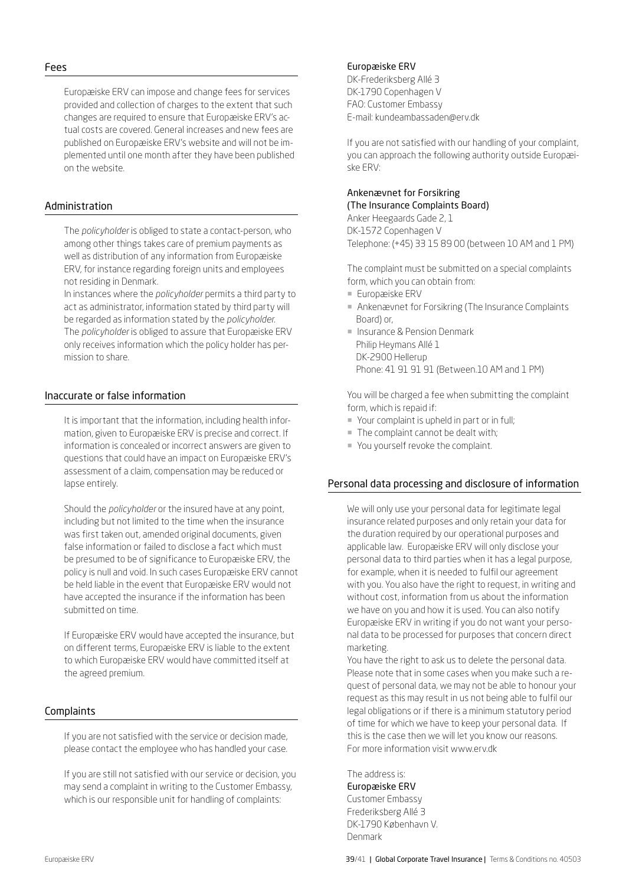## Fees

Europæiske ERV can impose and change fees for services provided and collection of charges to the extent that such changes are required to ensure that Europæiske ERV's actual costs are covered. General increases and new fees are published on Europæiske ERV's website and will not be implemented until one month after they have been published on the website.

## Administration

The *policyholder* is obliged to state a contact-person, who among other things takes care of premium payments as well as distribution of any information from Europæiske ERV, for instance regarding foreign units and employees not residing in Denmark.

In instances where the *policyholder* permits a third party to act as administrator, information stated by third party will be regarded as information stated by the *policyholder*.

The *policyholder* is obliged to assure that Europæiske ERV only receives information which the policy holder has permission to share.

## Inaccurate or false information

It is important that the information, including health information, given to Europæiske ERV is precise and correct. If information is concealed or incorrect answers are given to questions that could have an impact on Europæiske ERV's assessment of a claim, compensation may be reduced or lapse entirely.

Should the *policyholder* or the insured have at any point, including but not limited to the time when the insurance was first taken out, amended original documents, given false information or failed to disclose a fact which must be presumed to be of significance to Europæiske ERV, the policy is null and void. In such cases Europæiske ERV cannot be held liable in the event that Europæiske ERV would not have accepted the insurance if the information has been submitted on time.

If Europæiske ERV would have accepted the insurance, but on different terms, Europæiske ERV is liable to the extent to which Europæiske ERV would have committed itself at the agreed premium.

## Complaints

If you are not satisfied with the service or decision made, please contact the employee who has handled your case.

If you are still not satisfied with our service or decision, you may send a complaint in writing to the Customer Embassy, which is our responsible unit for handling of complaints:

Europæiske ERV
DK-Frederiksberg Allé 3
DK-1790 Copenhagen V
FAO: Customer Embassy
E-mail: kundeambassaden@erv.dk

If you are not satisfied with our handling of your complaint, you can approach the following authority outside Europæiske ERV:

Ankenævnet for Forsikring
(The Insurance Complaints Board)
Anker Heegaards Gade 2, 1
DK-1572 Copenhagen V
Telephone: (+45) 33 15 89 00 (between 10 AM and 1 PM)

The complaint must be submitted on a special complaints form, which you can obtain from:

- Europæiske ERV
- Ankenævnet for Forsikring (The Insurance Complaints Board) or,
- Insurance & Pension Denmark
  Philip Heymans Allé 1
  DK-2900 Hellerup
  Phone: 41 91 91 91 (Between.10 AM and 1 PM)

You will be charged a fee when submitting the complaint form, which is repaid if:

- Your complaint is upheld in part or in full;
- The complaint cannot be dealt with;
- You yourself revoke the complaint.

## Personal data processing and disclosure of information

We will only use your personal data for legitimate legal insurance related purposes and only retain your data for the duration required by our operational purposes and applicable law. Europæiske ERV will only disclose your personal data to third parties when it has a legal purpose, for example, when it is needed to fulfil our agreement with you. You also have the right to request, in writing and without cost, information from us about the information we have on you and how it is used. You can also notify Europæiske ERV in writing if you do not want your personal data to be processed for purposes that concern direct marketing.

You have the right to ask us to delete the personal data. Please note that in some cases when you make such a request of personal data, we may not be able to honour your request as this may result in us not being able to fulfil our legal obligations or if there is a minimum statutory period of time for which we have to keep your personal data. If this is the case then we will let you know our reasons.

For more information visit www.erv.dk

The address is:
Europæiske ERV
Customer Embassy
Frederiksberg Allé 3
DK-1790 København V.
Denmark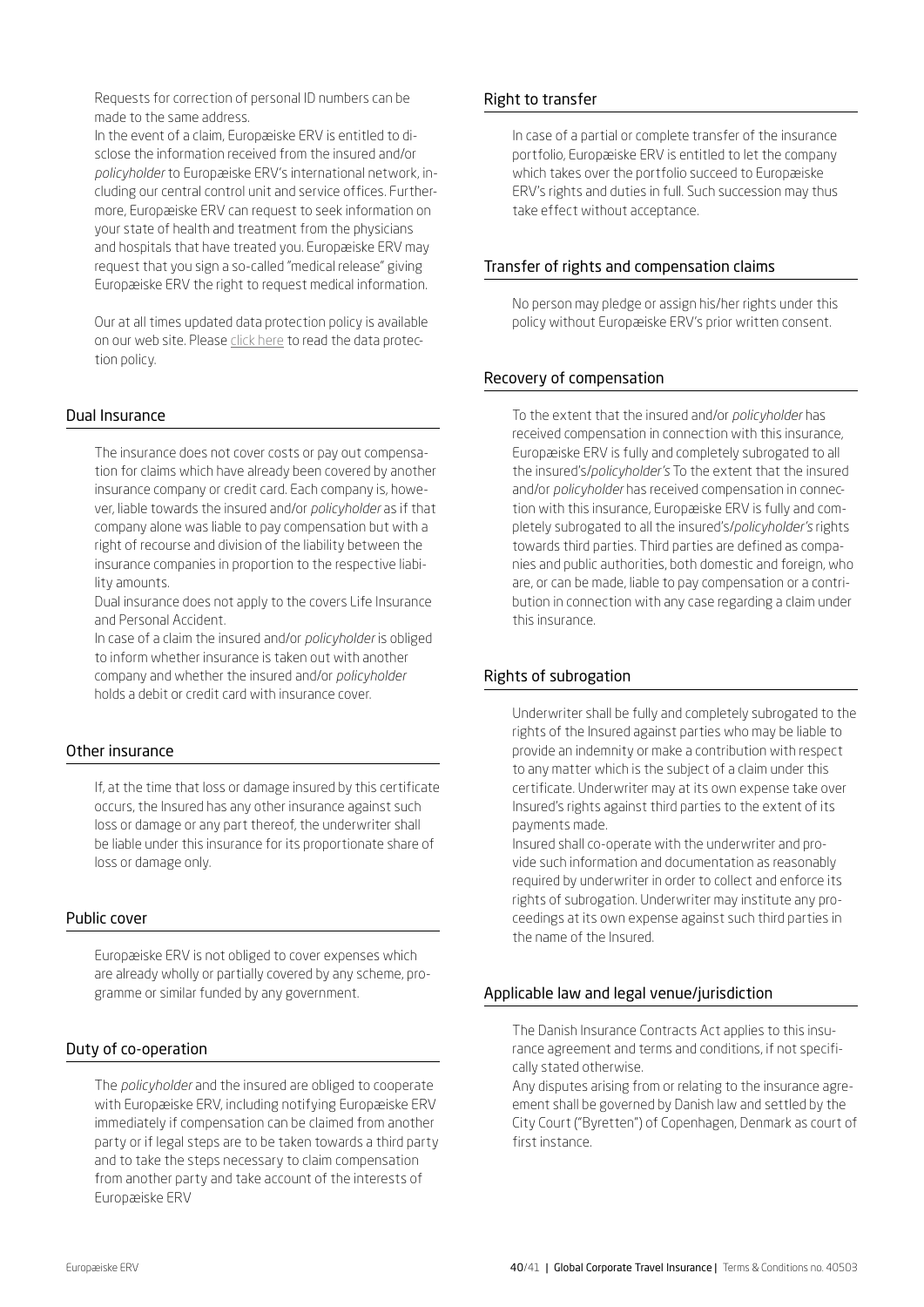Requests for correction of personal ID numbers can be made to the same address.

In the event of a claim, Europæiske ERV is entitled to disclose the information received from the insured and/or *policyholder* to Europæiske ERV's international network, including our central control unit and service offices. Furthermore, Europæiske ERV can request to seek information on your state of health and treatment from the physicians and hospitals that have treated you. Europæiske ERV may request that you sign a so-called "medical release" giving Europæiske ERV the right to request medical information.

Our at all times updated data protection policy is available on our web site. Please click here to read the data protection policy.

## Dual Insurance

The insurance does not cover costs or pay out compensation for claims which have already been covered by another insurance company or credit card. Each company is, however, liable towards the insured and/or *policyholder* as if that company alone was liable to pay compensation but with a right of recourse and division of the liability between the insurance companies in proportion to the respective liability amounts.

Dual insurance does not apply to the covers Life Insurance and Personal Accident.

In case of a claim the insured and/or *policyholder* is obliged to inform whether insurance is taken out with another company and whether the insured and/or *policyholder* holds a debit or credit card with insurance cover.

## Other insurance

If, at the time that loss or damage insured by this certificate occurs, the Insured has any other insurance against such loss or damage or any part thereof, the underwriter shall be liable under this insurance for its proportionate share of loss or damage only.

## Public cover

Europæiske ERV is not obliged to cover expenses which are already wholly or partially covered by any scheme, programme or similar funded by any government.

## Duty of co-operation

The *policyholder* and the insured are obliged to cooperate with Europæiske ERV, including notifying Europæiske ERV immediately if compensation can be claimed from another party or if legal steps are to be taken towards a third party and to take the steps necessary to claim compensation from another party and take account of the interests of Europæiske ERV

## Right to transfer

In case of a partial or complete transfer of the insurance portfolio, Europæiske ERV is entitled to let the company which takes over the portfolio succeed to Europæiske ERV's rights and duties in full. Such succession may thus take effect without acceptance.

## Transfer of rights and compensation claims

No person may pledge or assign his/her rights under this policy without Europæiske ERV's prior written consent.

## Recovery of compensation

To the extent that the insured and/or *policyholder* has received compensation in connection with this insurance, Europæiske ERV is fully and completely subrogated to all the insured's/*policyholder's* To the extent that the insured and/or *policyholder* has received compensation in connection with this insurance, Europæiske ERV is fully and completely subrogated to all the insured's/*policyholder's* rights towards third parties. Third parties are defined as companies and public authorities, both domestic and foreign, who are, or can be made, liable to pay compensation or a contribution in connection with any case regarding a claim under this insurance.

## Rights of subrogation

Underwriter shall be fully and completely subrogated to the rights of the Insured against parties who may be liable to provide an indemnity or make a contribution with respect to any matter which is the subject of a claim under this certificate. Underwriter may at its own expense take over Insured's rights against third parties to the extent of its payments made.

Insured shall co-operate with the underwriter and provide such information and documentation as reasonably required by underwriter in order to collect and enforce its rights of subrogation. Underwriter may institute any proceedings at its own expense against such third parties in the name of the Insured.

## Applicable law and legal venue/jurisdiction

The Danish Insurance Contracts Act applies to this insurance agreement and terms and conditions, if not specifically stated otherwise.

Any disputes arising from or relating to the insurance agreement shall be governed by Danish law and settled by the City Court ("Byretten") of Copenhagen, Denmark as court of first instance.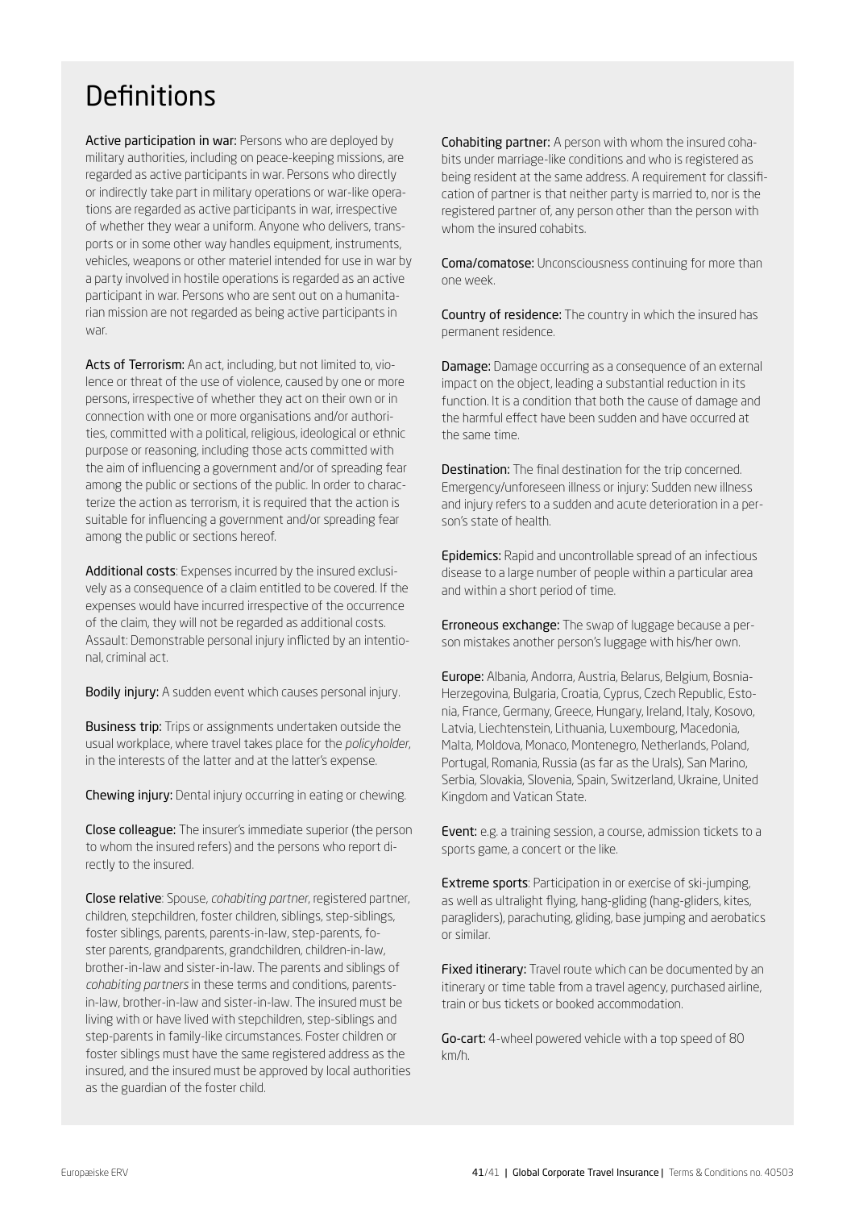# Definitions

**Active participation in war:** Persons who are deployed by military authorities, including on peace-keeping missions, are regarded as active participants in war. Persons who directly or indirectly take part in military operations or war-like operations are regarded as active participants in war, irrespective of whether they wear a uniform. Anyone who delivers, transports or in some other way handles equipment, instruments, vehicles, weapons or other materiel intended for use in war by a party involved in hostile operations is regarded as an active participant in war. Persons who are sent out on a humanitarian mission are not regarded as being active participants in war.

**Acts of Terrorism:** An act, including, but not limited to, violence or threat of the use of violence, caused by one or more persons, irrespective of whether they act on their own or in connection with one or more organisations and/or authorities, committed with a political, religious, ideological or ethnic purpose or reasoning, including those acts committed with the aim of influencing a government and/or of spreading fear among the public or sections of the public. In order to characterize the action as terrorism, it is required that the action is suitable for influencing a government and/or spreading fear among the public or sections hereof.

**Additional costs**: Expenses incurred by the insured exclusively as a consequence of a claim entitled to be covered. If the expenses would have incurred irrespective of the occurrence of the claim, they will not be regarded as additional costs.
Assault: Demonstrable personal injury inflicted by an intentional, criminal act.

**Bodily injury:** A sudden event which causes personal injury.

**Business trip:** Trips or assignments undertaken outside the usual workplace, where travel takes place for the *policyholder*, in the interests of the latter and at the latter's expense.

**Chewing injury:** Dental injury occurring in eating or chewing.

**Close colleague:** The insurer's immediate superior (the person to whom the insured refers) and the persons who report directly to the insured.

**Close relative**: Spouse, *cohabiting partner*, registered partner, children, stepchildren, foster children, siblings, step-siblings, foster siblings, parents, parents-in-law, step-parents, foster parents, grandparents, grandchildren, children-in-law, brother-in-law and sister-in-law. The parents and siblings of *cohabiting partners* in these terms and conditions, parents-in-law, brother-in-law and sister-in-law. The insured must be living with or have lived with stepchildren, step-siblings and step-parents in family-like circumstances. Foster children or foster siblings must have the same registered address as the insured, and the insured must be approved by local authorities as the guardian of the foster child.

**Cohabiting partner:** A person with whom the insured cohabits under marriage-like conditions and who is registered as being resident at the same address. A requirement for classification of partner is that neither party is married to, nor is the registered partner of, any person other than the person with whom the insured cohabits.

**Coma/comatose:** Unconsciousness continuing for more than one week.

**Country of residence:** The country in which the insured has permanent residence.

**Damage:** Damage occurring as a consequence of an external impact on the object, leading a substantial reduction in its function. It is a condition that both the cause of damage and the harmful effect have been sudden and have occurred at the same time.

**Destination:** The final destination for the trip concerned.
Emergency/unforeseen illness or injury: Sudden new illness and injury refers to a sudden and acute deterioration in a person's state of health.

**Epidemics:** Rapid and uncontrollable spread of an infectious disease to a large number of people within a particular area and within a short period of time.

**Erroneous exchange:** The swap of luggage because a person mistakes another person's luggage with his/her own.

**Europe:** Albania, Andorra, Austria, Belarus, Belgium, Bosnia-Herzegovina, Bulgaria, Croatia, Cyprus, Czech Republic, Estonia, France, Germany, Greece, Hungary, Ireland, Italy, Kosovo, Latvia, Liechtenstein, Lithuania, Luxembourg, Macedonia, Malta, Moldova, Monaco, Montenegro, Netherlands, Poland, Portugal, Romania, Russia (as far as the Urals), San Marino, Serbia, Slovakia, Slovenia, Spain, Switzerland, Ukraine, United Kingdom and Vatican State.

**Event:** e.g. a training session, a course, admission tickets to a sports game, a concert or the like.

**Extreme sports**: Participation in or exercise of ski-jumping, as well as ultralight flying, hang-gliding (hang-gliders, kites, paragliders), parachuting, gliding, base jumping and aerobatics or similar.

**Fixed itinerary:** Travel route which can be documented by an itinerary or time table from a travel agency, purchased airline, train or bus tickets or booked accommodation.

**Go-cart:** 4-wheel powered vehicle with a top speed of 80 km/h.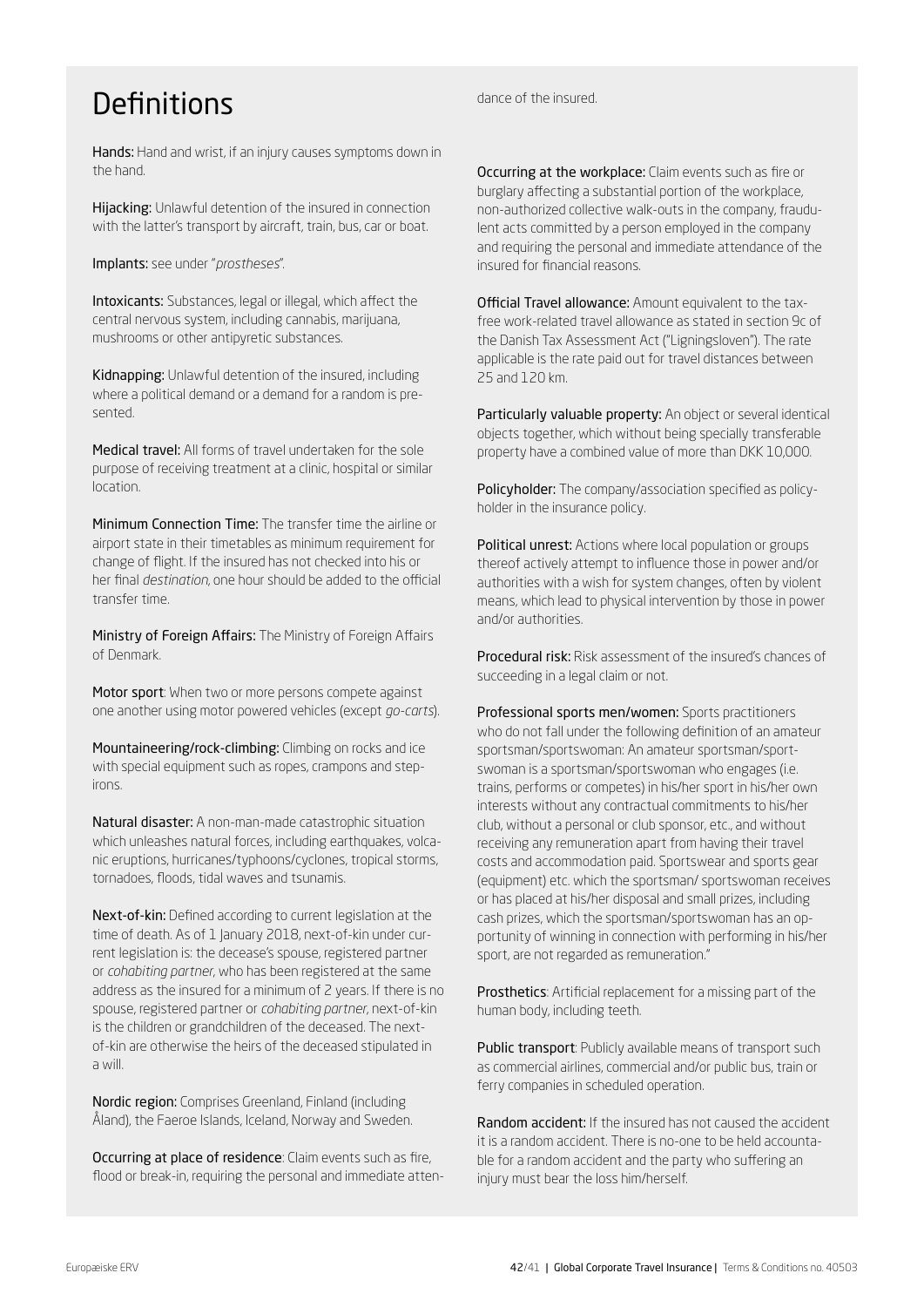# Definitions

**Hands:** Hand and wrist, if an injury causes symptoms down in the hand.

**Hijacking:** Unlawful detention of the insured in connection with the latter's transport by aircraft, train, bus, car or boat.

**Implants:** see under "*prostheses*".

**Intoxicants:** Substances, legal or illegal, which affect the central nervous system, including cannabis, marijuana, mushrooms or other antipyretic substances.

**Kidnapping:** Unlawful detention of the insured, including where a political demand or a demand for a random is presented.

**Medical travel:** All forms of travel undertaken for the sole purpose of receiving treatment at a clinic, hospital or similar location.

**Minimum Connection Time:** The transfer time the airline or airport state in their timetables as minimum requirement for change of flight. If the insured has not checked into his or her final *destination*, one hour should be added to the official transfer time.

**Ministry of Foreign Affairs:** The Ministry of Foreign Affairs of Denmark.

**Motor sport**: When two or more persons compete against one another using motor powered vehicles (except *go-carts*).

**Mountaineering/rock-climbing:** Climbing on rocks and ice with special equipment such as ropes, crampons and step-irons.

**Natural disaster:** A non-man-made catastrophic situation which unleashes natural forces, including earthquakes, volcanic eruptions, hurricanes/typhoons/cyclones, tropical storms, tornadoes, floods, tidal waves and tsunamis.

**Next-of-kin:** Defined according to current legislation at the time of death. As of 1 January 2018, next-of-kin under current legislation is: the decease's spouse, registered partner or *cohabiting partner*, who has been registered at the same address as the insured for a minimum of 2 years. If there is no spouse, registered partner or *cohabiting partner*, next-of-kin is the children or grandchildren of the deceased. The next-of-kin are otherwise the heirs of the deceased stipulated in a will.

**Nordic region:** Comprises Greenland, Finland (including Åland), the Faeroe Islands, Iceland, Norway and Sweden.

**Occurring at place of residence**: Claim events such as fire, flood or break-in, requiring the personal and immediate attendance of the insured.

**Occurring at the workplace:** Claim events such as fire or burglary affecting a substantial portion of the workplace, non-authorized collective walk-outs in the company, fraudulent acts committed by a person employed in the company and requiring the personal and immediate attendance of the insured for financial reasons.

**Official Travel allowance:** Amount equivalent to the tax-free work-related travel allowance as stated in section 9c of the Danish Tax Assessment Act ("Ligningsloven"). The rate applicable is the rate paid out for travel distances between 25 and 120 km.

**Particularly valuable property:** An object or several identical objects together, which without being specially transferable property have a combined value of more than DKK 10,000.

**Policyholder:** The company/association specified as policyholder in the insurance policy.

**Political unrest:** Actions where local population or groups thereof actively attempt to influence those in power and/or authorities with a wish for system changes, often by violent means, which lead to physical intervention by those in power and/or authorities.

**Procedural risk:** Risk assessment of the insured's chances of succeeding in a legal claim or not.

**Professional sports men/women:** Sports practitioners who do not fall under the following definition of an amateur sportsman/sportswoman: An amateur sportsman/sportswoman is a sportsman/sportswoman who engages (i.e. trains, performs or competes) in his/her sport in his/her own interests without any contractual commitments to his/her club, without a personal or club sponsor, etc., and without receiving any remuneration apart from having their travel costs and accommodation paid. Sportswear and sports gear (equipment) etc. which the sportsman/ sportswoman receives or has placed at his/her disposal and small prizes, including cash prizes, which the sportsman/sportswoman has an opportunity of winning in connection with performing in his/her sport, are not regarded as remuneration."

**Prosthetics**: Artificial replacement for a missing part of the human body, including teeth.

**Public transport**: Publicly available means of transport such as commercial airlines, commercial and/or public bus, train or ferry companies in scheduled operation.

**Random accident:** If the insured has not caused the accident it is a random accident. There is no-one to be held accountable for a random accident and the party who suffering an injury must bear the loss him/herself.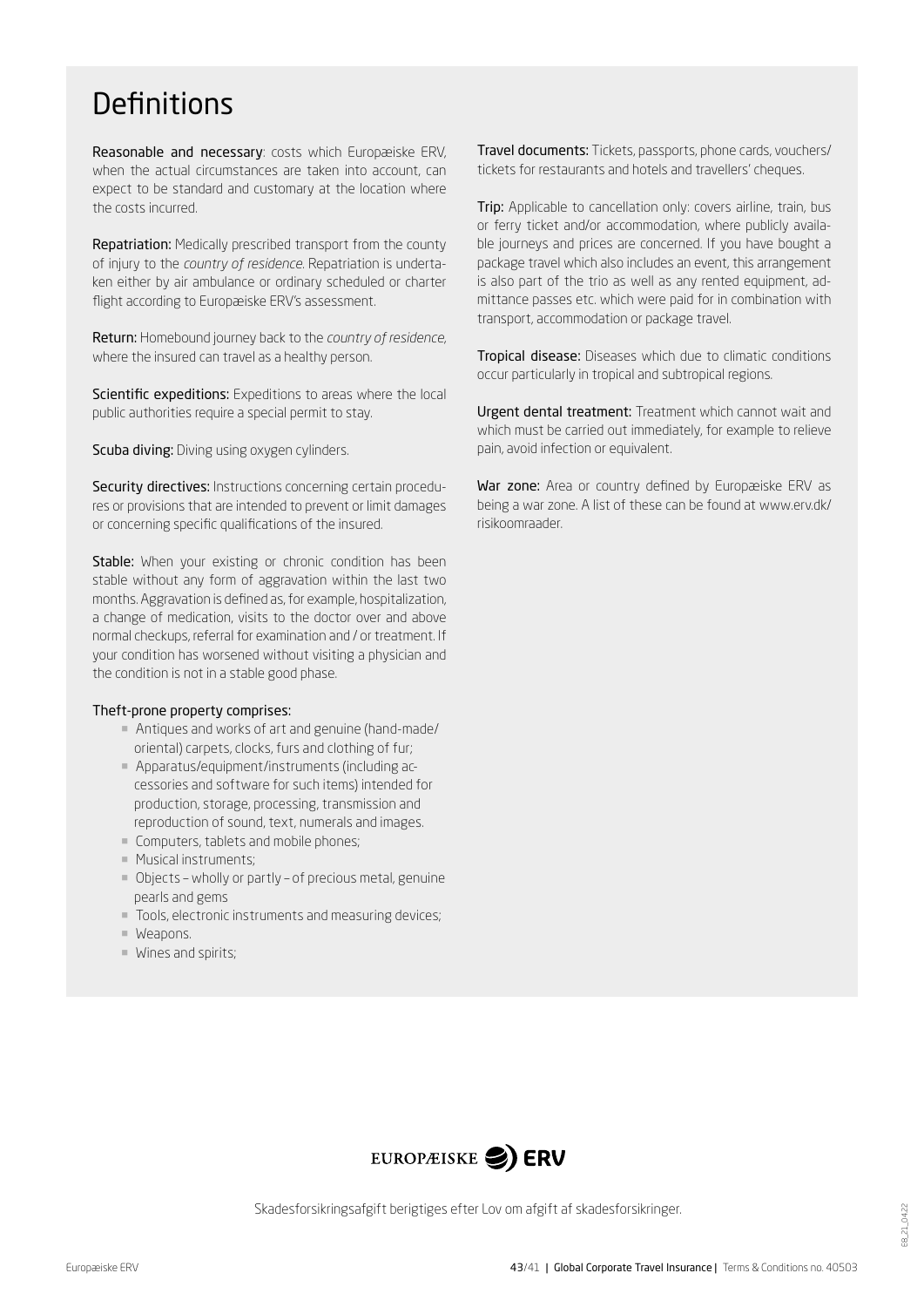# Definitions

**Reasonable and necessary**: costs which Europæiske ERV, when the actual circumstances are taken into account, can expect to be standard and customary at the location where the costs incurred.

**Repatriation:** Medically prescribed transport from the county of injury to the *country of residence*. Repatriation is undertaken either by air ambulance or ordinary scheduled or charter flight according to Europæiske ERV's assessment.

**Return:** Homebound journey back to the *country of residence*, where the insured can travel as a healthy person.

**Scientific expeditions:** Expeditions to areas where the local public authorities require a special permit to stay.

**Scuba diving:** Diving using oxygen cylinders.

**Security directives:** Instructions concerning certain procedures or provisions that are intended to prevent or limit damages or concerning specific qualifications of the insured.

**Stable:** When your existing or chronic condition has been stable without any form of aggravation within the last two months. Aggravation is defined as, for example, hospitalization, a change of medication, visits to the doctor over and above normal checkups, referral for examination and / or treatment. If your condition has worsened without visiting a physician and the condition is not in a stable good phase.

**Theft-prone property comprises:**

- Antiques and works of art and genuine (hand-made/ oriental) carpets, clocks, furs and clothing of fur;
- Apparatus/equipment/instruments (including accessories and software for such items) intended for production, storage, processing, transmission and reproduction of sound, text, numerals and images.
- Computers, tablets and mobile phones;
- Musical instruments;
- Objects – wholly or partly – of precious metal, genuine pearls and gems
- Tools, electronic instruments and measuring devices;
- Weapons.
- Wines and spirits;

**Travel documents:** Tickets, passports, phone cards, vouchers/ tickets for restaurants and hotels and travellers' cheques.

**Trip:** Applicable to cancellation only: covers airline, train, bus or ferry ticket and/or accommodation, where publicly available journeys and prices are concerned. If you have bought a package travel which also includes an event, this arrangement is also part of the trio as well as any rented equipment, admittance passes etc. which were paid for in combination with transport, accommodation or package travel.

**Tropical disease:** Diseases which due to climatic conditions occur particularly in tropical and subtropical regions.

**Urgent dental treatment:** Treatment which cannot wait and which must be carried out immediately, for example to relieve pain, avoid infection or equivalent.

**War zone:** Area or country defined by Europæiske ERV as being a war zone. A list of these can be found at www.erv.dk/risikoomraader.

EUROPÆISKE ERV

Skadesforsikringsafgift berigtiges efter Lov om afgift af skadesforsikringer.